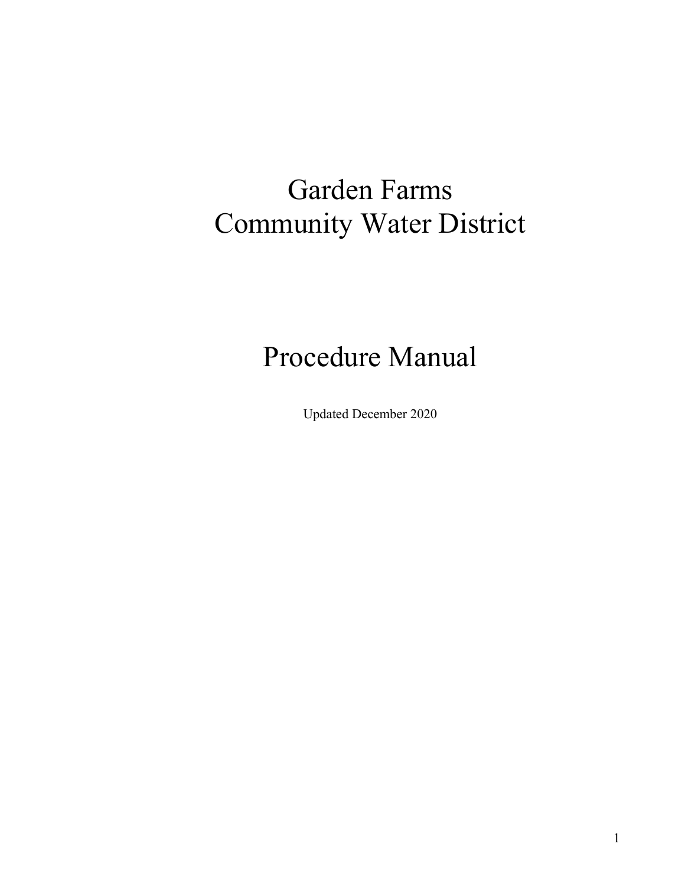# Garden Farms Community Water District

# Procedure Manual

Updated December 2020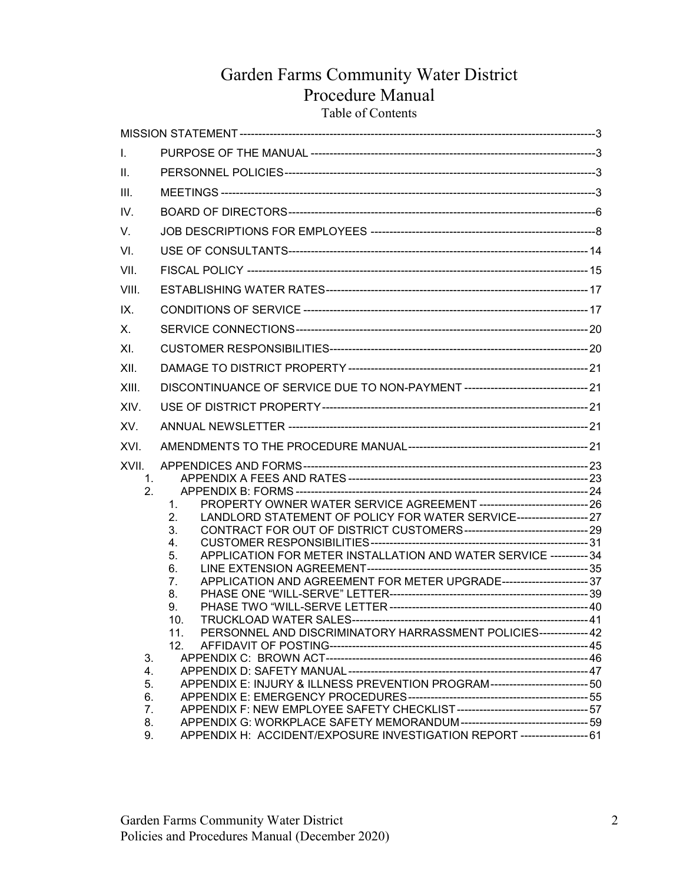# Garden Farms Community Water District
# Procedure Manual

Table of Contents

MISSION STATEMENT ---------- 3

I. PURPOSE OF THE MANUAL ---------- 3

II. PERSONNEL POLICIES ---------- 3

III. MEETINGS ---------- 3

IV. BOARD OF DIRECTORS ---------- 6

V. JOB DESCRIPTIONS FOR EMPLOYEES ---------- 8

VI. USE OF CONSULTANTS ---------- 14

VII. FISCAL POLICY ---------- 15

VIII. ESTABLISHING WATER RATES ---------- 17

IX. CONDITIONS OF SERVICE ---------- 17

X. SERVICE CONNECTIONS ---------- 20

XI. CUSTOMER RESPONSIBILITIES ---------- 20

XII. DAMAGE TO DISTRICT PROPERTY ---------- 21

XIII. DISCONTINUANCE OF SERVICE DUE TO NON-PAYMENT ---------- 21

XIV. USE OF DISTRICT PROPERTY ---------- 21

XV. ANNUAL NEWSLETTER ---------- 21

XVI. AMENDMENTS TO THE PROCEDURE MANUAL ---------- 21

XVII. APPENDICES AND FORMS ---------- 23

1. APPENDIX A FEES AND RATES ---------- 23
2. APPENDIX B: FORMS ---------- 24
   1. PROPERTY OWNER WATER SERVICE AGREEMENT ---------- 26
   2. LANDLORD STATEMENT OF POLICY FOR WATER SERVICE ---------- 27
   3. CONTRACT FOR OUT OF DISTRICT CUSTOMERS ---------- 29
   4. CUSTOMER RESPONSIBILITIES ---------- 31
   5. APPLICATION FOR METER INSTALLATION AND WATER SERVICE ---------- 34
   6. LINE EXTENSION AGREEMENT ---------- 35
   7. APPLICATION AND AGREEMENT FOR METER UPGRADE ---------- 37
   8. PHASE ONE "WILL-SERVE" LETTER ---------- 39
   9. PHASE TWO "WILL-SERVE LETTER ---------- 40
   10. TRUCKLOAD WATER SALES ---------- 41
   11. PERSONNEL AND DISCRIMINATORY HARRASSMENT POLICIES ---------- 42
   12. AFFIDAVIT OF POSTING ---------- 45
3. APPENDIX C: BROWN ACT ---------- 46
4. APPENDIX D: SAFETY MANUAL ---------- 47
5. APPENDIX E: INJURY & ILLNESS PREVENTION PROGRAM ---------- 50
6. APPENDIX E: EMERGENCY PROCEDURES ---------- 55
7. APPENDIX F: NEW EMPLOYEE SAFETY CHECKLIST ---------- 57
8. APPENDIX G: WORKPLACE SAFETY MEMORANDUM ---------- 59
9. APPENDIX H: ACCIDENT/EXPOSURE INVESTIGATION REPORT ---------- 61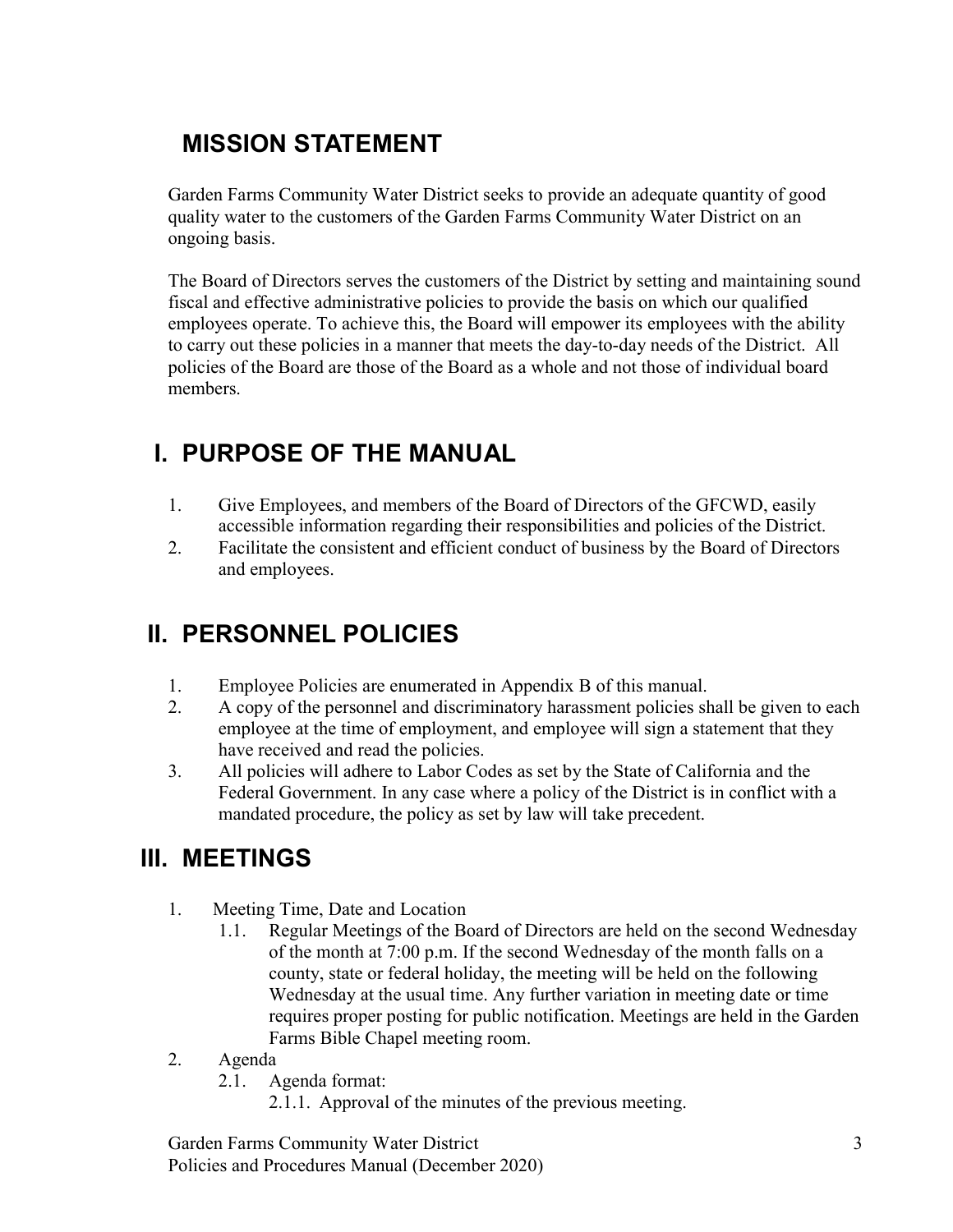## MISSION STATEMENT

Garden Farms Community Water District seeks to provide an adequate quantity of good quality water to the customers of the Garden Farms Community Water District on an ongoing basis.

The Board of Directors serves the customers of the District by setting and maintaining sound fiscal and effective administrative policies to provide the basis on which our qualified employees operate. To achieve this, the Board will empower its employees with the ability to carry out these policies in a manner that meets the day-to-day needs of the District. All policies of the Board are those of the Board as a whole and not those of individual board members.

## I. PURPOSE OF THE MANUAL

1. Give Employees, and members of the Board of Directors of the GFCWD, easily accessible information regarding their responsibilities and policies of the District.
2. Facilitate the consistent and efficient conduct of business by the Board of Directors and employees.

## II. PERSONNEL POLICIES

1. Employee Policies are enumerated in Appendix B of this manual.
2. A copy of the personnel and discriminatory harassment policies shall be given to each employee at the time of employment, and employee will sign a statement that they have received and read the policies.
3. All policies will adhere to Labor Codes as set by the State of California and the Federal Government. In any case where a policy of the District is in conflict with a mandated procedure, the policy as set by law will take precedent.

## III. MEETINGS

1. Meeting Time, Date and Location
   - 1.1. Regular Meetings of the Board of Directors are held on the second Wednesday of the month at 7:00 p.m. If the second Wednesday of the month falls on a county, state or federal holiday, the meeting will be held on the following Wednesday at the usual time. Any further variation in meeting date or time requires proper posting for public notification. Meetings are held in the Garden Farms Bible Chapel meeting room.
2. Agenda
   - 2.1. Agenda format:
     - 2.1.1. Approval of the minutes of the previous meeting.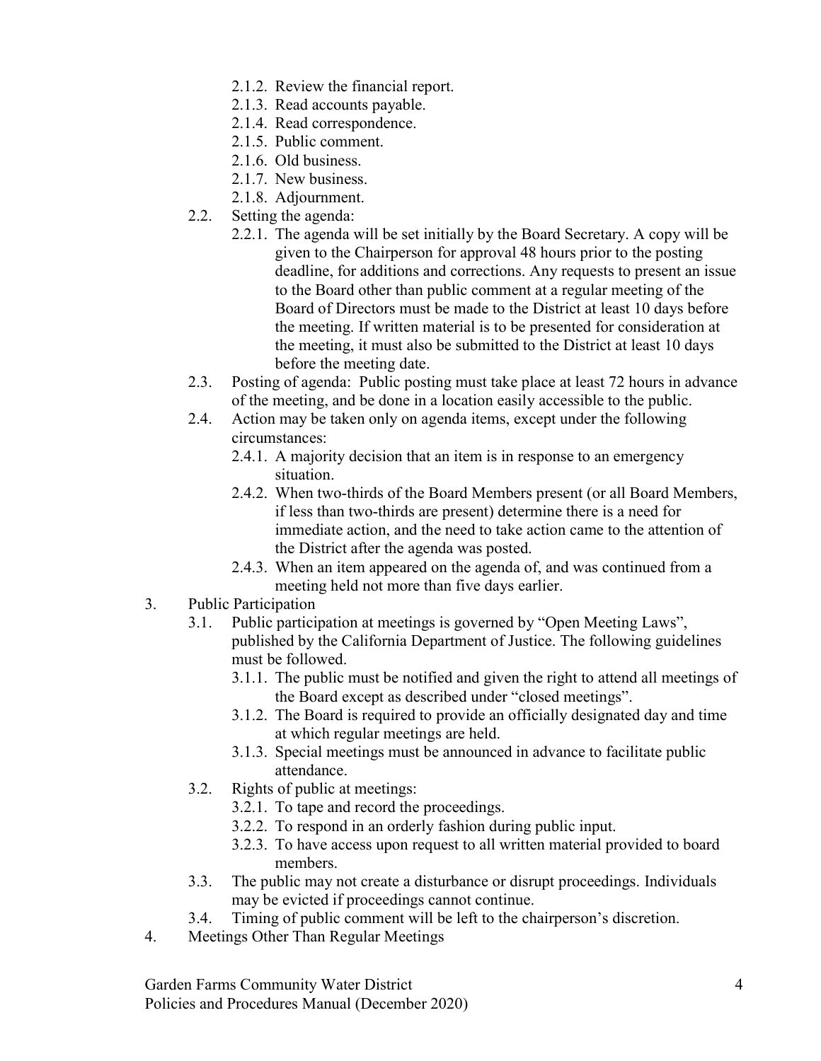- 2.1.2. Review the financial report.
- 2.1.3. Read accounts payable.
- 2.1.4. Read correspondence.
- 2.1.5. Public comment.
- 2.1.6. Old business.
- 2.1.7. New business.
- 2.1.8. Adjournment.

2.2. Setting the agenda:

- 2.2.1. The agenda will be set initially by the Board Secretary. A copy will be given to the Chairperson for approval 48 hours prior to the posting deadline, for additions and corrections. Any requests to present an issue to the Board other than public comment at a regular meeting of the Board of Directors must be made to the District at least 10 days before the meeting. If written material is to be presented for consideration at the meeting, it must also be submitted to the District at least 10 days before the meeting date.

2.3. Posting of agenda: Public posting must take place at least 72 hours in advance of the meeting, and be done in a location easily accessible to the public.

2.4. Action may be taken only on agenda items, except under the following circumstances:

- 2.4.1. A majority decision that an item is in response to an emergency situation.
- 2.4.2. When two-thirds of the Board Members present (or all Board Members, if less than two-thirds are present) determine there is a need for immediate action, and the need to take action came to the attention of the District after the agenda was posted.
- 2.4.3. When an item appeared on the agenda of, and was continued from a meeting held not more than five days earlier.

3. Public Participation

3.1. Public participation at meetings is governed by "Open Meeting Laws", published by the California Department of Justice. The following guidelines must be followed.

- 3.1.1. The public must be notified and given the right to attend all meetings of the Board except as described under "closed meetings".
- 3.1.2. The Board is required to provide an officially designated day and time at which regular meetings are held.
- 3.1.3. Special meetings must be announced in advance to facilitate public attendance.

3.2. Rights of public at meetings:

- 3.2.1. To tape and record the proceedings.
- 3.2.2. To respond in an orderly fashion during public input.
- 3.2.3. To have access upon request to all written material provided to board members.

3.3. The public may not create a disturbance or disrupt proceedings. Individuals may be evicted if proceedings cannot continue.

3.4. Timing of public comment will be left to the chairperson's discretion.

4. Meetings Other Than Regular Meetings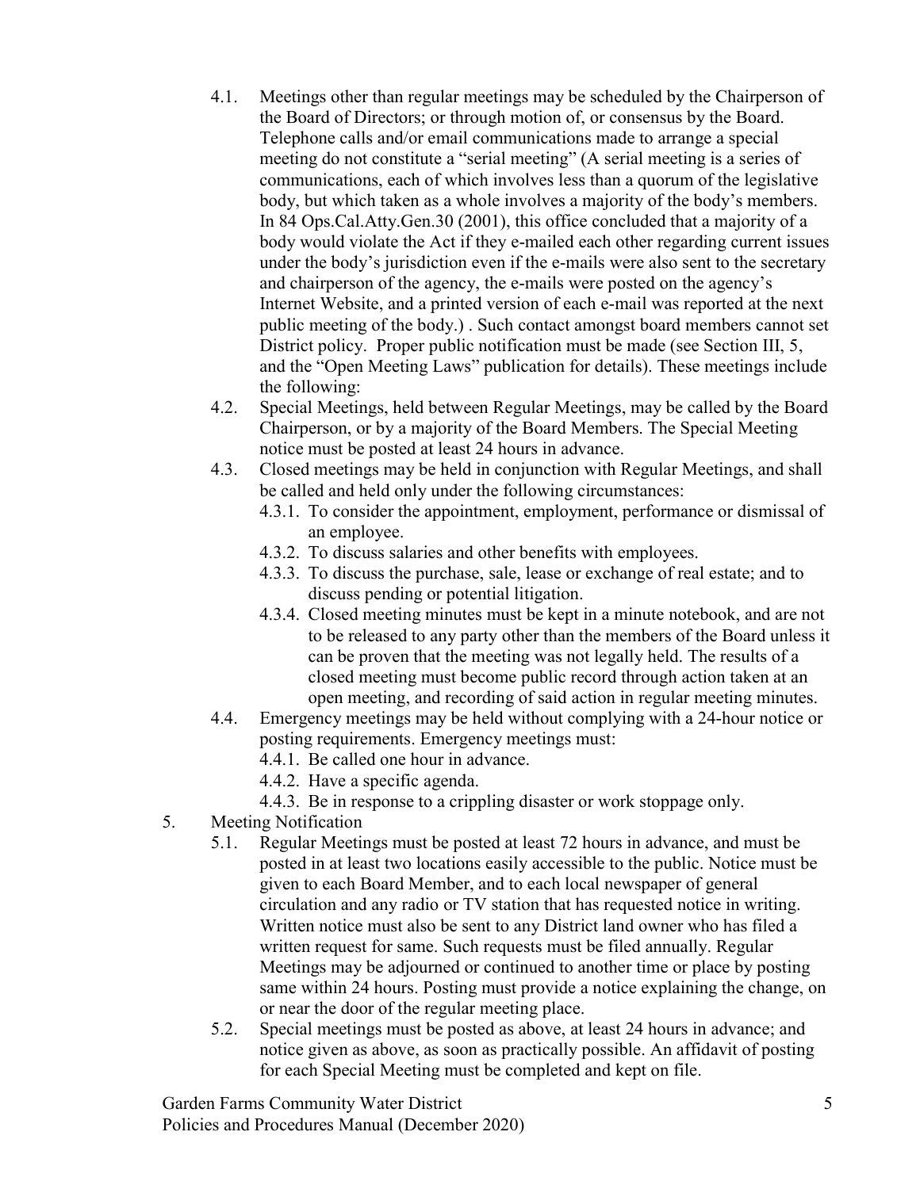- 4.1. Meetings other than regular meetings may be scheduled by the Chairperson of the Board of Directors; or through motion of, or consensus by the Board. Telephone calls and/or email communications made to arrange a special meeting do not constitute a "serial meeting" (A serial meeting is a series of communications, each of which involves less than a quorum of the legislative body, but which taken as a whole involves a majority of the body's members. In 84 Ops.Cal.Atty.Gen.30 (2001), this office concluded that a majority of a body would violate the Act if they e-mailed each other regarding current issues under the body's jurisdiction even if the e-mails were also sent to the secretary and chairperson of the agency, the e-mails were posted on the agency's Internet Website, and a printed version of each e-mail was reported at the next public meeting of the body.) . Such contact amongst board members cannot set District policy. Proper public notification must be made (see Section III, 5, and the "Open Meeting Laws" publication for details). These meetings include the following:
- 4.2. Special Meetings, held between Regular Meetings, may be called by the Board Chairperson, or by a majority of the Board Members. The Special Meeting notice must be posted at least 24 hours in advance.
- 4.3. Closed meetings may be held in conjunction with Regular Meetings, and shall be called and held only under the following circumstances:
  - 4.3.1. To consider the appointment, employment, performance or dismissal of an employee.
  - 4.3.2. To discuss salaries and other benefits with employees.
  - 4.3.3. To discuss the purchase, sale, lease or exchange of real estate; and to discuss pending or potential litigation.
  - 4.3.4. Closed meeting minutes must be kept in a minute notebook, and are not to be released to any party other than the members of the Board unless it can be proven that the meeting was not legally held. The results of a closed meeting must become public record through action taken at an open meeting, and recording of said action in regular meeting minutes.
- 4.4. Emergency meetings may be held without complying with a 24-hour notice or posting requirements. Emergency meetings must:
  - 4.4.1. Be called one hour in advance.
  - 4.4.2. Have a specific agenda.
  - 4.4.3. Be in response to a crippling disaster or work stoppage only.

5. Meeting Notification
   - 5.1. Regular Meetings must be posted at least 72 hours in advance, and must be posted in at least two locations easily accessible to the public. Notice must be given to each Board Member, and to each local newspaper of general circulation and any radio or TV station that has requested notice in writing. Written notice must also be sent to any District land owner who has filed a written request for same. Such requests must be filed annually. Regular Meetings may be adjourned or continued to another time or place by posting same within 24 hours. Posting must provide a notice explaining the change, on or near the door of the regular meeting place.
   - 5.2. Special meetings must be posted as above, at least 24 hours in advance; and notice given as above, as soon as practically possible. An affidavit of posting for each Special Meeting must be completed and kept on file.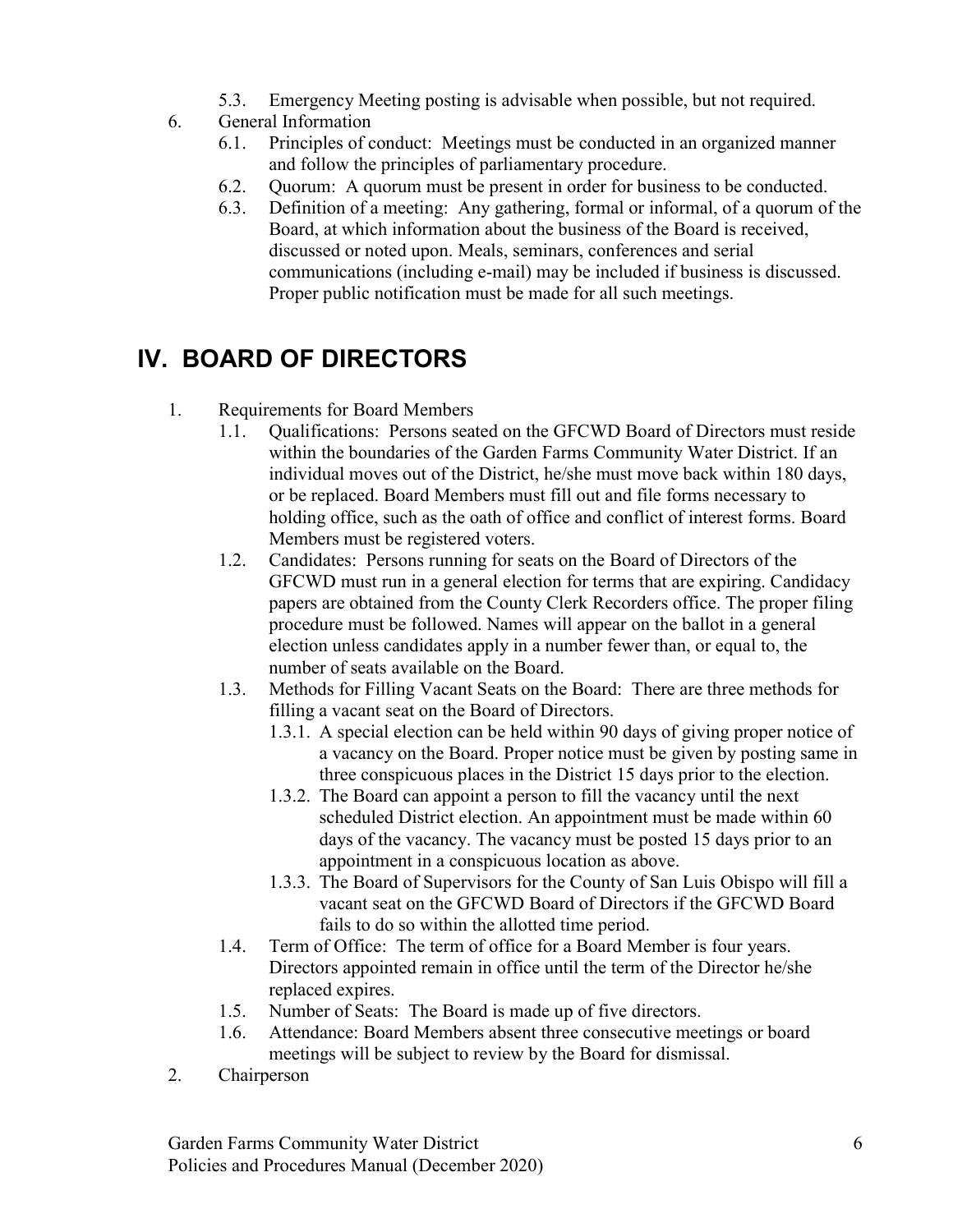- 5.3. Emergency Meeting posting is advisable when possible, but not required.

6. General Information
   - 6.1. Principles of conduct: Meetings must be conducted in an organized manner and follow the principles of parliamentary procedure.
   - 6.2. Quorum: A quorum must be present in order for business to be conducted.
   - 6.3. Definition of a meeting: Any gathering, formal or informal, of a quorum of the Board, at which information about the business of the Board is received, discussed or noted upon. Meals, seminars, conferences and serial communications (including e-mail) may be included if business is discussed. Proper public notification must be made for all such meetings.

# IV. BOARD OF DIRECTORS

1. Requirements for Board Members
   - 1.1. Qualifications: Persons seated on the GFCWD Board of Directors must reside within the boundaries of the Garden Farms Community Water District. If an individual moves out of the District, he/she must move back within 180 days, or be replaced. Board Members must fill out and file forms necessary to holding office, such as the oath of office and conflict of interest forms. Board Members must be registered voters.
   - 1.2. Candidates: Persons running for seats on the Board of Directors of the GFCWD must run in a general election for terms that are expiring. Candidacy papers are obtained from the County Clerk Recorders office. The proper filing procedure must be followed. Names will appear on the ballot in a general election unless candidates apply in a number fewer than, or equal to, the number of seats available on the Board.
   - 1.3. Methods for Filling Vacant Seats on the Board: There are three methods for filling a vacant seat on the Board of Directors.
     - 1.3.1. A special election can be held within 90 days of giving proper notice of a vacancy on the Board. Proper notice must be given by posting same in three conspicuous places in the District 15 days prior to the election.
     - 1.3.2. The Board can appoint a person to fill the vacancy until the next scheduled District election. An appointment must be made within 60 days of the vacancy. The vacancy must be posted 15 days prior to an appointment in a conspicuous location as above.
     - 1.3.3. The Board of Supervisors for the County of San Luis Obispo will fill a vacant seat on the GFCWD Board of Directors if the GFCWD Board fails to do so within the allotted time period.
   - 1.4. Term of Office: The term of office for a Board Member is four years. Directors appointed remain in office until the term of the Director he/she replaced expires.
   - 1.5. Number of Seats: The Board is made up of five directors.
   - 1.6. Attendance: Board Members absent three consecutive meetings or board meetings will be subject to review by the Board for dismissal.

2. Chairperson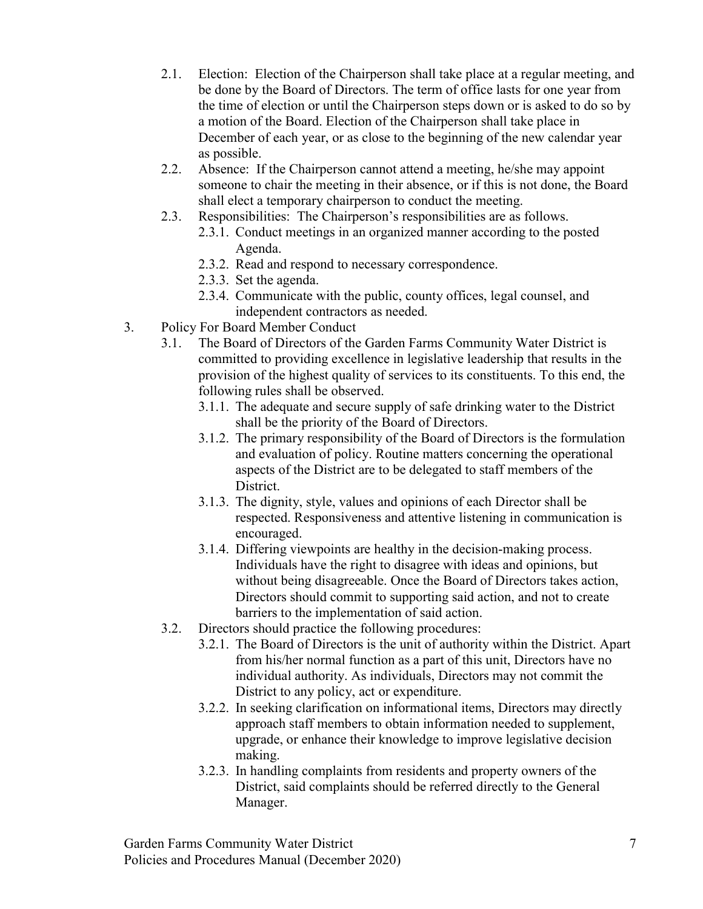2.1. Election: Election of the Chairperson shall take place at a regular meeting, and be done by the Board of Directors. The term of office lasts for one year from the time of election or until the Chairperson steps down or is asked to do so by a motion of the Board. Election of the Chairperson shall take place in December of each year, or as close to the beginning of the new calendar year as possible.

2.2. Absence: If the Chairperson cannot attend a meeting, he/she may appoint someone to chair the meeting in their absence, or if this is not done, the Board shall elect a temporary chairperson to conduct the meeting.

2.3. Responsibilities: The Chairperson's responsibilities are as follows.

- 2.3.1. Conduct meetings in an organized manner according to the posted Agenda.
- 2.3.2. Read and respond to necessary correspondence.
- 2.3.3. Set the agenda.
- 2.3.4. Communicate with the public, county offices, legal counsel, and independent contractors as needed.

## 3. Policy For Board Member Conduct

3.1. The Board of Directors of the Garden Farms Community Water District is committed to providing excellence in legislative leadership that results in the provision of the highest quality of services to its constituents. To this end, the following rules shall be observed.

- 3.1.1. The adequate and secure supply of safe drinking water to the District shall be the priority of the Board of Directors.
- 3.1.2. The primary responsibility of the Board of Directors is the formulation and evaluation of policy. Routine matters concerning the operational aspects of the District are to be delegated to staff members of the District.
- 3.1.3. The dignity, style, values and opinions of each Director shall be respected. Responsiveness and attentive listening in communication is encouraged.
- 3.1.4. Differing viewpoints are healthy in the decision-making process. Individuals have the right to disagree with ideas and opinions, but without being disagreeable. Once the Board of Directors takes action, Directors should commit to supporting said action, and not to create barriers to the implementation of said action.

3.2. Directors should practice the following procedures:

- 3.2.1. The Board of Directors is the unit of authority within the District. Apart from his/her normal function as a part of this unit, Directors have no individual authority. As individuals, Directors may not commit the District to any policy, act or expenditure.
- 3.2.2. In seeking clarification on informational items, Directors may directly approach staff members to obtain information needed to supplement, upgrade, or enhance their knowledge to improve legislative decision making.
- 3.2.3. In handling complaints from residents and property owners of the District, said complaints should be referred directly to the General Manager.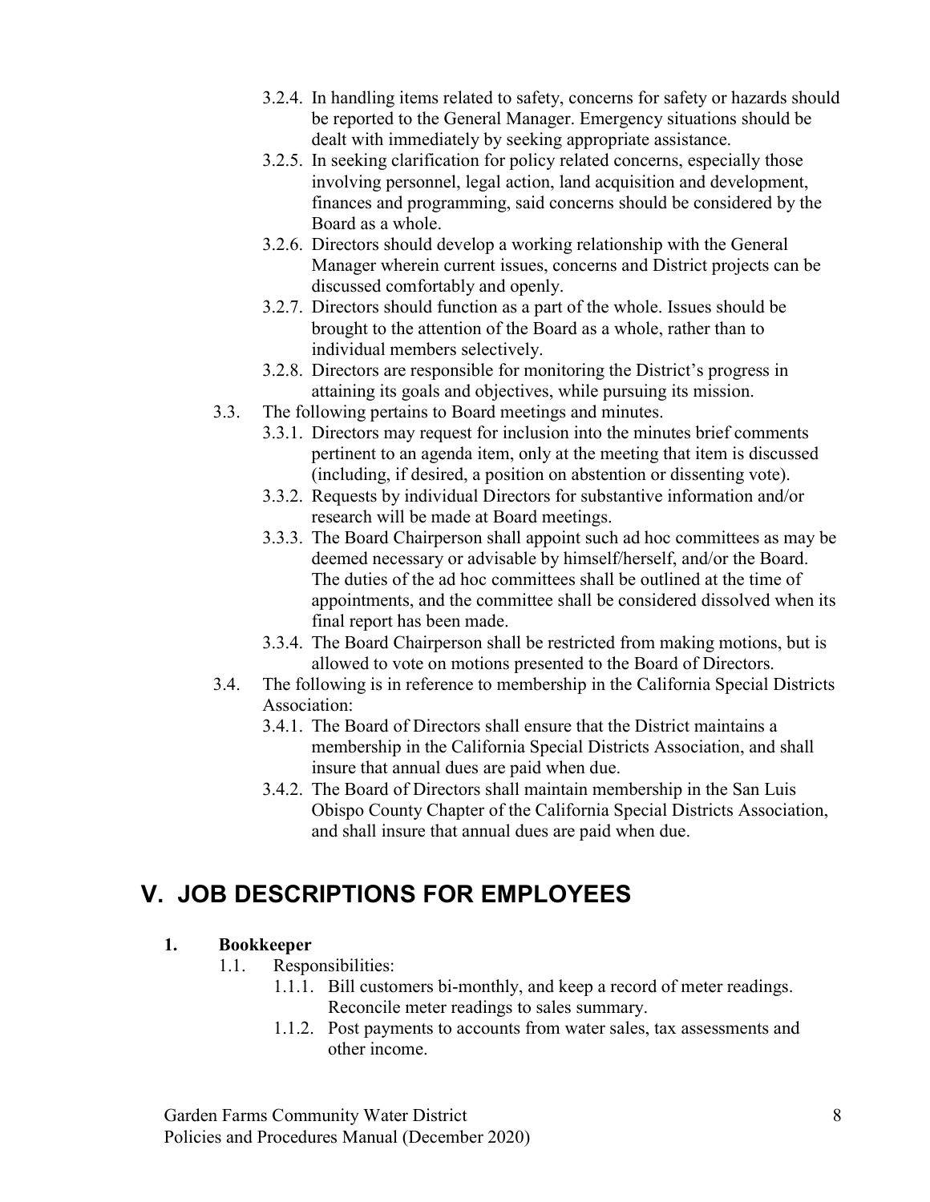- 3.2.4. In handling items related to safety, concerns for safety or hazards should be reported to the General Manager. Emergency situations should be dealt with immediately by seeking appropriate assistance.
- 3.2.5. In seeking clarification for policy related concerns, especially those involving personnel, legal action, land acquisition and development, finances and programming, said concerns should be considered by the Board as a whole.
- 3.2.6. Directors should develop a working relationship with the General Manager wherein current issues, concerns and District projects can be discussed comfortably and openly.
- 3.2.7. Directors should function as a part of the whole. Issues should be brought to the attention of the Board as a whole, rather than to individual members selectively.
- 3.2.8. Directors are responsible for monitoring the District's progress in attaining its goals and objectives, while pursuing its mission.

3.3. The following pertains to Board meetings and minutes.

- 3.3.1. Directors may request for inclusion into the minutes brief comments pertinent to an agenda item, only at the meeting that item is discussed (including, if desired, a position on abstention or dissenting vote).
- 3.3.2. Requests by individual Directors for substantive information and/or research will be made at Board meetings.
- 3.3.3. The Board Chairperson shall appoint such ad hoc committees as may be deemed necessary or advisable by himself/herself, and/or the Board. The duties of the ad hoc committees shall be outlined at the time of appointments, and the committee shall be considered dissolved when its final report has been made.
- 3.3.4. The Board Chairperson shall be restricted from making motions, but is allowed to vote on motions presented to the Board of Directors.

3.4. The following is in reference to membership in the California Special Districts Association:

- 3.4.1. The Board of Directors shall ensure that the District maintains a membership in the California Special Districts Association, and shall insure that annual dues are paid when due.
- 3.4.2. The Board of Directors shall maintain membership in the San Luis Obispo County Chapter of the California Special Districts Association, and shall insure that annual dues are paid when due.

# V. JOB DESCRIPTIONS FOR EMPLOYEES

**1. Bookkeeper**

1.1. Responsibilities:

- 1.1.1. Bill customers bi-monthly, and keep a record of meter readings. Reconcile meter readings to sales summary.
- 1.1.2. Post payments to accounts from water sales, tax assessments and other income.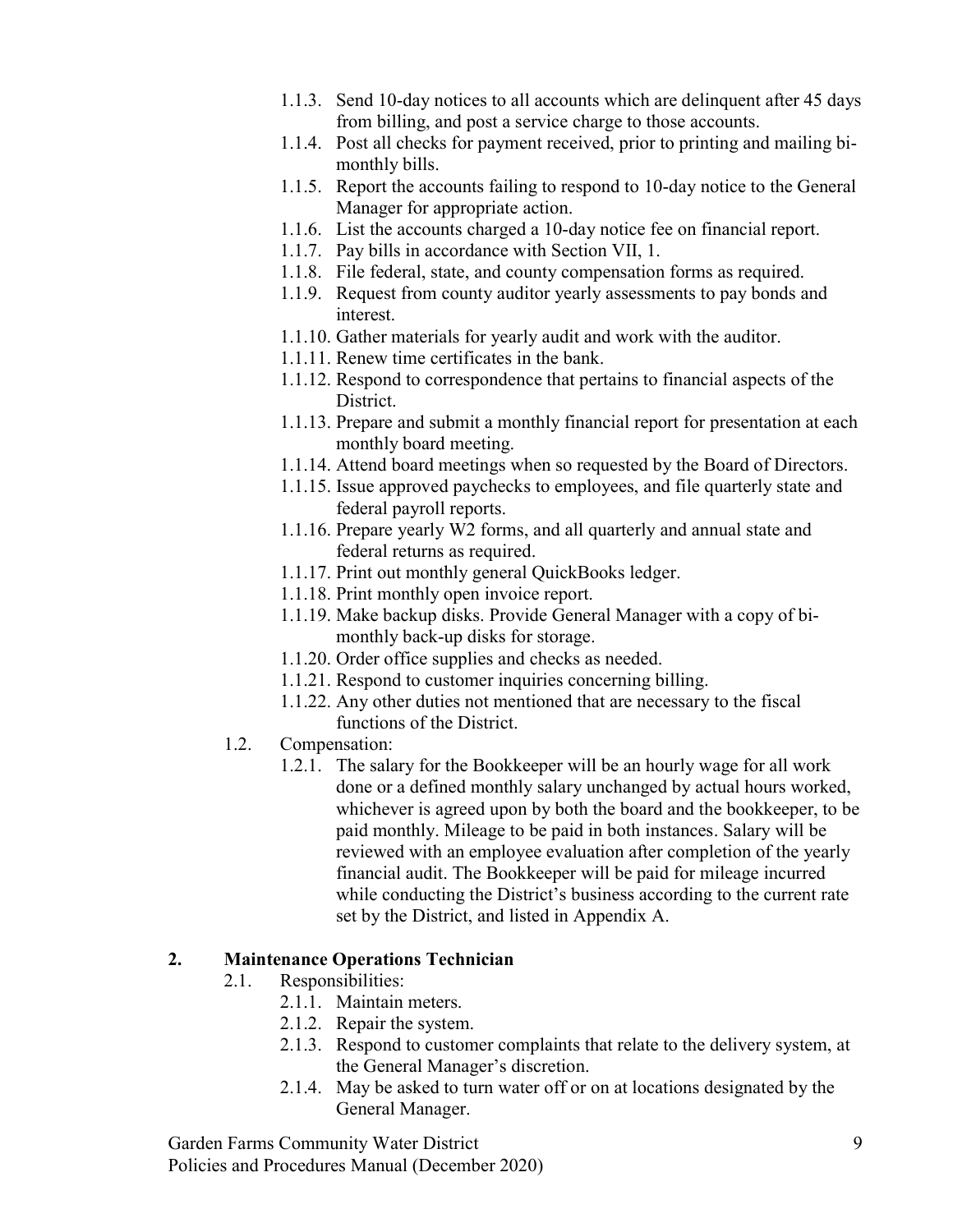1.1.3. Send 10-day notices to all accounts which are delinquent after 45 days from billing, and post a service charge to those accounts.

1.1.4. Post all checks for payment received, prior to printing and mailing bi-monthly bills.

1.1.5. Report the accounts failing to respond to 10-day notice to the General Manager for appropriate action.

1.1.6. List the accounts charged a 10-day notice fee on financial report.

1.1.7. Pay bills in accordance with Section VII, 1.

1.1.8. File federal, state, and county compensation forms as required.

1.1.9. Request from county auditor yearly assessments to pay bonds and interest.

1.1.10. Gather materials for yearly audit and work with the auditor.

1.1.11. Renew time certificates in the bank.

1.1.12. Respond to correspondence that pertains to financial aspects of the District.

1.1.13. Prepare and submit a monthly financial report for presentation at each monthly board meeting.

1.1.14. Attend board meetings when so requested by the Board of Directors.

1.1.15. Issue approved paychecks to employees, and file quarterly state and federal payroll reports.

1.1.16. Prepare yearly W2 forms, and all quarterly and annual state and federal returns as required.

1.1.17. Print out monthly general QuickBooks ledger.

1.1.18. Print monthly open invoice report.

1.1.19. Make backup disks. Provide General Manager with a copy of bi-monthly back-up disks for storage.

1.1.20. Order office supplies and checks as needed.

1.1.21. Respond to customer inquiries concerning billing.

1.1.22. Any other duties not mentioned that are necessary to the fiscal functions of the District.

1.2. Compensation:

1.2.1. The salary for the Bookkeeper will be an hourly wage for all work done or a defined monthly salary unchanged by actual hours worked, whichever is agreed upon by both the board and the bookkeeper, to be paid monthly. Mileage to be paid in both instances. Salary will be reviewed with an employee evaluation after completion of the yearly financial audit. The Bookkeeper will be paid for mileage incurred while conducting the District's business according to the current rate set by the District, and listed in Appendix A.

## 2. Maintenance Operations Technician

2.1. Responsibilities:

2.1.1. Maintain meters.

2.1.2. Repair the system.

2.1.3. Respond to customer complaints that relate to the delivery system, at the General Manager's discretion.

2.1.4. May be asked to turn water off or on at locations designated by the General Manager.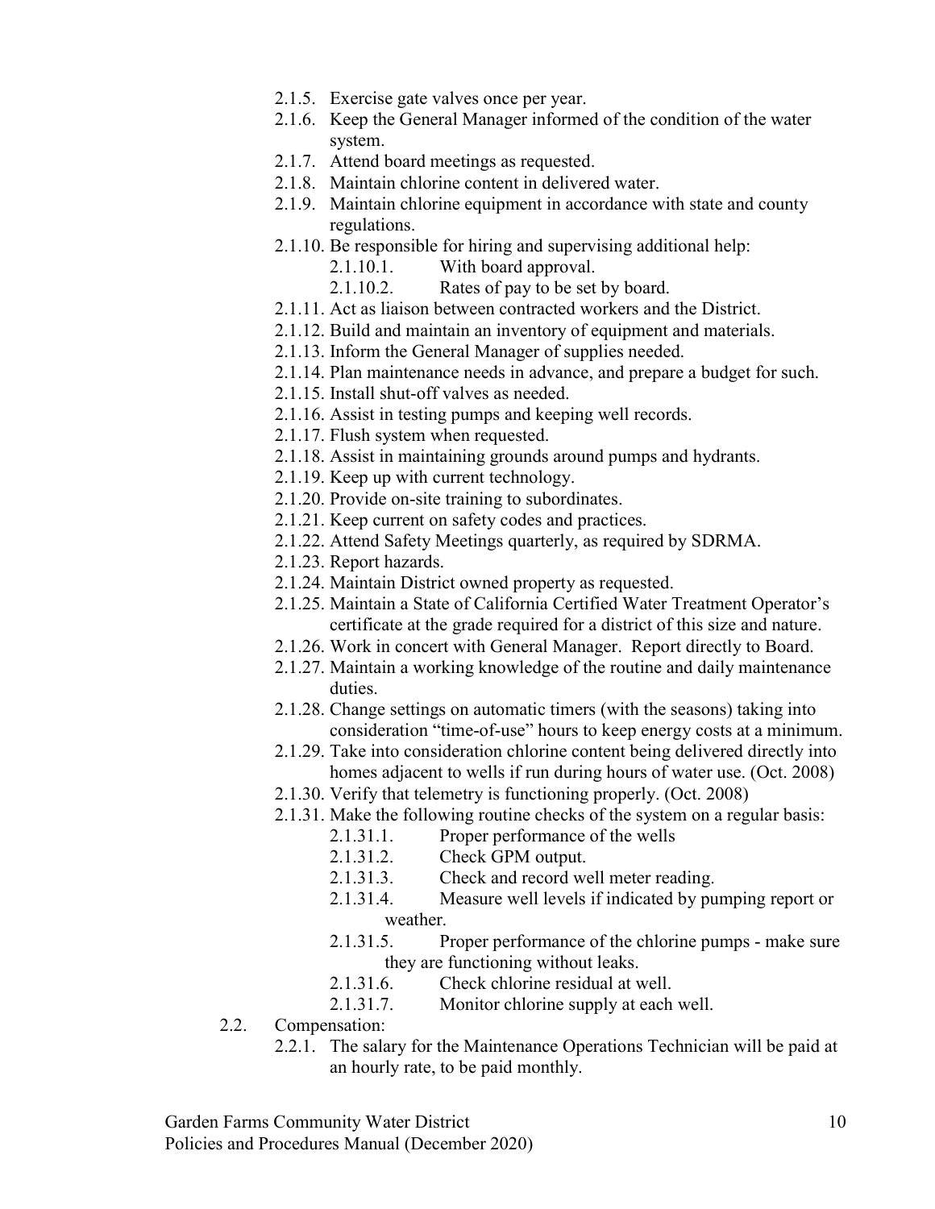- 2.1.5. Exercise gate valves once per year.
- 2.1.6. Keep the General Manager informed of the condition of the water system.
- 2.1.7. Attend board meetings as requested.
- 2.1.8. Maintain chlorine content in delivered water.
- 2.1.9. Maintain chlorine equipment in accordance with state and county regulations.
- 2.1.10. Be responsible for hiring and supervising additional help:
  - 2.1.10.1. With board approval.
  - 2.1.10.2. Rates of pay to be set by board.
- 2.1.11. Act as liaison between contracted workers and the District.
- 2.1.12. Build and maintain an inventory of equipment and materials.
- 2.1.13. Inform the General Manager of supplies needed.
- 2.1.14. Plan maintenance needs in advance, and prepare a budget for such.
- 2.1.15. Install shut-off valves as needed.
- 2.1.16. Assist in testing pumps and keeping well records.
- 2.1.17. Flush system when requested.
- 2.1.18. Assist in maintaining grounds around pumps and hydrants.
- 2.1.19. Keep up with current technology.
- 2.1.20. Provide on-site training to subordinates.
- 2.1.21. Keep current on safety codes and practices.
- 2.1.22. Attend Safety Meetings quarterly, as required by SDRMA.
- 2.1.23. Report hazards.
- 2.1.24. Maintain District owned property as requested.
- 2.1.25. Maintain a State of California Certified Water Treatment Operator's certificate at the grade required for a district of this size and nature.
- 2.1.26. Work in concert with General Manager. Report directly to Board.
- 2.1.27. Maintain a working knowledge of the routine and daily maintenance duties.
- 2.1.28. Change settings on automatic timers (with the seasons) taking into consideration "time-of-use" hours to keep energy costs at a minimum.
- 2.1.29. Take into consideration chlorine content being delivered directly into homes adjacent to wells if run during hours of water use. (Oct. 2008)
- 2.1.30. Verify that telemetry is functioning properly. (Oct. 2008)
- 2.1.31. Make the following routine checks of the system on a regular basis:
  - 2.1.31.1. Proper performance of the wells
  - 2.1.31.2. Check GPM output.
  - 2.1.31.3. Check and record well meter reading.
  - 2.1.31.4. Measure well levels if indicated by pumping report or weather.
  - 2.1.31.5. Proper performance of the chlorine pumps - make sure they are functioning without leaks.
  - 2.1.31.6. Check chlorine residual at well.
  - 2.1.31.7. Monitor chlorine supply at each well.

2.2. Compensation:

- 2.2.1. The salary for the Maintenance Operations Technician will be paid at an hourly rate, to be paid monthly.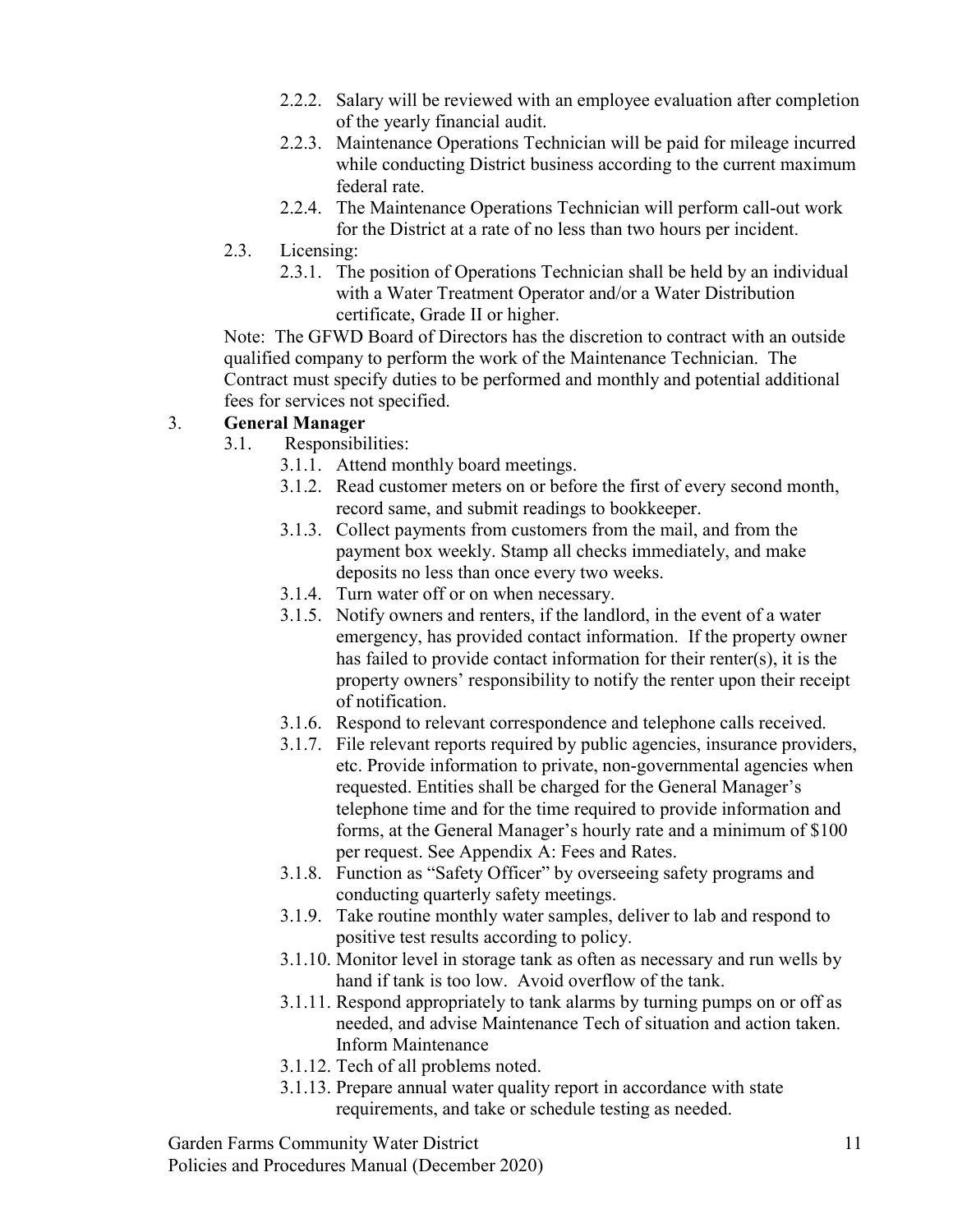2.2.2. Salary will be reviewed with an employee evaluation after completion of the yearly financial audit.

2.2.3. Maintenance Operations Technician will be paid for mileage incurred while conducting District business according to the current maximum federal rate.

2.2.4. The Maintenance Operations Technician will perform call-out work for the District at a rate of no less than two hours per incident.

2.3. Licensing:

2.3.1. The position of Operations Technician shall be held by an individual with a Water Treatment Operator and/or a Water Distribution certificate, Grade II or higher.

Note: The GFWD Board of Directors has the discretion to contract with an outside qualified company to perform the work of the Maintenance Technician. The Contract must specify duties to be performed and monthly and potential additional fees for services not specified.

3. **General Manager**

3.1. Responsibilities:

3.1.1. Attend monthly board meetings.

3.1.2. Read customer meters on or before the first of every second month, record same, and submit readings to bookkeeper.

3.1.3. Collect payments from customers from the mail, and from the payment box weekly. Stamp all checks immediately, and make deposits no less than once every two weeks.

3.1.4. Turn water off or on when necessary.

3.1.5. Notify owners and renters, if the landlord, in the event of a water emergency, has provided contact information. If the property owner has failed to provide contact information for their renter(s), it is the property owners' responsibility to notify the renter upon their receipt of notification.

3.1.6. Respond to relevant correspondence and telephone calls received.

3.1.7. File relevant reports required by public agencies, insurance providers, etc. Provide information to private, non-governmental agencies when requested. Entities shall be charged for the General Manager's telephone time and for the time required to provide information and forms, at the General Manager's hourly rate and a minimum of $100 per request. See Appendix A: Fees and Rates.

3.1.8. Function as "Safety Officer" by overseeing safety programs and conducting quarterly safety meetings.

3.1.9. Take routine monthly water samples, deliver to lab and respond to positive test results according to policy.

3.1.10. Monitor level in storage tank as often as necessary and run wells by hand if tank is too low. Avoid overflow of the tank.

3.1.11. Respond appropriately to tank alarms by turning pumps on or off as needed, and advise Maintenance Tech of situation and action taken. Inform Maintenance

3.1.12. Tech of all problems noted.

3.1.13. Prepare annual water quality report in accordance with state requirements, and take or schedule testing as needed.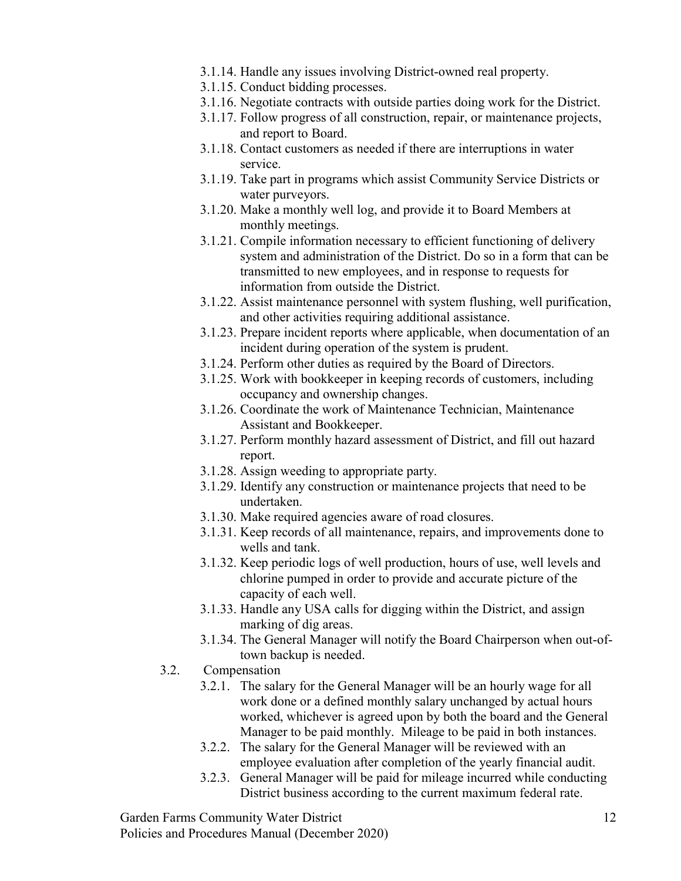- 3.1.14. Handle any issues involving District-owned real property.
- 3.1.15. Conduct bidding processes.
- 3.1.16. Negotiate contracts with outside parties doing work for the District.
- 3.1.17. Follow progress of all construction, repair, or maintenance projects, and report to Board.
- 3.1.18. Contact customers as needed if there are interruptions in water service.
- 3.1.19. Take part in programs which assist Community Service Districts or water purveyors.
- 3.1.20. Make a monthly well log, and provide it to Board Members at monthly meetings.
- 3.1.21. Compile information necessary to efficient functioning of delivery system and administration of the District. Do so in a form that can be transmitted to new employees, and in response to requests for information from outside the District.
- 3.1.22. Assist maintenance personnel with system flushing, well purification, and other activities requiring additional assistance.
- 3.1.23. Prepare incident reports where applicable, when documentation of an incident during operation of the system is prudent.
- 3.1.24. Perform other duties as required by the Board of Directors.
- 3.1.25. Work with bookkeeper in keeping records of customers, including occupancy and ownership changes.
- 3.1.26. Coordinate the work of Maintenance Technician, Maintenance Assistant and Bookkeeper.
- 3.1.27. Perform monthly hazard assessment of District, and fill out hazard report.
- 3.1.28. Assign weeding to appropriate party.
- 3.1.29. Identify any construction or maintenance projects that need to be undertaken.
- 3.1.30. Make required agencies aware of road closures.
- 3.1.31. Keep records of all maintenance, repairs, and improvements done to wells and tank.
- 3.1.32. Keep periodic logs of well production, hours of use, well levels and chlorine pumped in order to provide and accurate picture of the capacity of each well.
- 3.1.33. Handle any USA calls for digging within the District, and assign marking of dig areas.
- 3.1.34. The General Manager will notify the Board Chairperson when out-of-town backup is needed.

3.2. Compensation

- 3.2.1. The salary for the General Manager will be an hourly wage for all work done or a defined monthly salary unchanged by actual hours worked, whichever is agreed upon by both the board and the General Manager to be paid monthly. Mileage to be paid in both instances.
- 3.2.2. The salary for the General Manager will be reviewed with an employee evaluation after completion of the yearly financial audit.
- 3.2.3. General Manager will be paid for mileage incurred while conducting District business according to the current maximum federal rate.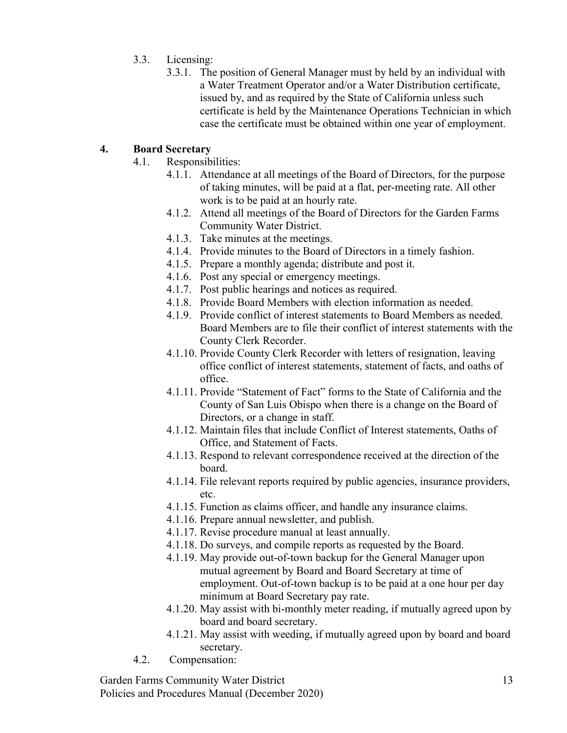- 3.3. Licensing:
  - 3.3.1. The position of General Manager must by held by an individual with a Water Treatment Operator and/or a Water Distribution certificate, issued by, and as required by the State of California unless such certificate is held by the Maintenance Operations Technician in which case the certificate must be obtained within one year of employment.

## 4. Board Secretary

- 4.1. Responsibilities:
  - 4.1.1. Attendance at all meetings of the Board of Directors, for the purpose of taking minutes, will be paid at a flat, per-meeting rate. All other work is to be paid at an hourly rate.
  - 4.1.2. Attend all meetings of the Board of Directors for the Garden Farms Community Water District.
  - 4.1.3. Take minutes at the meetings.
  - 4.1.4. Provide minutes to the Board of Directors in a timely fashion.
  - 4.1.5. Prepare a monthly agenda; distribute and post it.
  - 4.1.6. Post any special or emergency meetings.
  - 4.1.7. Post public hearings and notices as required.
  - 4.1.8. Provide Board Members with election information as needed.
  - 4.1.9. Provide conflict of interest statements to Board Members as needed. Board Members are to file their conflict of interest statements with the County Clerk Recorder.
  - 4.1.10. Provide County Clerk Recorder with letters of resignation, leaving office conflict of interest statements, statement of facts, and oaths of office.
  - 4.1.11. Provide "Statement of Fact" forms to the State of California and the County of San Luis Obispo when there is a change on the Board of Directors, or a change in staff.
  - 4.1.12. Maintain files that include Conflict of Interest statements, Oaths of Office, and Statement of Facts.
  - 4.1.13. Respond to relevant correspondence received at the direction of the board.
  - 4.1.14. File relevant reports required by public agencies, insurance providers, etc.
  - 4.1.15. Function as claims officer, and handle any insurance claims.
  - 4.1.16. Prepare annual newsletter, and publish.
  - 4.1.17. Revise procedure manual at least annually.
  - 4.1.18. Do surveys, and compile reports as requested by the Board.
  - 4.1.19. May provide out-of-town backup for the General Manager upon mutual agreement by Board and Board Secretary at time of employment. Out-of-town backup is to be paid at a one hour per day minimum at Board Secretary pay rate.
  - 4.1.20. May assist with bi-monthly meter reading, if mutually agreed upon by board and board secretary.
  - 4.1.21. May assist with weeding, if mutually agreed upon by board and board secretary.
- 4.2. Compensation: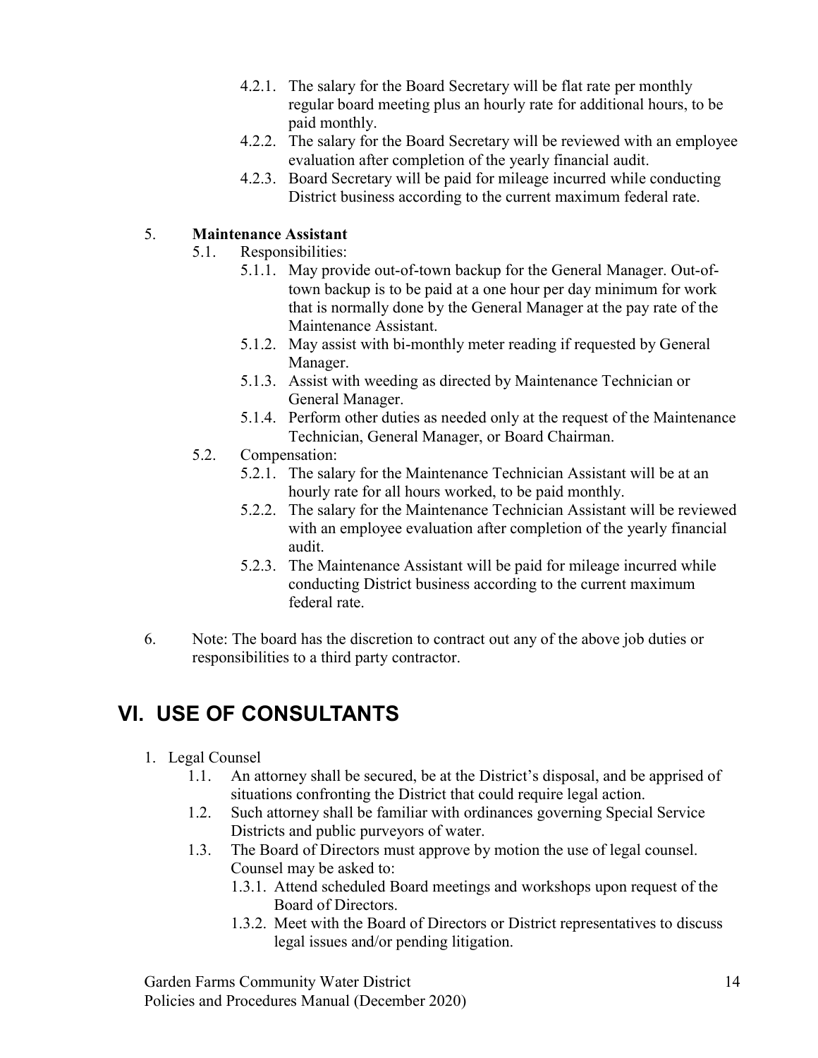- 4.2.1. The salary for the Board Secretary will be flat rate per monthly regular board meeting plus an hourly rate for additional hours, to be paid monthly.
- 4.2.2. The salary for the Board Secretary will be reviewed with an employee evaluation after completion of the yearly financial audit.
- 4.2.3. Board Secretary will be paid for mileage incurred while conducting District business according to the current maximum federal rate.

5. **Maintenance Assistant**
   - 5.1. Responsibilities:
     - 5.1.1. May provide out-of-town backup for the General Manager. Out-of-town backup is to be paid at a one hour per day minimum for work that is normally done by the General Manager at the pay rate of the Maintenance Assistant.
     - 5.1.2. May assist with bi-monthly meter reading if requested by General Manager.
     - 5.1.3. Assist with weeding as directed by Maintenance Technician or General Manager.
     - 5.1.4. Perform other duties as needed only at the request of the Maintenance Technician, General Manager, or Board Chairman.
   - 5.2. Compensation:
     - 5.2.1. The salary for the Maintenance Technician Assistant will be at an hourly rate for all hours worked, to be paid monthly.
     - 5.2.2. The salary for the Maintenance Technician Assistant will be reviewed with an employee evaluation after completion of the yearly financial audit.
     - 5.2.3. The Maintenance Assistant will be paid for mileage incurred while conducting District business according to the current maximum federal rate.

6. Note: The board has the discretion to contract out any of the above job duties or responsibilities to a third party contractor.

# VI. USE OF CONSULTANTS

1. Legal Counsel
   - 1.1. An attorney shall be secured, be at the District's disposal, and be apprised of situations confronting the District that could require legal action.
   - 1.2. Such attorney shall be familiar with ordinances governing Special Service Districts and public purveyors of water.
   - 1.3. The Board of Directors must approve by motion the use of legal counsel. Counsel may be asked to:
     - 1.3.1. Attend scheduled Board meetings and workshops upon request of the Board of Directors.
     - 1.3.2. Meet with the Board of Directors or District representatives to discuss legal issues and/or pending litigation.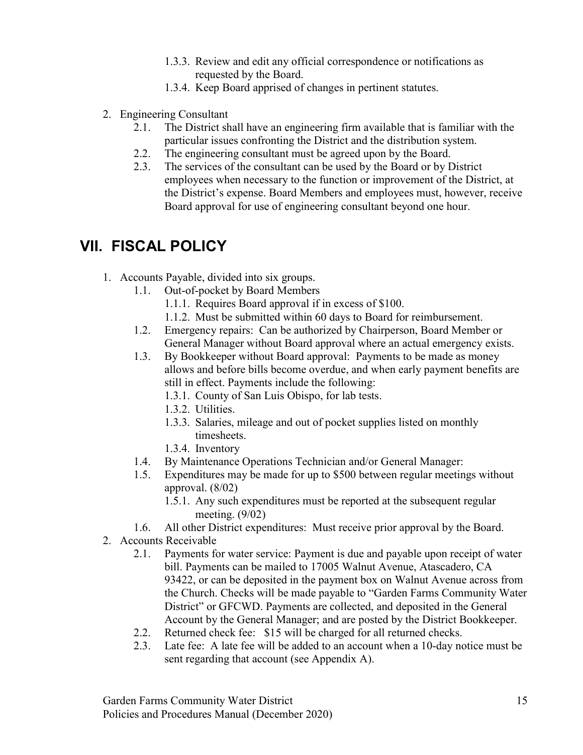- 1.3.3. Review and edit any official correspondence or notifications as requested by the Board.
- 1.3.4. Keep Board apprised of changes in pertinent statutes.

2. Engineering Consultant
   - 2.1. The District shall have an engineering firm available that is familiar with the particular issues confronting the District and the distribution system.
   - 2.2. The engineering consultant must be agreed upon by the Board.
   - 2.3. The services of the consultant can be used by the Board or by District employees when necessary to the function or improvement of the District, at the District's expense. Board Members and employees must, however, receive Board approval for use of engineering consultant beyond one hour.

# VII. FISCAL POLICY

1. Accounts Payable, divided into six groups.
   - 1.1. Out-of-pocket by Board Members
     - 1.1.1. Requires Board approval if in excess of $100.
     - 1.1.2. Must be submitted within 60 days to Board for reimbursement.
   - 1.2. Emergency repairs: Can be authorized by Chairperson, Board Member or General Manager without Board approval where an actual emergency exists.
   - 1.3. By Bookkeeper without Board approval: Payments to be made as money allows and before bills become overdue, and when early payment benefits are still in effect. Payments include the following:
     - 1.3.1. County of San Luis Obispo, for lab tests.
     - 1.3.2. Utilities.
     - 1.3.3. Salaries, mileage and out of pocket supplies listed on monthly timesheets.
     - 1.3.4. Inventory
   - 1.4. By Maintenance Operations Technician and/or General Manager:
   - 1.5. Expenditures may be made for up to $500 between regular meetings without approval. (8/02)
     - 1.5.1. Any such expenditures must be reported at the subsequent regular meeting. (9/02)
   - 1.6. All other District expenditures: Must receive prior approval by the Board.
2. Accounts Receivable
   - 2.1. Payments for water service: Payment is due and payable upon receipt of water bill. Payments can be mailed to 17005 Walnut Avenue, Atascadero, CA 93422, or can be deposited in the payment box on Walnut Avenue across from the Church. Checks will be made payable to "Garden Farms Community Water District" or GFCWD. Payments are collected, and deposited in the General Account by the General Manager; and are posted by the District Bookkeeper.
   - 2.2. Returned check fee: $15 will be charged for all returned checks.
   - 2.3. Late fee: A late fee will be added to an account when a 10-day notice must be sent regarding that account (see Appendix A).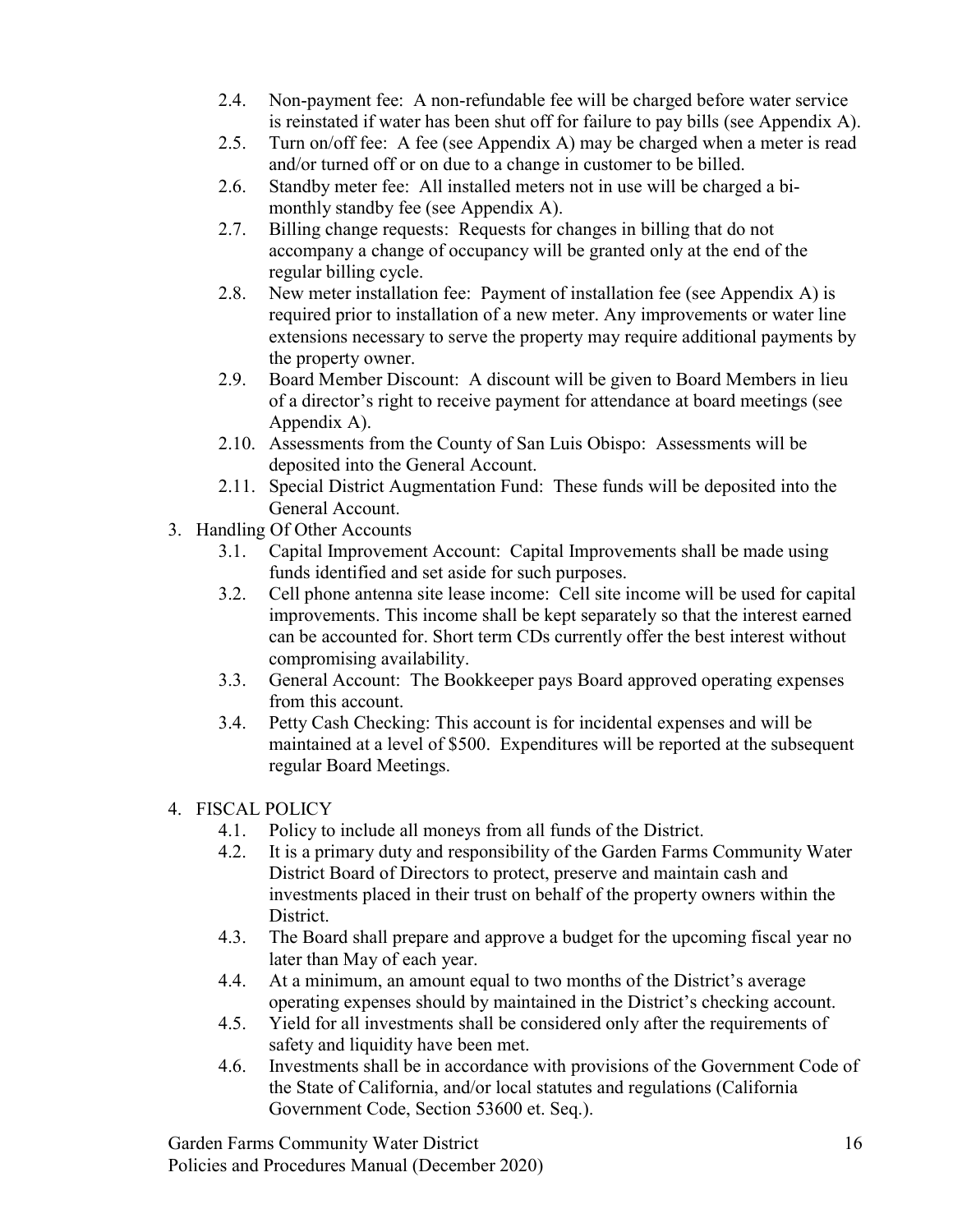2.4. Non-payment fee: A non-refundable fee will be charged before water service is reinstated if water has been shut off for failure to pay bills (see Appendix A).

2.5. Turn on/off fee: A fee (see Appendix A) may be charged when a meter is read and/or turned off or on due to a change in customer to be billed.

2.6. Standby meter fee: All installed meters not in use will be charged a bi-monthly standby fee (see Appendix A).

2.7. Billing change requests: Requests for changes in billing that do not accompany a change of occupancy will be granted only at the end of the regular billing cycle.

2.8. New meter installation fee: Payment of installation fee (see Appendix A) is required prior to installation of a new meter. Any improvements or water line extensions necessary to serve the property may require additional payments by the property owner.

2.9. Board Member Discount: A discount will be given to Board Members in lieu of a director's right to receive payment for attendance at board meetings (see Appendix A).

2.10. Assessments from the County of San Luis Obispo: Assessments will be deposited into the General Account.

2.11. Special District Augmentation Fund: These funds will be deposited into the General Account.

3. Handling Of Other Accounts

3.1. Capital Improvement Account: Capital Improvements shall be made using funds identified and set aside for such purposes.

3.2. Cell phone antenna site lease income: Cell site income will be used for capital improvements. This income shall be kept separately so that the interest earned can be accounted for. Short term CDs currently offer the best interest without compromising availability.

3.3. General Account: The Bookkeeper pays Board approved operating expenses from this account.

3.4. Petty Cash Checking: This account is for incidental expenses and will be maintained at a level of $500. Expenditures will be reported at the subsequent regular Board Meetings.

4. FISCAL POLICY

4.1. Policy to include all moneys from all funds of the District.

4.2. It is a primary duty and responsibility of the Garden Farms Community Water District Board of Directors to protect, preserve and maintain cash and investments placed in their trust on behalf of the property owners within the District.

4.3. The Board shall prepare and approve a budget for the upcoming fiscal year no later than May of each year.

4.4. At a minimum, an amount equal to two months of the District's average operating expenses should by maintained in the District's checking account.

4.5. Yield for all investments shall be considered only after the requirements of safety and liquidity have been met.

4.6. Investments shall be in accordance with provisions of the Government Code of the State of California, and/or local statutes and regulations (California Government Code, Section 53600 et. Seq.).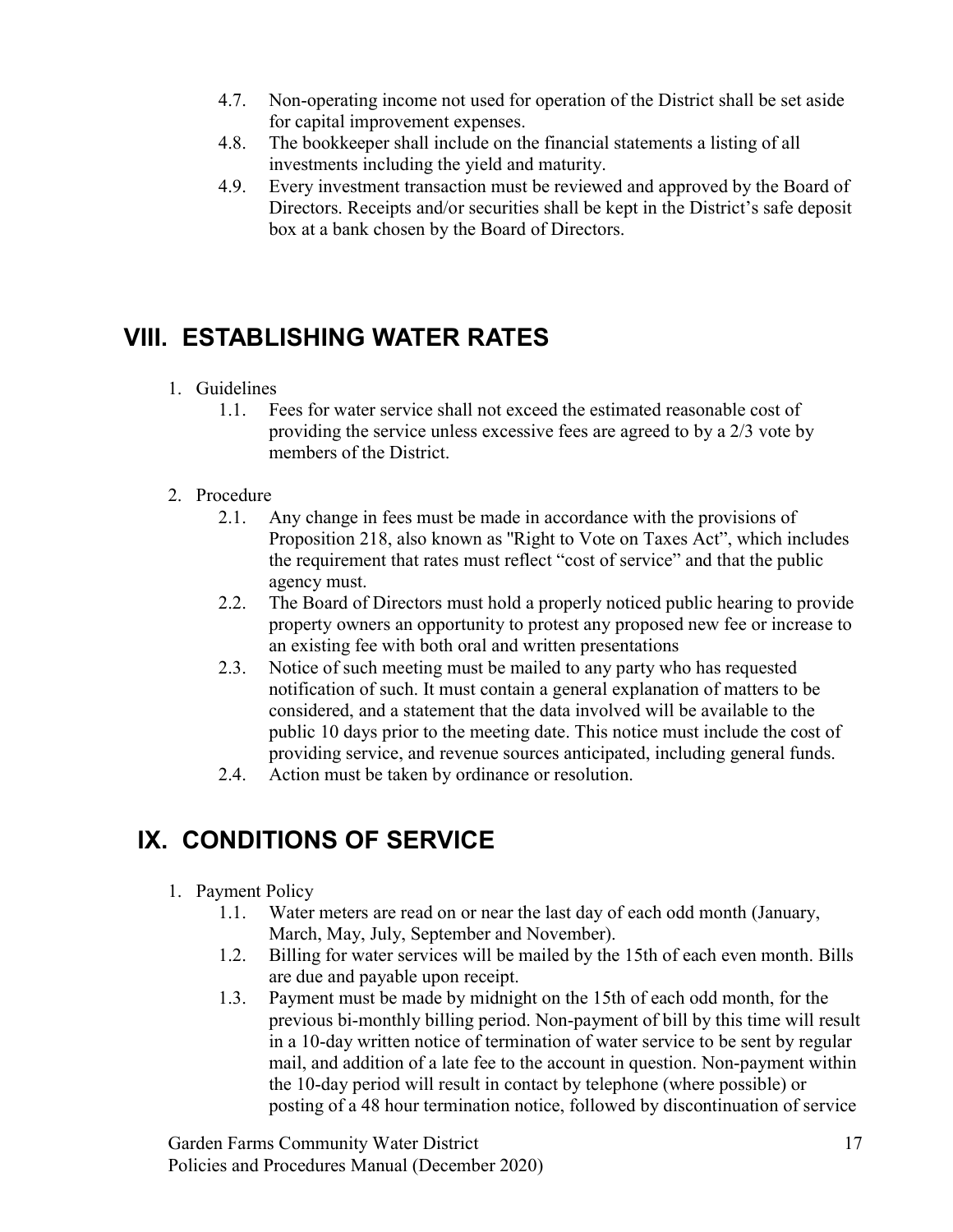4.7. Non-operating income not used for operation of the District shall be set aside for capital improvement expenses.

4.8. The bookkeeper shall include on the financial statements a listing of all investments including the yield and maturity.

4.9. Every investment transaction must be reviewed and approved by the Board of Directors. Receipts and/or securities shall be kept in the District's safe deposit box at a bank chosen by the Board of Directors.

# VIII. ESTABLISHING WATER RATES

1. Guidelines

   1.1. Fees for water service shall not exceed the estimated reasonable cost of providing the service unless excessive fees are agreed to by a 2/3 vote by members of the District.

2. Procedure

   2.1. Any change in fees must be made in accordance with the provisions of Proposition 218, also known as "Right to Vote on Taxes Act", which includes the requirement that rates must reflect "cost of service" and that the public agency must.

   2.2. The Board of Directors must hold a properly noticed public hearing to provide property owners an opportunity to protest any proposed new fee or increase to an existing fee with both oral and written presentations

   2.3. Notice of such meeting must be mailed to any party who has requested notification of such. It must contain a general explanation of matters to be considered, and a statement that the data involved will be available to the public 10 days prior to the meeting date. This notice must include the cost of providing service, and revenue sources anticipated, including general funds.

   2.4. Action must be taken by ordinance or resolution.

# IX. CONDITIONS OF SERVICE

1. Payment Policy

   1.1. Water meters are read on or near the last day of each odd month (January, March, May, July, September and November).

   1.2. Billing for water services will be mailed by the 15th of each even month. Bills are due and payable upon receipt.

   1.3. Payment must be made by midnight on the 15th of each odd month, for the previous bi-monthly billing period. Non-payment of bill by this time will result in a 10-day written notice of termination of water service to be sent by regular mail, and addition of a late fee to the account in question. Non-payment within the 10-day period will result in contact by telephone (where possible) or posting of a 48 hour termination notice, followed by discontinuation of service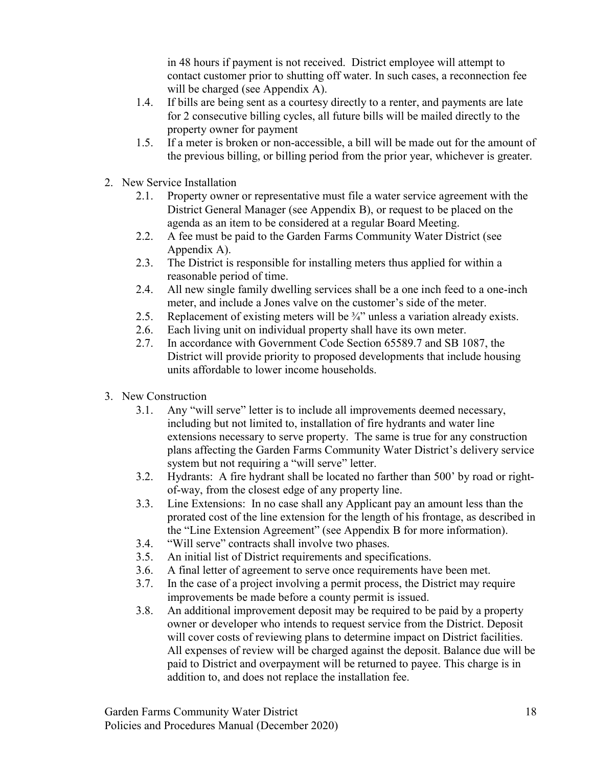in 48 hours if payment is not received. District employee will attempt to contact customer prior to shutting off water. In such cases, a reconnection fee will be charged (see Appendix A).

- 1.4. If bills are being sent as a courtesy directly to a renter, and payments are late for 2 consecutive billing cycles, all future bills will be mailed directly to the property owner for payment
- 1.5. If a meter is broken or non-accessible, a bill will be made out for the amount of the previous billing, or billing period from the prior year, whichever is greater.

2. New Service Installation
   - 2.1. Property owner or representative must file a water service agreement with the District General Manager (see Appendix B), or request to be placed on the agenda as an item to be considered at a regular Board Meeting.
   - 2.2. A fee must be paid to the Garden Farms Community Water District (see Appendix A).
   - 2.3. The District is responsible for installing meters thus applied for within a reasonable period of time.
   - 2.4. All new single family dwelling services shall be a one inch feed to a one-inch meter, and include a Jones valve on the customer's side of the meter.
   - 2.5. Replacement of existing meters will be ¾" unless a variation already exists.
   - 2.6. Each living unit on individual property shall have its own meter.
   - 2.7. In accordance with Government Code Section 65589.7 and SB 1087, the District will provide priority to proposed developments that include housing units affordable to lower income households.

3. New Construction
   - 3.1. Any "will serve" letter is to include all improvements deemed necessary, including but not limited to, installation of fire hydrants and water line extensions necessary to serve property. The same is true for any construction plans affecting the Garden Farms Community Water District's delivery service system but not requiring a "will serve" letter.
   - 3.2. Hydrants: A fire hydrant shall be located no farther than 500' by road or right-of-way, from the closest edge of any property line.
   - 3.3. Line Extensions: In no case shall any Applicant pay an amount less than the prorated cost of the line extension for the length of his frontage, as described in the "Line Extension Agreement" (see Appendix B for more information).
   - 3.4. "Will serve" contracts shall involve two phases.
   - 3.5. An initial list of District requirements and specifications.
   - 3.6. A final letter of agreement to serve once requirements have been met.
   - 3.7. In the case of a project involving a permit process, the District may require improvements be made before a county permit is issued.
   - 3.8. An additional improvement deposit may be required to be paid by a property owner or developer who intends to request service from the District. Deposit will cover costs of reviewing plans to determine impact on District facilities. All expenses of review will be charged against the deposit. Balance due will be paid to District and overpayment will be returned to payee. This charge is in addition to, and does not replace the installation fee.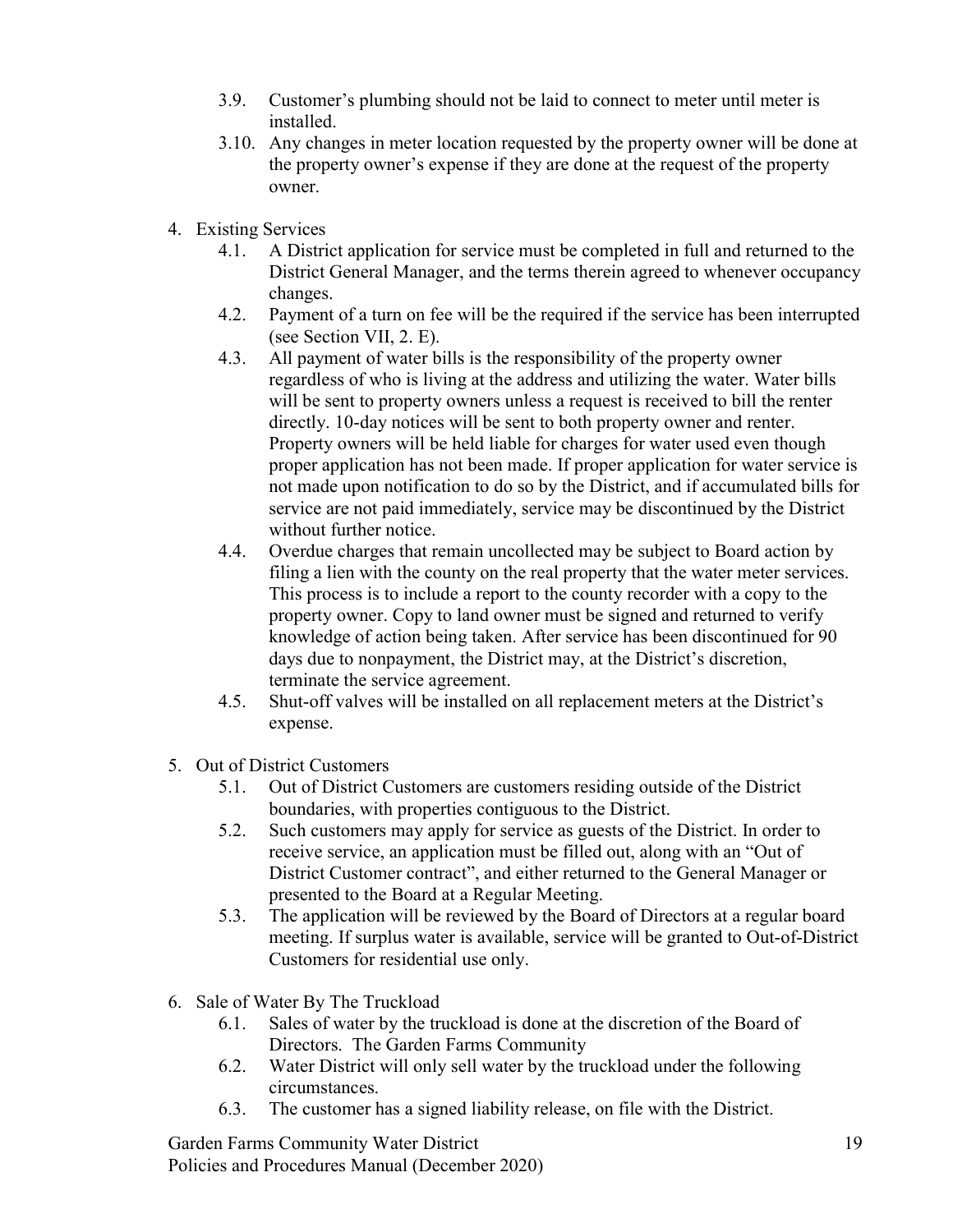3.9. Customer's plumbing should not be laid to connect to meter until meter is installed.

3.10. Any changes in meter location requested by the property owner will be done at the property owner's expense if they are done at the request of the property owner.

4. Existing Services

   4.1. A District application for service must be completed in full and returned to the District General Manager, and the terms therein agreed to whenever occupancy changes.

   4.2. Payment of a turn on fee will be the required if the service has been interrupted (see Section VII, 2. E).

   4.3. All payment of water bills is the responsibility of the property owner regardless of who is living at the address and utilizing the water. Water bills will be sent to property owners unless a request is received to bill the renter directly. 10-day notices will be sent to both property owner and renter. Property owners will be held liable for charges for water used even though proper application has not been made. If proper application for water service is not made upon notification to do so by the District, and if accumulated bills for service are not paid immediately, service may be discontinued by the District without further notice.

   4.4. Overdue charges that remain uncollected may be subject to Board action by filing a lien with the county on the real property that the water meter services. This process is to include a report to the county recorder with a copy to the property owner. Copy to land owner must be signed and returned to verify knowledge of action being taken. After service has been discontinued for 90 days due to nonpayment, the District may, at the District's discretion, terminate the service agreement.

   4.5. Shut-off valves will be installed on all replacement meters at the District's expense.

5. Out of District Customers

   5.1. Out of District Customers are customers residing outside of the District boundaries, with properties contiguous to the District.

   5.2. Such customers may apply for service as guests of the District. In order to receive service, an application must be filled out, along with an "Out of District Customer contract", and either returned to the General Manager or presented to the Board at a Regular Meeting.

   5.3. The application will be reviewed by the Board of Directors at a regular board meeting. If surplus water is available, service will be granted to Out-of-District Customers for residential use only.

6. Sale of Water By The Truckload

   6.1. Sales of water by the truckload is done at the discretion of the Board of Directors. The Garden Farms Community

   6.2. Water District will only sell water by the truckload under the following circumstances.

   6.3. The customer has a signed liability release, on file with the District.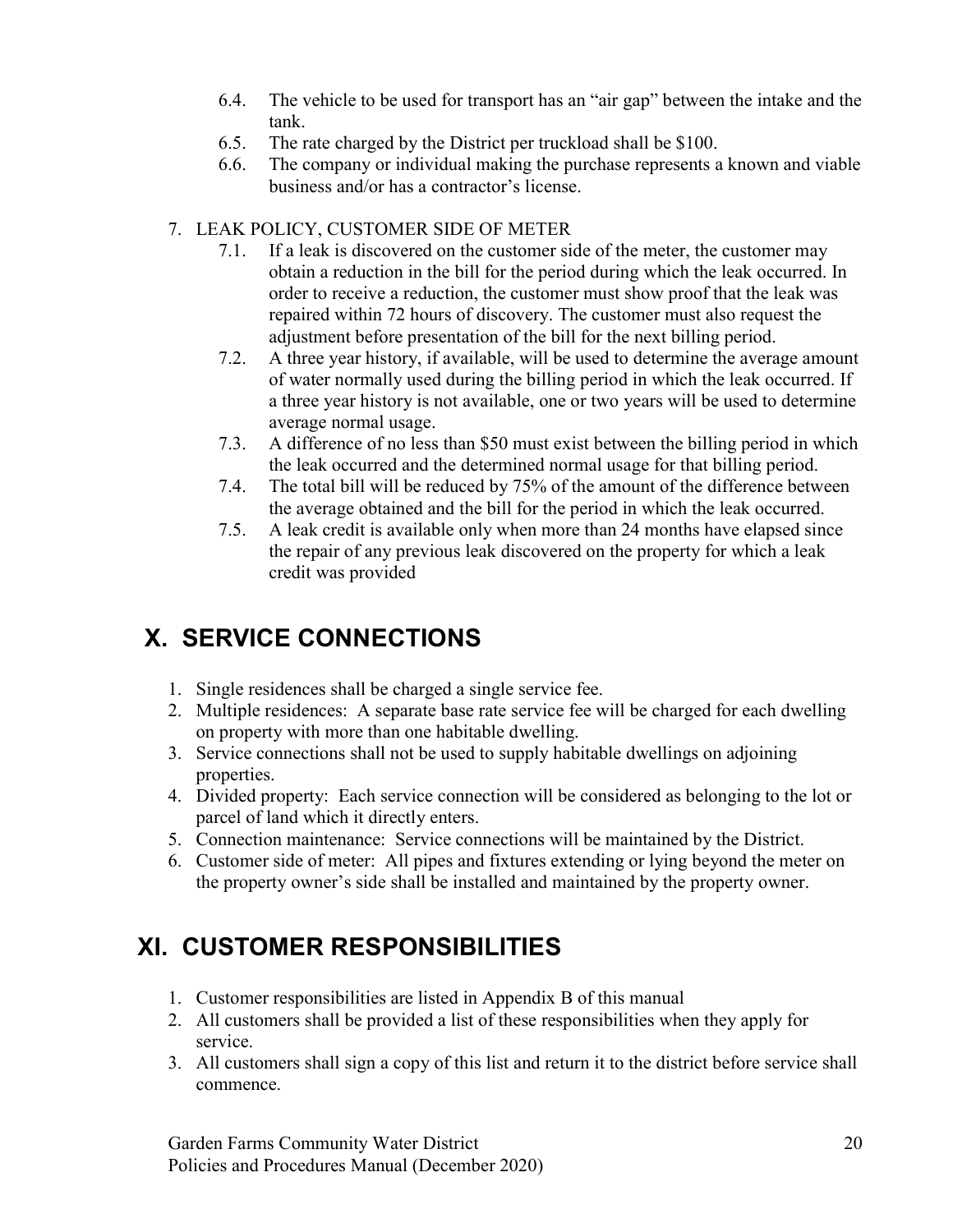6.4. The vehicle to be used for transport has an "air gap" between the intake and the tank.
6.5. The rate charged by the District per truckload shall be $100.
6.6. The company or individual making the purchase represents a known and viable business and/or has a contractor's license.

7. LEAK POLICY, CUSTOMER SIDE OF METER
   7.1. If a leak is discovered on the customer side of the meter, the customer may obtain a reduction in the bill for the period during which the leak occurred. In order to receive a reduction, the customer must show proof that the leak was repaired within 72 hours of discovery. The customer must also request the adjustment before presentation of the bill for the next billing period.
   7.2. A three year history, if available, will be used to determine the average amount of water normally used during the billing period in which the leak occurred. If a three year history is not available, one or two years will be used to determine average normal usage.
   7.3. A difference of no less than $50 must exist between the billing period in which the leak occurred and the determined normal usage for that billing period.
   7.4. The total bill will be reduced by 75% of the amount of the difference between the average obtained and the bill for the period in which the leak occurred.
   7.5. A leak credit is available only when more than 24 months have elapsed since the repair of any previous leak discovered on the property for which a leak credit was provided

## X. SERVICE CONNECTIONS

1. Single residences shall be charged a single service fee.
2. Multiple residences: A separate base rate service fee will be charged for each dwelling on property with more than one habitable dwelling.
3. Service connections shall not be used to supply habitable dwellings on adjoining properties.
4. Divided property: Each service connection will be considered as belonging to the lot or parcel of land which it directly enters.
5. Connection maintenance: Service connections will be maintained by the District.
6. Customer side of meter: All pipes and fixtures extending or lying beyond the meter on the property owner's side shall be installed and maintained by the property owner.

## XI. CUSTOMER RESPONSIBILITIES

1. Customer responsibilities are listed in Appendix B of this manual
2. All customers shall be provided a list of these responsibilities when they apply for service.
3. All customers shall sign a copy of this list and return it to the district before service shall commence.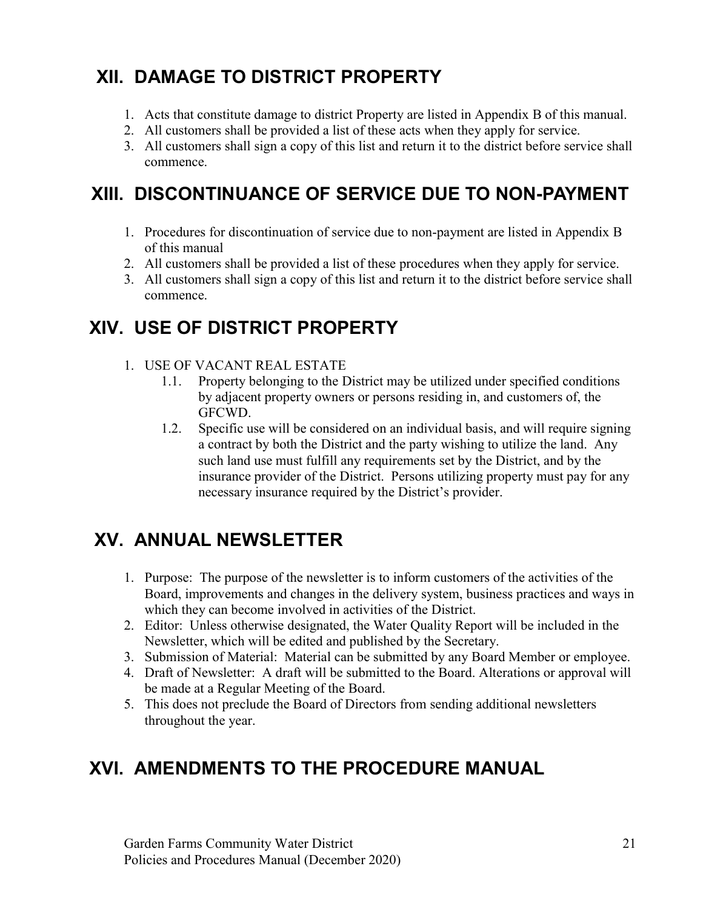## XII. DAMAGE TO DISTRICT PROPERTY

1. Acts that constitute damage to district Property are listed in Appendix B of this manual.
2. All customers shall be provided a list of these acts when they apply for service.
3. All customers shall sign a copy of this list and return it to the district before service shall commence.

## XIII. DISCONTINUANCE OF SERVICE DUE TO NON-PAYMENT

1. Procedures for discontinuation of service due to non-payment are listed in Appendix B of this manual
2. All customers shall be provided a list of these procedures when they apply for service.
3. All customers shall sign a copy of this list and return it to the district before service shall commence.

## XIV. USE OF DISTRICT PROPERTY

1. USE OF VACANT REAL ESTATE
   - 1.1. Property belonging to the District may be utilized under specified conditions by adjacent property owners or persons residing in, and customers of, the GFCWD.
   - 1.2. Specific use will be considered on an individual basis, and will require signing a contract by both the District and the party wishing to utilize the land. Any such land use must fulfill any requirements set by the District, and by the insurance provider of the District. Persons utilizing property must pay for any necessary insurance required by the District's provider.

## XV. ANNUAL NEWSLETTER

1. Purpose: The purpose of the newsletter is to inform customers of the activities of the Board, improvements and changes in the delivery system, business practices and ways in which they can become involved in activities of the District.
2. Editor: Unless otherwise designated, the Water Quality Report will be included in the Newsletter, which will be edited and published by the Secretary.
3. Submission of Material: Material can be submitted by any Board Member or employee.
4. Draft of Newsletter: A draft will be submitted to the Board. Alterations or approval will be made at a Regular Meeting of the Board.
5. This does not preclude the Board of Directors from sending additional newsletters throughout the year.

## XVI. AMENDMENTS TO THE PROCEDURE MANUAL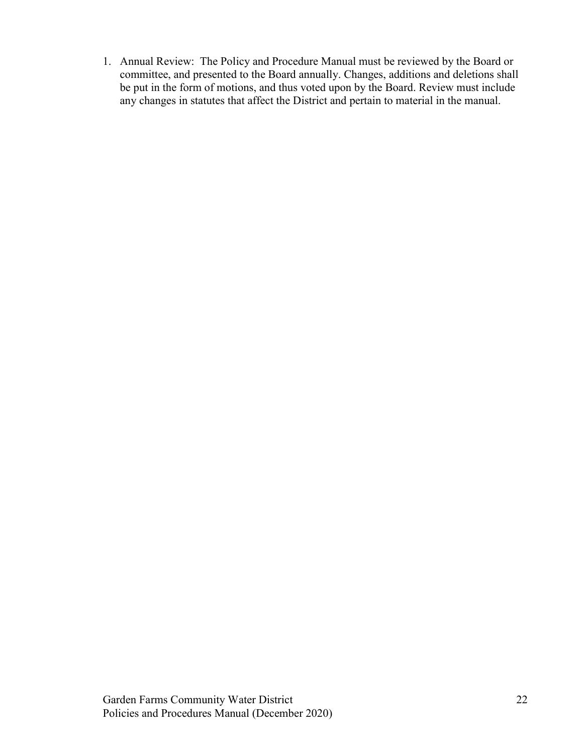1. Annual Review: The Policy and Procedure Manual must be reviewed by the Board or committee, and presented to the Board annually. Changes, additions and deletions shall be put in the form of motions, and thus voted upon by the Board. Review must include any changes in statutes that affect the District and pertain to material in the manual.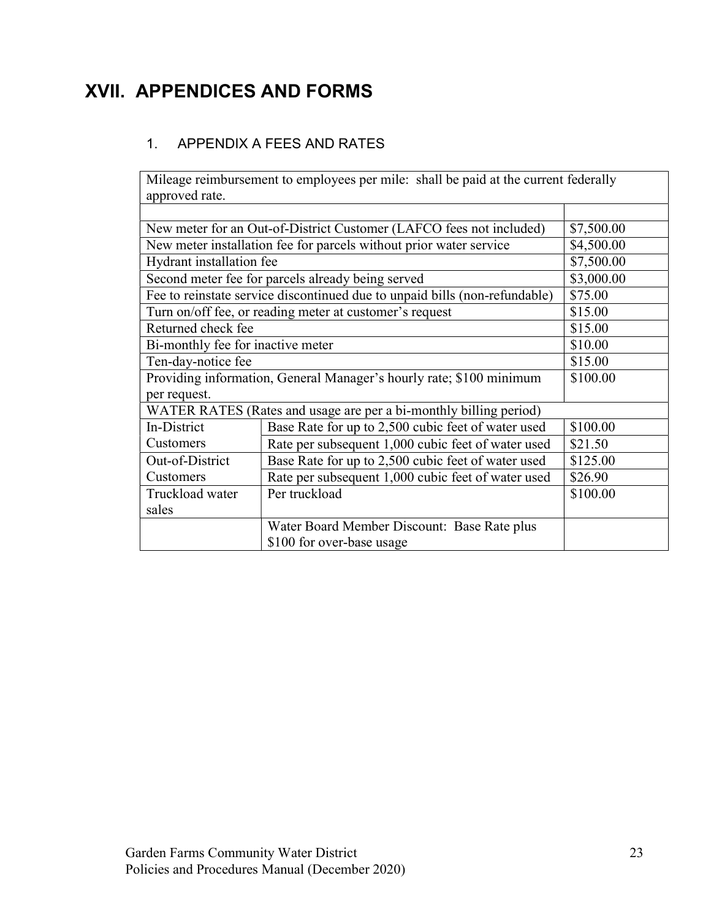# XVII. APPENDICES AND FORMS

## 1. APPENDIX A FEES AND RATES

| | | |
|---|---|---|
| Mileage reimbursement to employees per mile: shall be paid at the current federally approved rate. | | |
| | | |
| New meter for an Out-of-District Customer (LAFCO fees not included) | | $7,500.00 |
| New meter installation fee for parcels without prior water service | | $4,500.00 |
| Hydrant installation fee | | $7,500.00 |
| Second meter fee for parcels already being served | | $3,000.00 |
| Fee to reinstate service discontinued due to unpaid bills (non-refundable) | | $75.00 |
| Turn on/off fee, or reading meter at customer's request | | $15.00 |
| Returned check fee | | $15.00 |
| Bi-monthly fee for inactive meter | | $10.00 |
| Ten-day-notice fee | | $15.00 |
| Providing information, General Manager's hourly rate; $100 minimum per request. | | $100.00 |
| WATER RATES (Rates and usage are per a bi-monthly billing period) | | |
| In-District Customers | Base Rate for up to 2,500 cubic feet of water used | $100.00 |
| | Rate per subsequent 1,000 cubic feet of water used | $21.50 |
| Out-of-District Customers | Base Rate for up to 2,500 cubic feet of water used | $125.00 |
| | Rate per subsequent 1,000 cubic feet of water used | $26.90 |
| Truckload water sales | Per truckload | $100.00 |
| | Water Board Member Discount: Base Rate plus $100 for over-base usage | |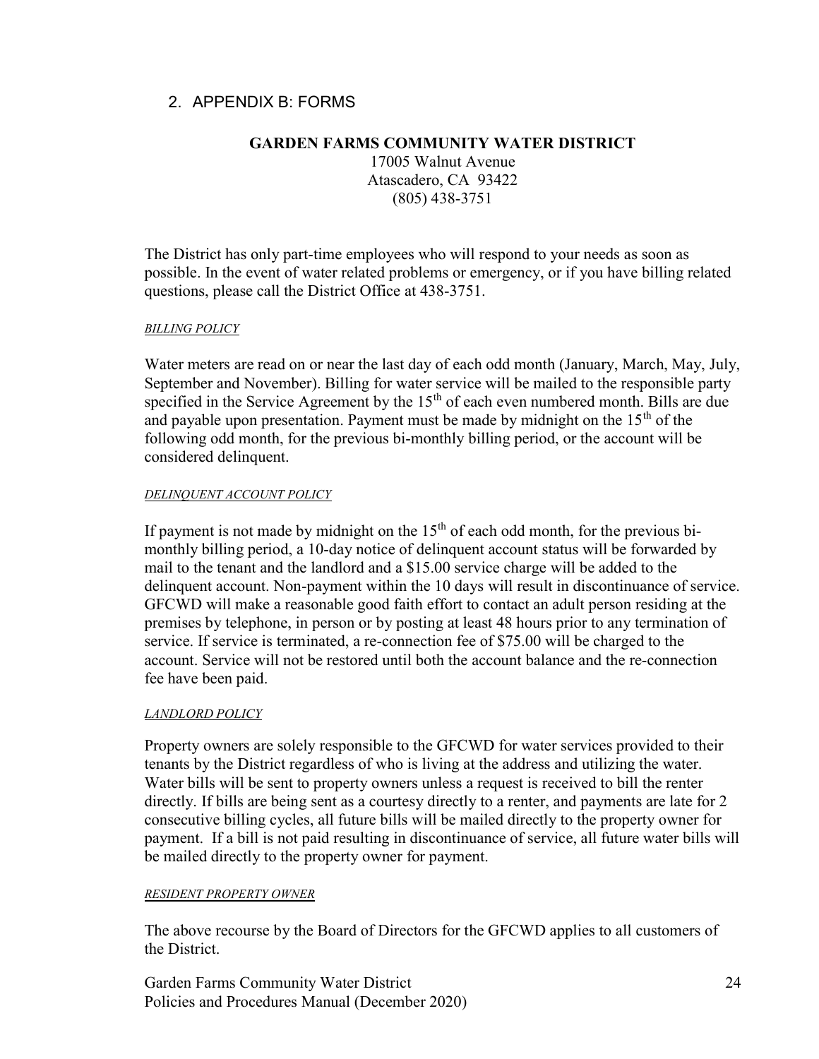## 2. APPENDIX B: FORMS

**GARDEN FARMS COMMUNITY WATER DISTRICT**

17005 Walnut Avenue
Atascadero, CA 93422
(805) 438-3751

The District has only part-time employees who will respond to your needs as soon as possible. In the event of water related problems or emergency, or if you have billing related questions, please call the District Office at 438-3751.

*BILLING POLICY*

Water meters are read on or near the last day of each odd month (January, March, May, July, September and November). Billing for water service will be mailed to the responsible party specified in the Service Agreement by the 15th of each even numbered month. Bills are due and payable upon presentation. Payment must be made by midnight on the 15th of the following odd month, for the previous bi-monthly billing period, or the account will be considered delinquent.

*DELINQUENT ACCOUNT POLICY*

If payment is not made by midnight on the 15th of each odd month, for the previous bi-monthly billing period, a 10-day notice of delinquent account status will be forwarded by mail to the tenant and the landlord and a $15.00 service charge will be added to the delinquent account. Non-payment within the 10 days will result in discontinuance of service. GFCWD will make a reasonable good faith effort to contact an adult person residing at the premises by telephone, in person or by posting at least 48 hours prior to any termination of service. If service is terminated, a re-connection fee of $75.00 will be charged to the account. Service will not be restored until both the account balance and the re-connection fee have been paid.

*LANDLORD POLICY*

Property owners are solely responsible to the GFCWD for water services provided to their tenants by the District regardless of who is living at the address and utilizing the water. Water bills will be sent to property owners unless a request is received to bill the renter directly. If bills are being sent as a courtesy directly to a renter, and payments are late for 2 consecutive billing cycles, all future bills will be mailed directly to the property owner for payment. If a bill is not paid resulting in discontinuance of service, all future water bills will be mailed directly to the property owner for payment.

*RESIDENT PROPERTY OWNER*

The above recourse by the Board of Directors for the GFCWD applies to all customers of the District.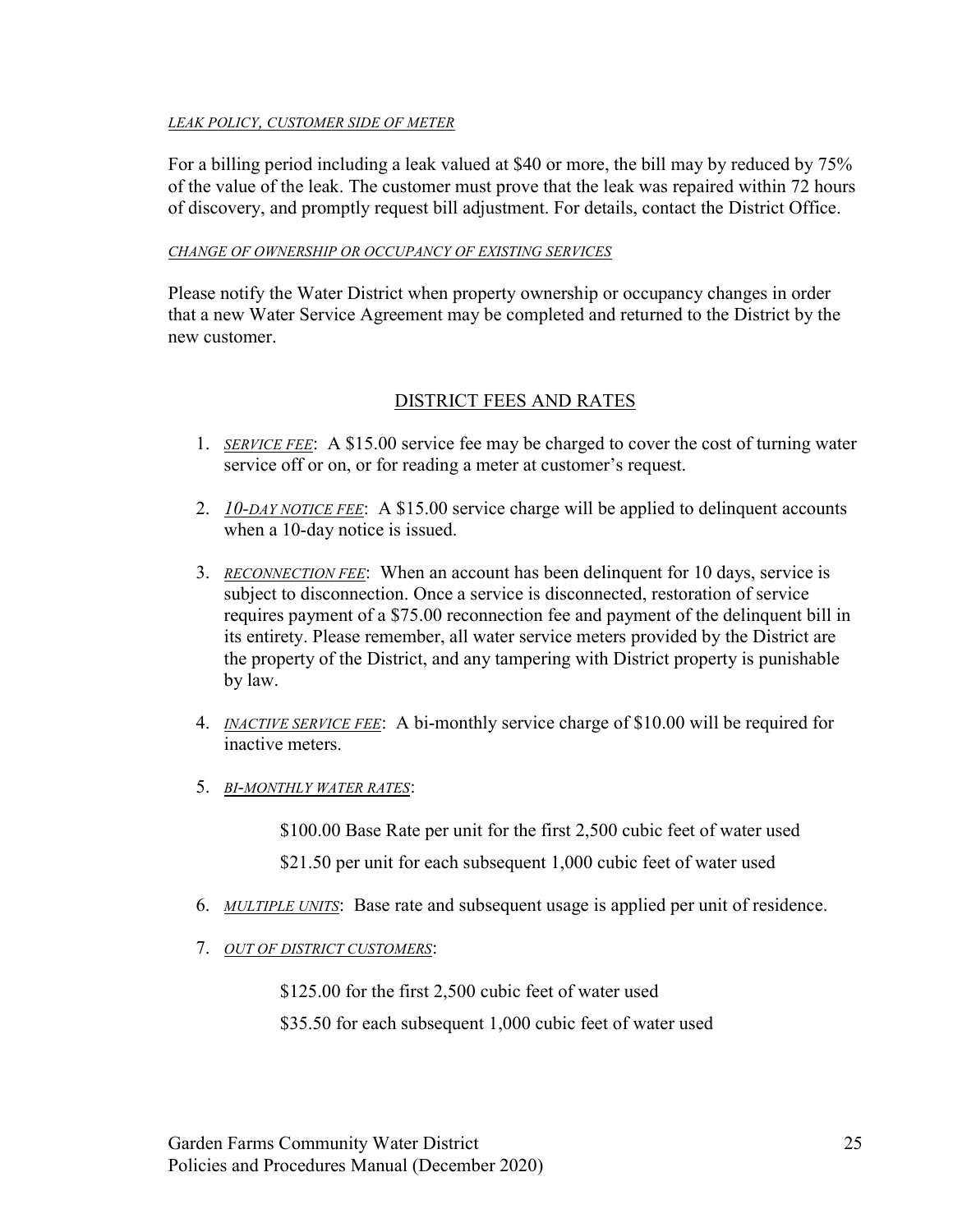*LEAK POLICY, CUSTOMER SIDE OF METER*

For a billing period including a leak valued at $40 or more, the bill may by reduced by 75% of the value of the leak. The customer must prove that the leak was repaired within 72 hours of discovery, and promptly request bill adjustment. For details, contact the District Office.

*CHANGE OF OWNERSHIP OR OCCUPANCY OF EXISTING SERVICES*

Please notify the Water District when property ownership or occupancy changes in order that a new Water Service Agreement may be completed and returned to the District by the new customer.

## DISTRICT FEES AND RATES

1. *SERVICE FEE*: A $15.00 service fee may be charged to cover the cost of turning water service off or on, or for reading a meter at customer's request.

2. *10-DAY NOTICE FEE*: A $15.00 service charge will be applied to delinquent accounts when a 10-day notice is issued.

3. *RECONNECTION FEE*: When an account has been delinquent for 10 days, service is subject to disconnection. Once a service is disconnected, restoration of service requires payment of a $75.00 reconnection fee and payment of the delinquent bill in its entirety. Please remember, all water service meters provided by the District are the property of the District, and any tampering with District property is punishable by law.

4. *INACTIVE SERVICE FEE*: A bi-monthly service charge of $10.00 will be required for inactive meters.

5. *BI-MONTHLY WATER RATES*:

   $100.00 Base Rate per unit for the first 2,500 cubic feet of water used

   $21.50 per unit for each subsequent 1,000 cubic feet of water used

6. *MULTIPLE UNITS*: Base rate and subsequent usage is applied per unit of residence.

7. *OUT OF DISTRICT CUSTOMERS*:

   $125.00 for the first 2,500 cubic feet of water used

   $35.50 for each subsequent 1,000 cubic feet of water used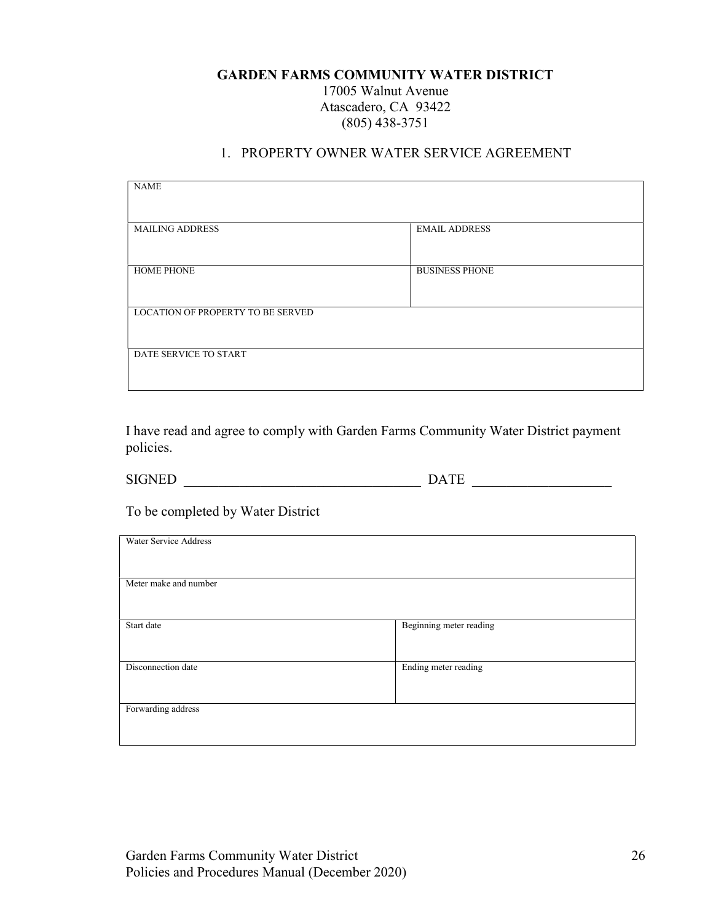**GARDEN FARMS COMMUNITY WATER DISTRICT**
17005 Walnut Avenue
Atascadero, CA 93422
(805) 438-3751

1. PROPERTY OWNER WATER SERVICE AGREEMENT

| NAME | |
|---|---|
| MAILING ADDRESS | EMAIL ADDRESS |
| HOME PHONE | BUSINESS PHONE |
| LOCATION OF PROPERTY TO BE SERVED | |
| DATE SERVICE TO START | |

I have read and agree to comply with Garden Farms Community Water District payment policies.

SIGNED \_\_\_\_\_\_\_\_\_\_\_\_\_\_\_\_\_\_\_\_\_\_\_\_\_\_\_\_\_\_\_\_\_\_ DATE \_\_\_\_\_\_\_\_\_\_\_\_\_\_\_\_\_\_\_\_

To be completed by Water District

| Water Service Address | |
|---|---|
| Meter make and number | |
| Start date | Beginning meter reading |
| Disconnection date | Ending meter reading |
| Forwarding address | |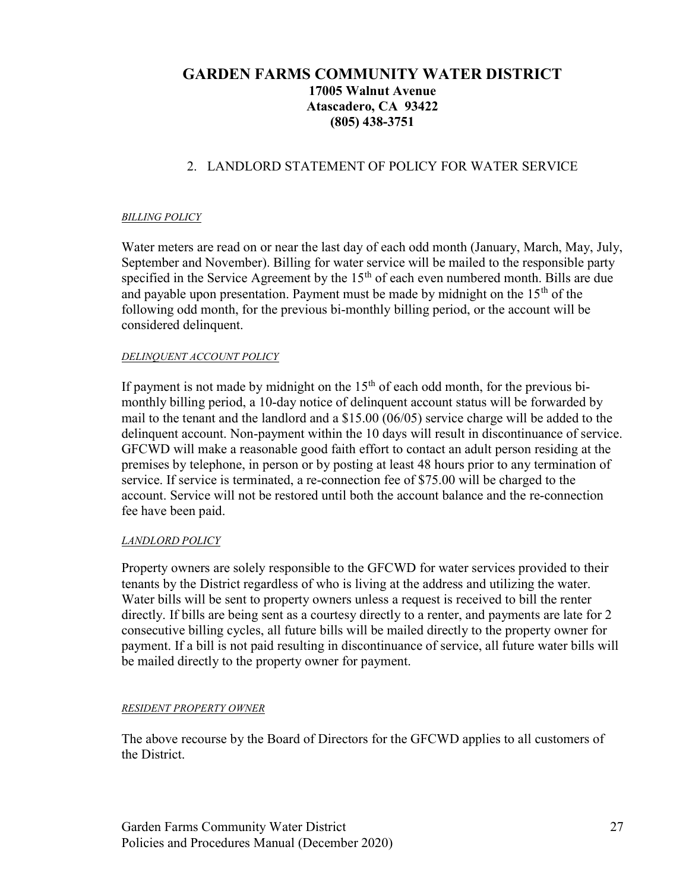# GARDEN FARMS COMMUNITY WATER DISTRICT

**17005 Walnut Avenue**
**Atascadero, CA 93422**
**(805) 438-3751**

## 2. LANDLORD STATEMENT OF POLICY FOR WATER SERVICE

*BILLING POLICY*

Water meters are read on or near the last day of each odd month (January, March, May, July, September and November). Billing for water service will be mailed to the responsible party specified in the Service Agreement by the 15th of each even numbered month. Bills are due and payable upon presentation. Payment must be made by midnight on the 15th of the following odd month, for the previous bi-monthly billing period, or the account will be considered delinquent.

*DELINQUENT ACCOUNT POLICY*

If payment is not made by midnight on the 15th of each odd month, for the previous bi-monthly billing period, a 10-day notice of delinquent account status will be forwarded by mail to the tenant and the landlord and a $15.00 (06/05) service charge will be added to the delinquent account. Non-payment within the 10 days will result in discontinuance of service. GFCWD will make a reasonable good faith effort to contact an adult person residing at the premises by telephone, in person or by posting at least 48 hours prior to any termination of service. If service is terminated, a re-connection fee of $75.00 will be charged to the account. Service will not be restored until both the account balance and the re-connection fee have been paid.

*LANDLORD POLICY*

Property owners are solely responsible to the GFCWD for water services provided to their tenants by the District regardless of who is living at the address and utilizing the water. Water bills will be sent to property owners unless a request is received to bill the renter directly. If bills are being sent as a courtesy directly to a renter, and payments are late for 2 consecutive billing cycles, all future bills will be mailed directly to the property owner for payment. If a bill is not paid resulting in discontinuance of service, all future water bills will be mailed directly to the property owner for payment.

*RESIDENT PROPERTY OWNER*

The above recourse by the Board of Directors for the GFCWD applies to all customers of the District.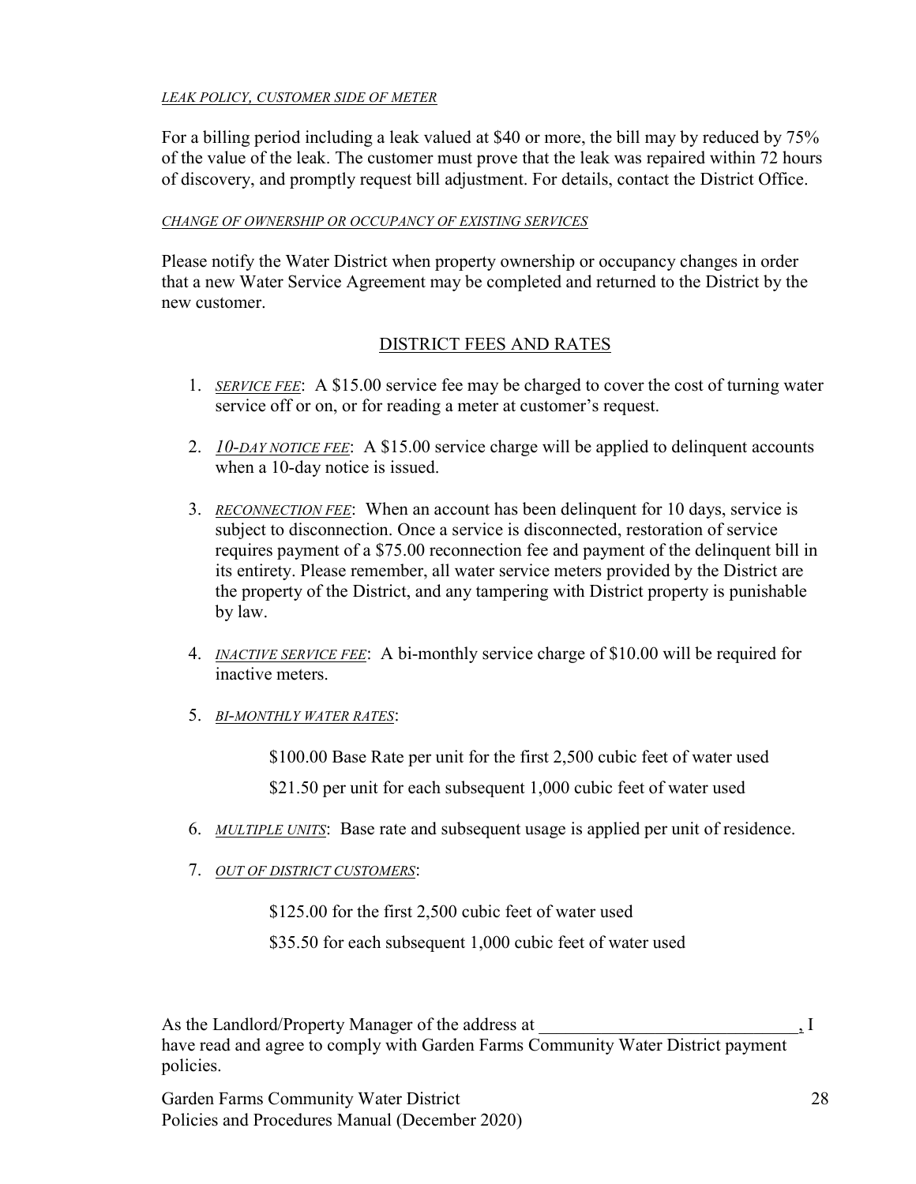*LEAK POLICY, CUSTOMER SIDE OF METER*

For a billing period including a leak valued at $40 or more, the bill may by reduced by 75% of the value of the leak. The customer must prove that the leak was repaired within 72 hours of discovery, and promptly request bill adjustment. For details, contact the District Office.

*CHANGE OF OWNERSHIP OR OCCUPANCY OF EXISTING SERVICES*

Please notify the Water District when property ownership or occupancy changes in order that a new Water Service Agreement may be completed and returned to the District by the new customer.

## DISTRICT FEES AND RATES

1. *SERVICE FEE*: A $15.00 service fee may be charged to cover the cost of turning water service off or on, or for reading a meter at customer's request.

2. *10-DAY NOTICE FEE*: A $15.00 service charge will be applied to delinquent accounts when a 10-day notice is issued.

3. *RECONNECTION FEE*: When an account has been delinquent for 10 days, service is subject to disconnection. Once a service is disconnected, restoration of service requires payment of a $75.00 reconnection fee and payment of the delinquent bill in its entirety. Please remember, all water service meters provided by the District are the property of the District, and any tampering with District property is punishable by law.

4. *INACTIVE SERVICE FEE*: A bi-monthly service charge of $10.00 will be required for inactive meters.

5. *BI-MONTHLY WATER RATES*:

   $100.00 Base Rate per unit for the first 2,500 cubic feet of water used

   $21.50 per unit for each subsequent 1,000 cubic feet of water used

6. *MULTIPLE UNITS*: Base rate and subsequent usage is applied per unit of residence.

7. *OUT OF DISTRICT CUSTOMERS*:

   $125.00 for the first 2,500 cubic feet of water used

   $35.50 for each subsequent 1,000 cubic feet of water used

As the Landlord/Property Manager of the address at ______________________________, I have read and agree to comply with Garden Farms Community Water District payment policies.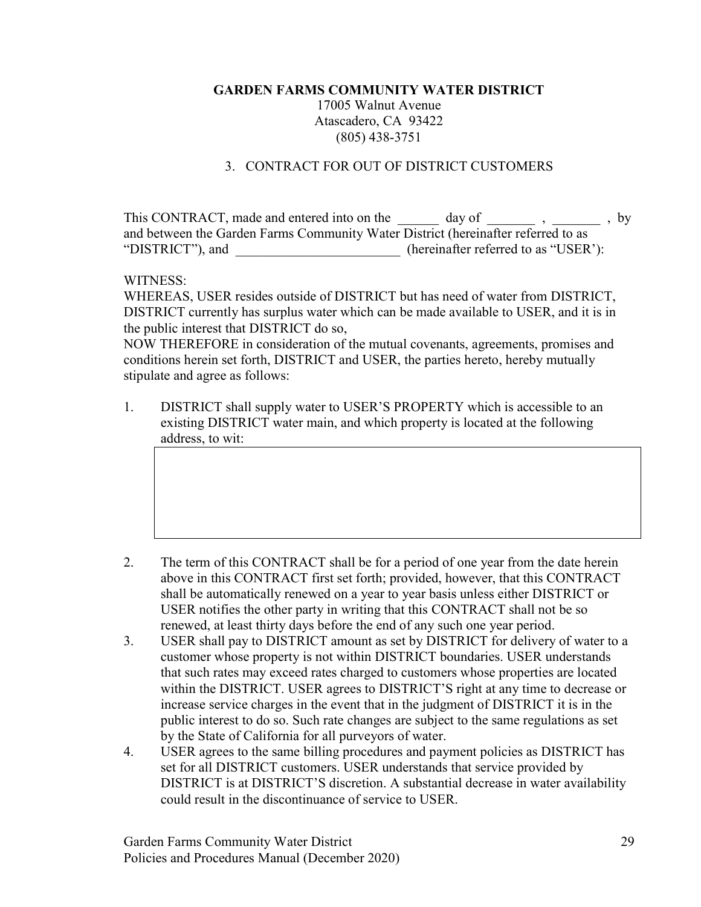**GARDEN FARMS COMMUNITY WATER DISTRICT**
17005 Walnut Avenue
Atascadero, CA 93422
(805) 438-3751

3. CONTRACT FOR OUT OF DISTRICT CUSTOMERS

This CONTRACT, made and entered into on the ______ day of _______ , _______ , by and between the Garden Farms Community Water District (hereinafter referred to as "DISTRICT"), and ________________________ (hereinafter referred to as "USER'):

WITNESS:
WHEREAS, USER resides outside of DISTRICT but has need of water from DISTRICT, DISTRICT currently has surplus water which can be made available to USER, and it is in the public interest that DISTRICT do so,
NOW THEREFORE in consideration of the mutual covenants, agreements, promises and conditions herein set forth, DISTRICT and USER, the parties hereto, hereby mutually stipulate and agree as follows:

1. DISTRICT shall supply water to USER'S PROPERTY which is accessible to an existing DISTRICT water main, and which property is located at the following address, to wit:

2. The term of this CONTRACT shall be for a period of one year from the date herein above in this CONTRACT first set forth; provided, however, that this CONTRACT shall be automatically renewed on a year to year basis unless either DISTRICT or USER notifies the other party in writing that this CONTRACT shall not be so renewed, at least thirty days before the end of any such one year period.
3. USER shall pay to DISTRICT amount as set by DISTRICT for delivery of water to a customer whose property is not within DISTRICT boundaries. USER understands that such rates may exceed rates charged to customers whose properties are located within the DISTRICT. USER agrees to DISTRICT'S right at any time to decrease or increase service charges in the event that in the judgment of DISTRICT it is in the public interest to do so. Such rate changes are subject to the same regulations as set by the State of California for all purveyors of water.
4. USER agrees to the same billing procedures and payment policies as DISTRICT has set for all DISTRICT customers. USER understands that service provided by DISTRICT is at DISTRICT'S discretion. A substantial decrease in water availability could result in the discontinuance of service to USER.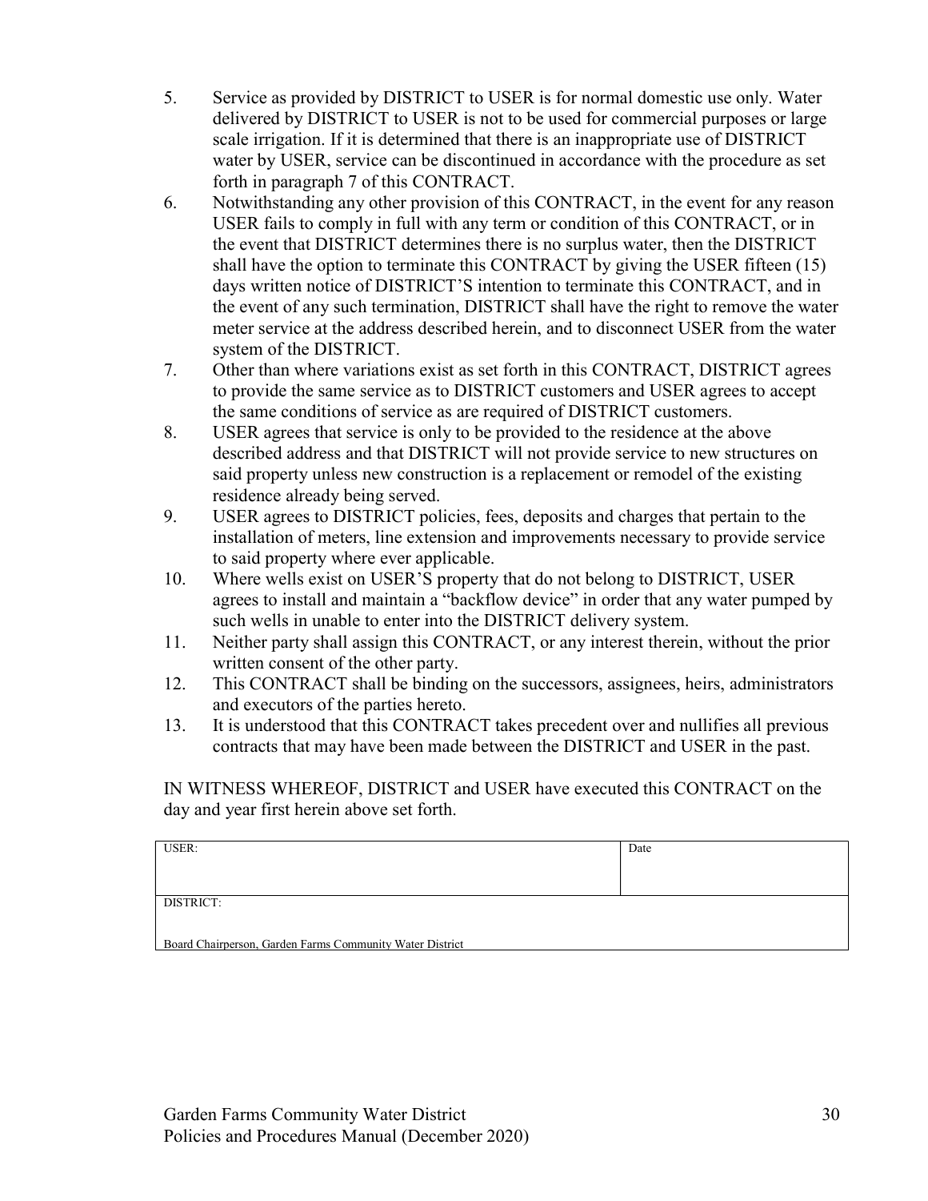5. Service as provided by DISTRICT to USER is for normal domestic use only. Water delivered by DISTRICT to USER is not to be used for commercial purposes or large scale irrigation. If it is determined that there is an inappropriate use of DISTRICT water by USER, service can be discontinued in accordance with the procedure as set forth in paragraph 7 of this CONTRACT.
6. Notwithstanding any other provision of this CONTRACT, in the event for any reason USER fails to comply in full with any term or condition of this CONTRACT, or in the event that DISTRICT determines there is no surplus water, then the DISTRICT shall have the option to terminate this CONTRACT by giving the USER fifteen (15) days written notice of DISTRICT'S intention to terminate this CONTRACT, and in the event of any such termination, DISTRICT shall have the right to remove the water meter service at the address described herein, and to disconnect USER from the water system of the DISTRICT.
7. Other than where variations exist as set forth in this CONTRACT, DISTRICT agrees to provide the same service as to DISTRICT customers and USER agrees to accept the same conditions of service as are required of DISTRICT customers.
8. USER agrees that service is only to be provided to the residence at the above described address and that DISTRICT will not provide service to new structures on said property unless new construction is a replacement or remodel of the existing residence already being served.
9. USER agrees to DISTRICT policies, fees, deposits and charges that pertain to the installation of meters, line extension and improvements necessary to provide service to said property where ever applicable.
10. Where wells exist on USER'S property that do not belong to DISTRICT, USER agrees to install and maintain a "backflow device" in order that any water pumped by such wells in unable to enter into the DISTRICT delivery system.
11. Neither party shall assign this CONTRACT, or any interest therein, without the prior written consent of the other party.
12. This CONTRACT shall be binding on the successors, assignees, heirs, administrators and executors of the parties hereto.
13. It is understood that this CONTRACT takes precedent over and nullifies all previous contracts that may have been made between the DISTRICT and USER in the past.

IN WITNESS WHEREOF, DISTRICT and USER have executed this CONTRACT on the day and year first herein above set forth.

| USER: | Date |
|---|---|
| DISTRICT:<br><br>Board Chairperson, Garden Farms Community Water District | |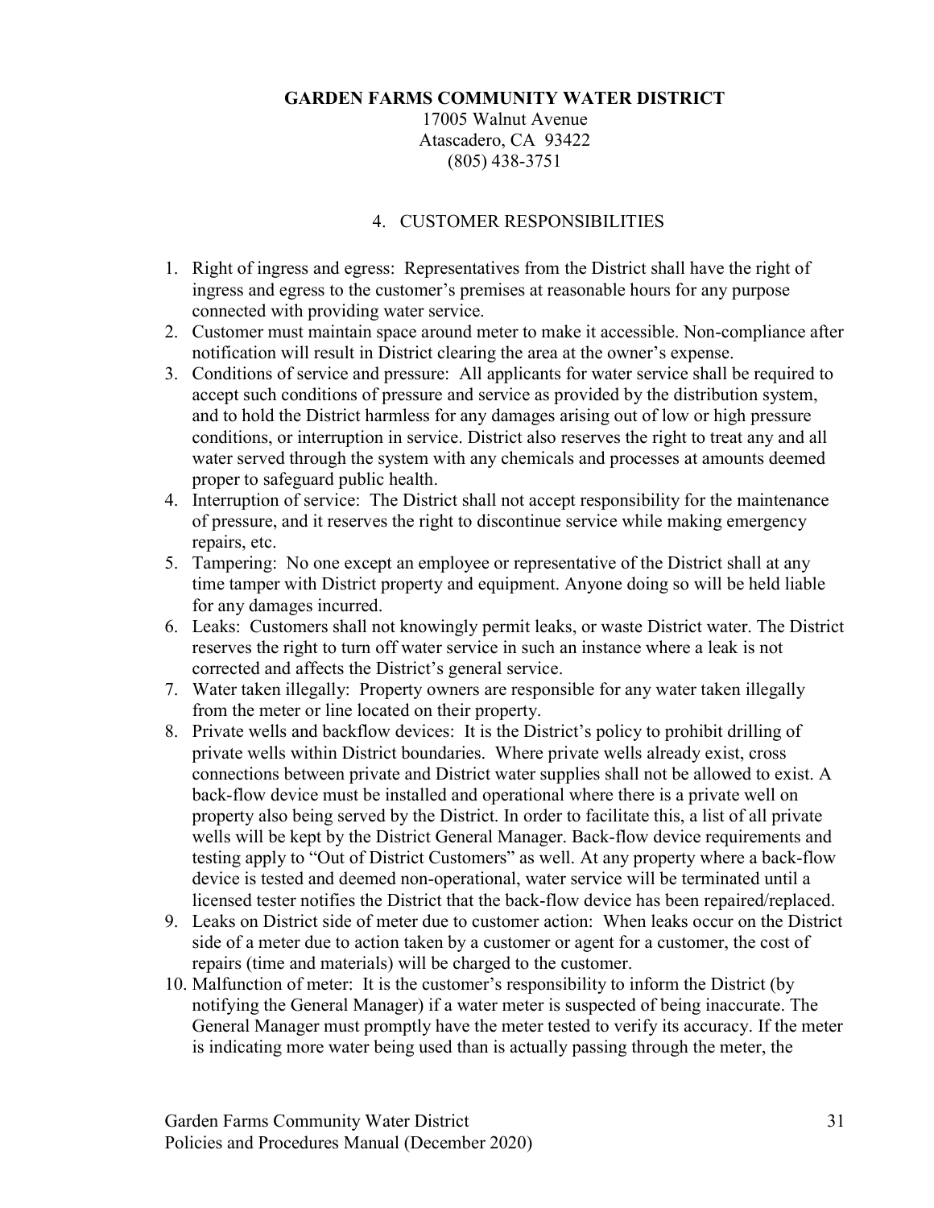**GARDEN FARMS COMMUNITY WATER DISTRICT**
17005 Walnut Avenue
Atascadero, CA 93422
(805) 438-3751

## 4. CUSTOMER RESPONSIBILITIES

1. Right of ingress and egress: Representatives from the District shall have the right of ingress and egress to the customer's premises at reasonable hours for any purpose connected with providing water service.
2. Customer must maintain space around meter to make it accessible. Non-compliance after notification will result in District clearing the area at the owner's expense.
3. Conditions of service and pressure: All applicants for water service shall be required to accept such conditions of pressure and service as provided by the distribution system, and to hold the District harmless for any damages arising out of low or high pressure conditions, or interruption in service. District also reserves the right to treat any and all water served through the system with any chemicals and processes at amounts deemed proper to safeguard public health.
4. Interruption of service: The District shall not accept responsibility for the maintenance of pressure, and it reserves the right to discontinue service while making emergency repairs, etc.
5. Tampering: No one except an employee or representative of the District shall at any time tamper with District property and equipment. Anyone doing so will be held liable for any damages incurred.
6. Leaks: Customers shall not knowingly permit leaks, or waste District water. The District reserves the right to turn off water service in such an instance where a leak is not corrected and affects the District's general service.
7. Water taken illegally: Property owners are responsible for any water taken illegally from the meter or line located on their property.
8. Private wells and backflow devices: It is the District's policy to prohibit drilling of private wells within District boundaries. Where private wells already exist, cross connections between private and District water supplies shall not be allowed to exist. A back-flow device must be installed and operational where there is a private well on property also being served by the District. In order to facilitate this, a list of all private wells will be kept by the District General Manager. Back-flow device requirements and testing apply to "Out of District Customers" as well. At any property where a back-flow device is tested and deemed non-operational, water service will be terminated until a licensed tester notifies the District that the back-flow device has been repaired/replaced.
9. Leaks on District side of meter due to customer action: When leaks occur on the District side of a meter due to action taken by a customer or agent for a customer, the cost of repairs (time and materials) will be charged to the customer.
10. Malfunction of meter: It is the customer's responsibility to inform the District (by notifying the General Manager) if a water meter is suspected of being inaccurate. The General Manager must promptly have the meter tested to verify its accuracy. If the meter is indicating more water being used than is actually passing through the meter, the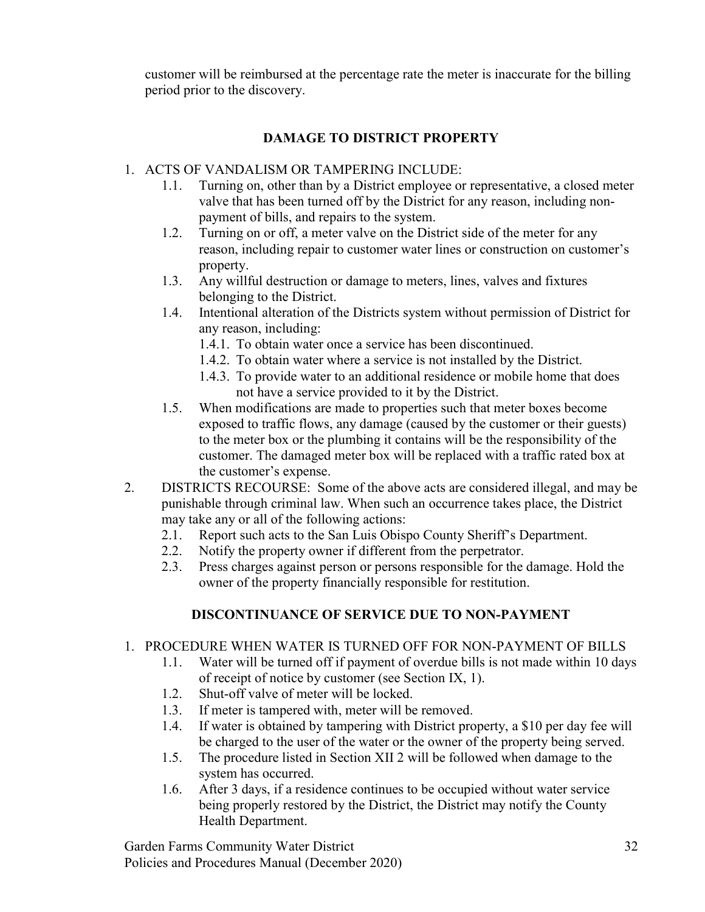customer will be reimbursed at the percentage rate the meter is inaccurate for the billing period prior to the discovery.

## DAMAGE TO DISTRICT PROPERTY

1. ACTS OF VANDALISM OR TAMPERING INCLUDE:
   - 1.1. Turning on, other than by a District employee or representative, a closed meter valve that has been turned off by the District for any reason, including non-payment of bills, and repairs to the system.
   - 1.2. Turning on or off, a meter valve on the District side of the meter for any reason, including repair to customer water lines or construction on customer's property.
   - 1.3. Any willful destruction or damage to meters, lines, valves and fixtures belonging to the District.
   - 1.4. Intentional alteration of the Districts system without permission of District for any reason, including:
     - 1.4.1. To obtain water once a service has been discontinued.
     - 1.4.2. To obtain water where a service is not installed by the District.
     - 1.4.3. To provide water to an additional residence or mobile home that does not have a service provided to it by the District.
   - 1.5. When modifications are made to properties such that meter boxes become exposed to traffic flows, any damage (caused by the customer or their guests) to the meter box or the plumbing it contains will be the responsibility of the customer. The damaged meter box will be replaced with a traffic rated box at the customer's expense.
2. DISTRICTS RECOURSE: Some of the above acts are considered illegal, and may be punishable through criminal law. When such an occurrence takes place, the District may take any or all of the following actions:
   - 2.1. Report such acts to the San Luis Obispo County Sheriff's Department.
   - 2.2. Notify the property owner if different from the perpetrator.
   - 2.3. Press charges against person or persons responsible for the damage. Hold the owner of the property financially responsible for restitution.

## DISCONTINUANCE OF SERVICE DUE TO NON-PAYMENT

1. PROCEDURE WHEN WATER IS TURNED OFF FOR NON-PAYMENT OF BILLS
   - 1.1. Water will be turned off if payment of overdue bills is not made within 10 days of receipt of notice by customer (see Section IX, 1).
   - 1.2. Shut-off valve of meter will be locked.
   - 1.3. If meter is tampered with, meter will be removed.
   - 1.4. If water is obtained by tampering with District property, a $10 per day fee will be charged to the user of the water or the owner of the property being served.
   - 1.5. The procedure listed in Section XII 2 will be followed when damage to the system has occurred.
   - 1.6. After 3 days, if a residence continues to be occupied without water service being properly restored by the District, the District may notify the County Health Department.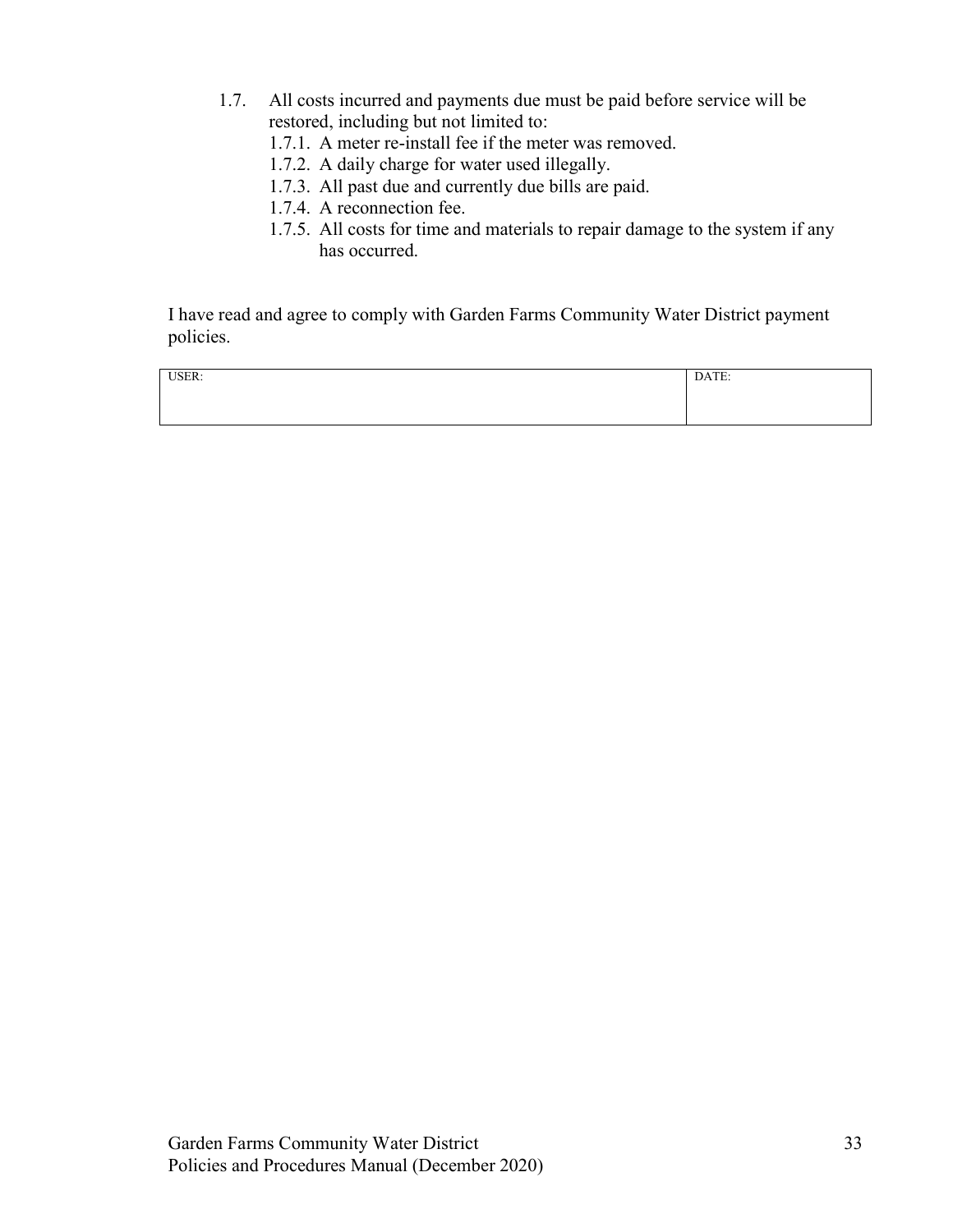1.7. All costs incurred and payments due must be paid before service will be restored, including but not limited to:

   1.7.1. A meter re-install fee if the meter was removed.
   
   1.7.2. A daily charge for water used illegally.
   
   1.7.3. All past due and currently due bills are paid.
   
   1.7.4. A reconnection fee.
   
   1.7.5. All costs for time and materials to repair damage to the system if any has occurred.

I have read and agree to comply with Garden Farms Community Water District payment policies.

| USER: | DATE: |
|---|---|
| | |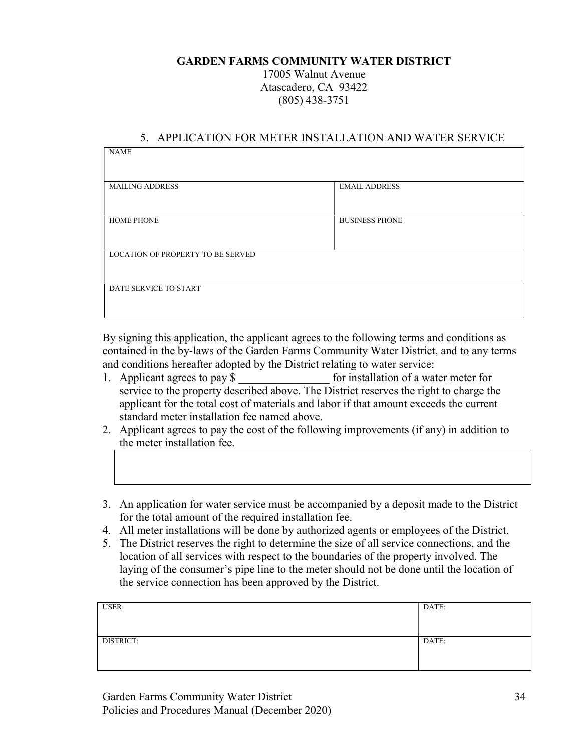**GARDEN FARMS COMMUNITY WATER DISTRICT**
17005 Walnut Avenue
Atascadero, CA 93422
(805) 438-3751

## 5. APPLICATION FOR METER INSTALLATION AND WATER SERVICE

| NAME | |
|---|---|
| MAILING ADDRESS | EMAIL ADDRESS |
| HOME PHONE | BUSINESS PHONE |
| LOCATION OF PROPERTY TO BE SERVED | |
| DATE SERVICE TO START | |

By signing this application, the applicant agrees to the following terms and conditions as contained in the by-laws of the Garden Farms Community Water District, and to any terms and conditions hereafter adopted by the District relating to water service:

1. Applicant agrees to pay $ ________________ for installation of a water meter for service to the property described above. The District reserves the right to charge the applicant for the total cost of materials and labor if that amount exceeds the current standard meter installation fee named above.
2. Applicant agrees to pay the cost of the following improvements (if any) in addition to the meter installation fee.

| |
|---|
| |

3. An application for water service must be accompanied by a deposit made to the District for the total amount of the required installation fee.
4. All meter installations will be done by authorized agents or employees of the District.
5. The District reserves the right to determine the size of all service connections, and the location of all services with respect to the boundaries of the property involved. The laying of the consumer's pipe line to the meter should not be done until the location of the service connection has been approved by the District.

| USER: | DATE: |
|---|---|
| DISTRICT: | DATE: |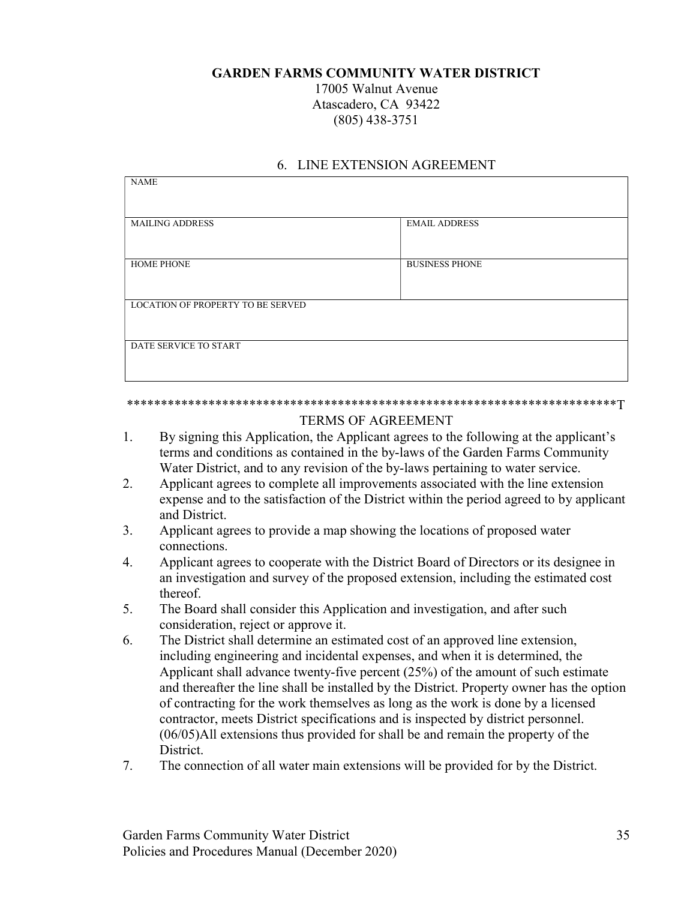**GARDEN FARMS COMMUNITY WATER DISTRICT**

17005 Walnut Avenue
Atascadero, CA 93422
(805) 438-3751

## 6. LINE EXTENSION AGREEMENT

| NAME | |
|---|---|
| MAILING ADDRESS | EMAIL ADDRESS |
| HOME PHONE | BUSINESS PHONE |
| LOCATION OF PROPERTY TO BE SERVED | |
| DATE SERVICE TO START | |

************************************************************************T

TERMS OF AGREEMENT

1. By signing this Application, the Applicant agrees to the following at the applicant's terms and conditions as contained in the by-laws of the Garden Farms Community Water District, and to any revision of the by-laws pertaining to water service.
2. Applicant agrees to complete all improvements associated with the line extension expense and to the satisfaction of the District within the period agreed to by applicant and District.
3. Applicant agrees to provide a map showing the locations of proposed water connections.
4. Applicant agrees to cooperate with the District Board of Directors or its designee in an investigation and survey of the proposed extension, including the estimated cost thereof.
5. The Board shall consider this Application and investigation, and after such consideration, reject or approve it.
6. The District shall determine an estimated cost of an approved line extension, including engineering and incidental expenses, and when it is determined, the Applicant shall advance twenty-five percent (25%) of the amount of such estimate and thereafter the line shall be installed by the District. Property owner has the option of contracting for the work themselves as long as the work is done by a licensed contractor, meets District specifications and is inspected by district personnel. (06/05)All extensions thus provided for shall be and remain the property of the District.
7. The connection of all water main extensions will be provided for by the District.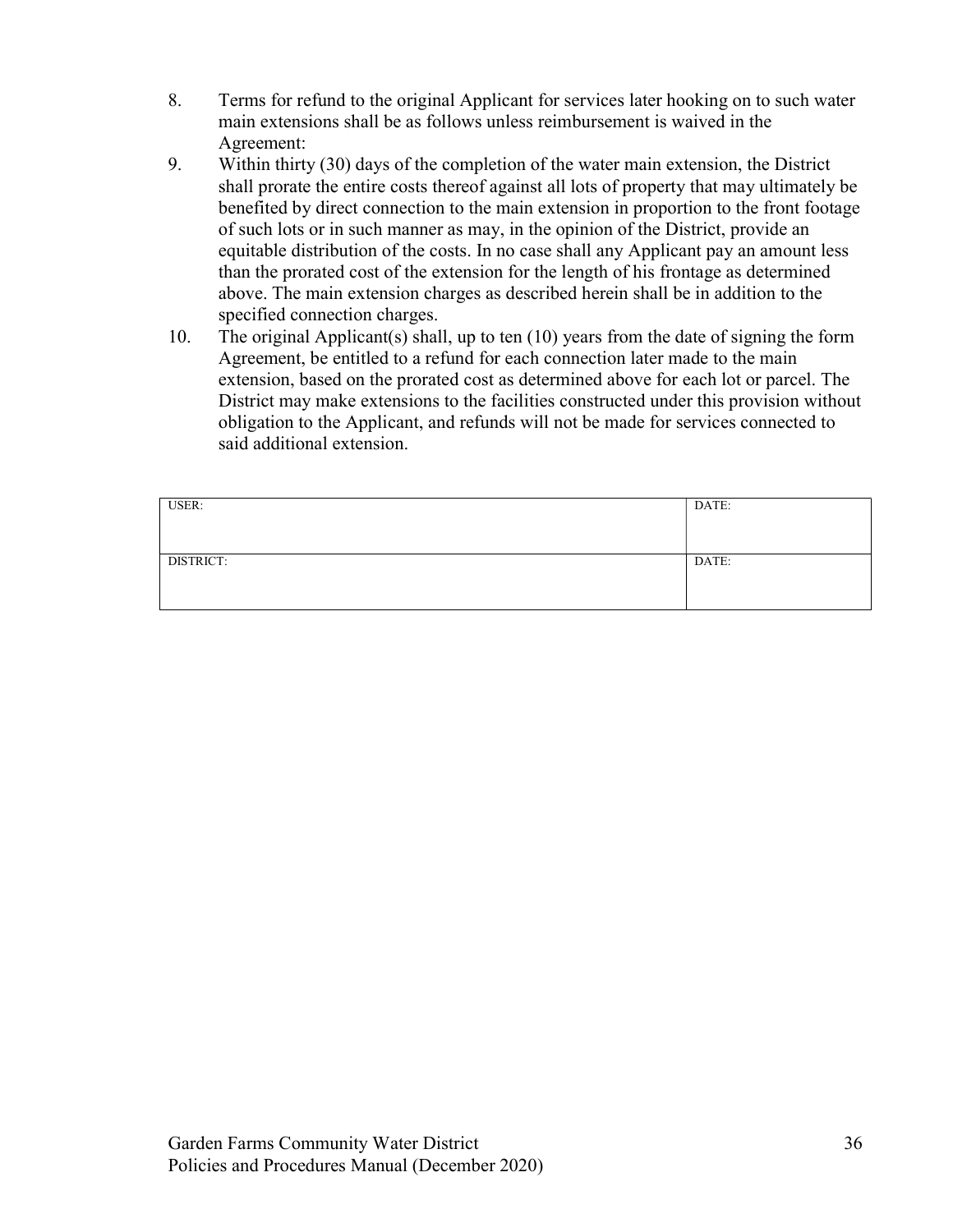8. Terms for refund to the original Applicant for services later hooking on to such water main extensions shall be as follows unless reimbursement is waived in the Agreement:
9. Within thirty (30) days of the completion of the water main extension, the District shall prorate the entire costs thereof against all lots of property that may ultimately be benefited by direct connection to the main extension in proportion to the front footage of such lots or in such manner as may, in the opinion of the District, provide an equitable distribution of the costs. In no case shall any Applicant pay an amount less than the prorated cost of the extension for the length of his frontage as determined above. The main extension charges as described herein shall be in addition to the specified connection charges.
10. The original Applicant(s) shall, up to ten (10) years from the date of signing the form Agreement, be entitled to a refund for each connection later made to the main extension, based on the prorated cost as determined above for each lot or parcel. The District may make extensions to the facilities constructed under this provision without obligation to the Applicant, and refunds will not be made for services connected to said additional extension.

| USER: | DATE: |
|---|---|
| DISTRICT: | DATE: |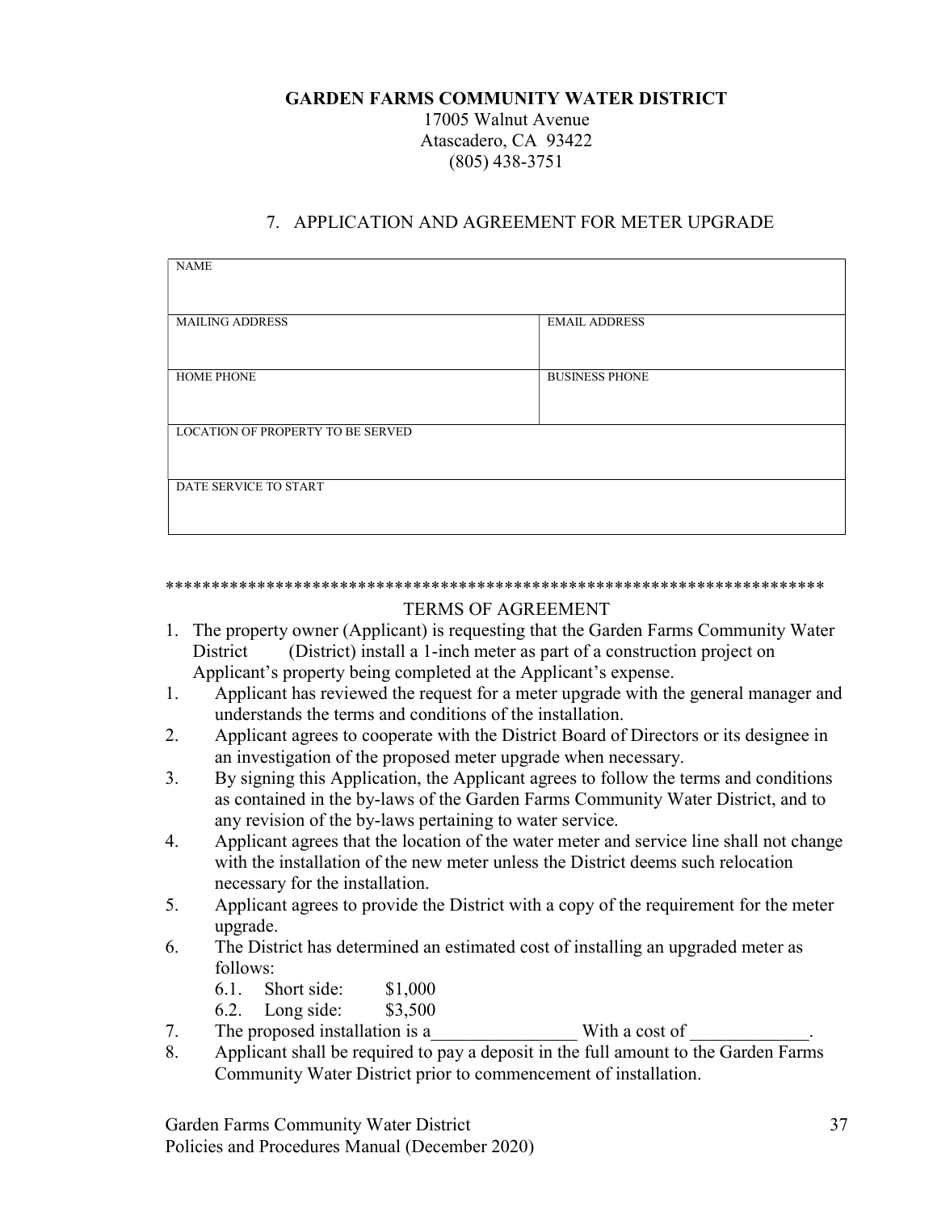**GARDEN FARMS COMMUNITY WATER DISTRICT**
17005 Walnut Avenue
Atascadero, CA 93422
(805) 438-3751

## 7. APPLICATION AND AGREEMENT FOR METER UPGRADE

| NAME | |
|---|---|
| MAILING ADDRESS | EMAIL ADDRESS |
| HOME PHONE | BUSINESS PHONE |
| LOCATION OF PROPERTY TO BE SERVED | |
| DATE SERVICE TO START | |

************************************************************************

TERMS OF AGREEMENT

1. The property owner (Applicant) is requesting that the Garden Farms Community Water District (District) install a 1-inch meter as part of a construction project on Applicant's property being completed at the Applicant's expense.

1. Applicant has reviewed the request for a meter upgrade with the general manager and understands the terms and conditions of the installation.
2. Applicant agrees to cooperate with the District Board of Directors or its designee in an investigation of the proposed meter upgrade when necessary.
3. By signing this Application, the Applicant agrees to follow the terms and conditions as contained in the by-laws of the Garden Farms Community Water District, and to any revision of the by-laws pertaining to water service.
4. Applicant agrees that the location of the water meter and service line shall not change with the installation of the new meter unless the District deems such relocation necessary for the installation.
5. Applicant agrees to provide the District with a copy of the requirement for the meter upgrade.
6. The District has determined an estimated cost of installing an upgraded meter as follows:
   - 6.1. Short side: $1,000
   - 6.2. Long side: $3,500
7. The proposed installation is a_______________ With a cost of ____________.
8. Applicant shall be required to pay a deposit in the full amount to the Garden Farms Community Water District prior to commencement of installation.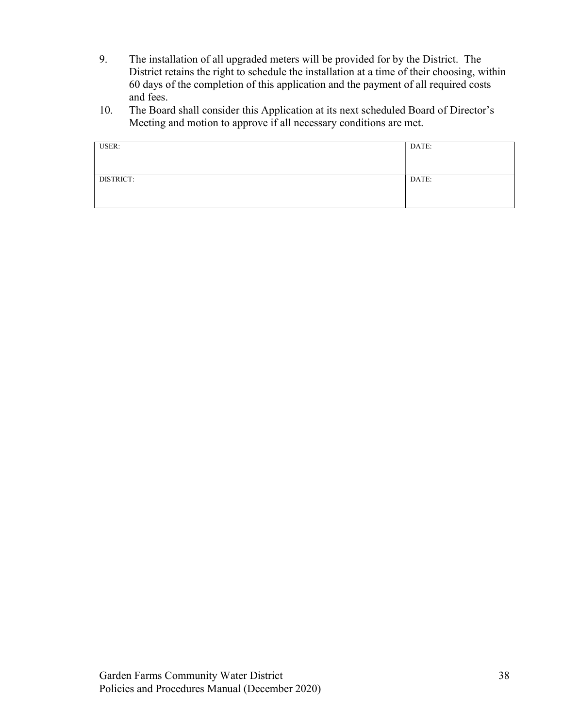9. The installation of all upgraded meters will be provided for by the District. The District retains the right to schedule the installation at a time of their choosing, within 60 days of the completion of this application and the payment of all required costs and fees.
10. The Board shall consider this Application at its next scheduled Board of Director's Meeting and motion to approve if all necessary conditions are met.

| USER: | DATE: |
|---|---|
| DISTRICT: | DATE: |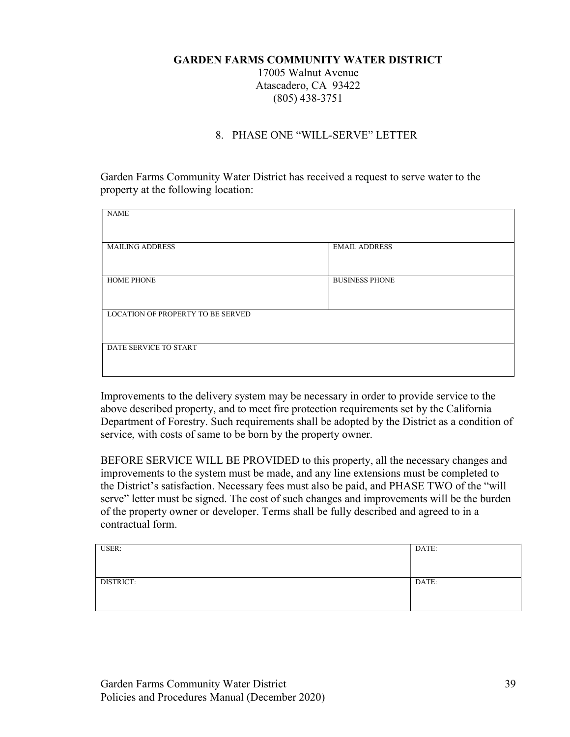**GARDEN FARMS COMMUNITY WATER DISTRICT**
17005 Walnut Avenue
Atascadero, CA 93422
(805) 438-3751

## 8. PHASE ONE "WILL-SERVE" LETTER

Garden Farms Community Water District has received a request to serve water to the property at the following location:

| NAME | |
|---|---|
| MAILING ADDRESS | EMAIL ADDRESS |
| HOME PHONE | BUSINESS PHONE |
| LOCATION OF PROPERTY TO BE SERVED | |
| DATE SERVICE TO START | |

Improvements to the delivery system may be necessary in order to provide service to the above described property, and to meet fire protection requirements set by the California Department of Forestry. Such requirements shall be adopted by the District as a condition of service, with costs of same to be born by the property owner.

BEFORE SERVICE WILL BE PROVIDED to this property, all the necessary changes and improvements to the system must be made, and any line extensions must be completed to the District's satisfaction. Necessary fees must also be paid, and PHASE TWO of the "will serve" letter must be signed. The cost of such changes and improvements will be the burden of the property owner or developer. Terms shall be fully described and agreed to in a contractual form.

| USER: | DATE: |
|---|---|
| DISTRICT: | DATE: |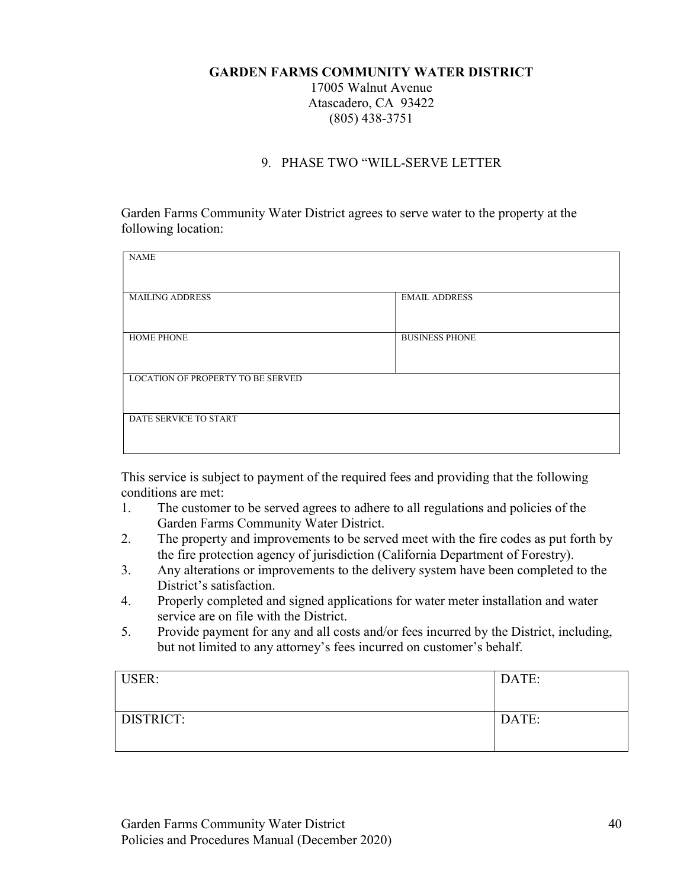**GARDEN FARMS COMMUNITY WATER DISTRICT**
17005 Walnut Avenue
Atascadero, CA 93422
(805) 438-3751

## 9. PHASE TWO "WILL-SERVE LETTER

Garden Farms Community Water District agrees to serve water to the property at the following location:

| NAME | |
|---|---|
| MAILING ADDRESS | EMAIL ADDRESS |
| HOME PHONE | BUSINESS PHONE |
| LOCATION OF PROPERTY TO BE SERVED | |
| DATE SERVICE TO START | |

This service is subject to payment of the required fees and providing that the following conditions are met:

1. The customer to be served agrees to adhere to all regulations and policies of the Garden Farms Community Water District.
2. The property and improvements to be served meet with the fire codes as put forth by the fire protection agency of jurisdiction (California Department of Forestry).
3. Any alterations or improvements to the delivery system have been completed to the District's satisfaction.
4. Properly completed and signed applications for water meter installation and water service are on file with the District.
5. Provide payment for any and all costs and/or fees incurred by the District, including, but not limited to any attorney's fees incurred on customer's behalf.

| USER: | DATE: |
|---|---|
| DISTRICT: | DATE: |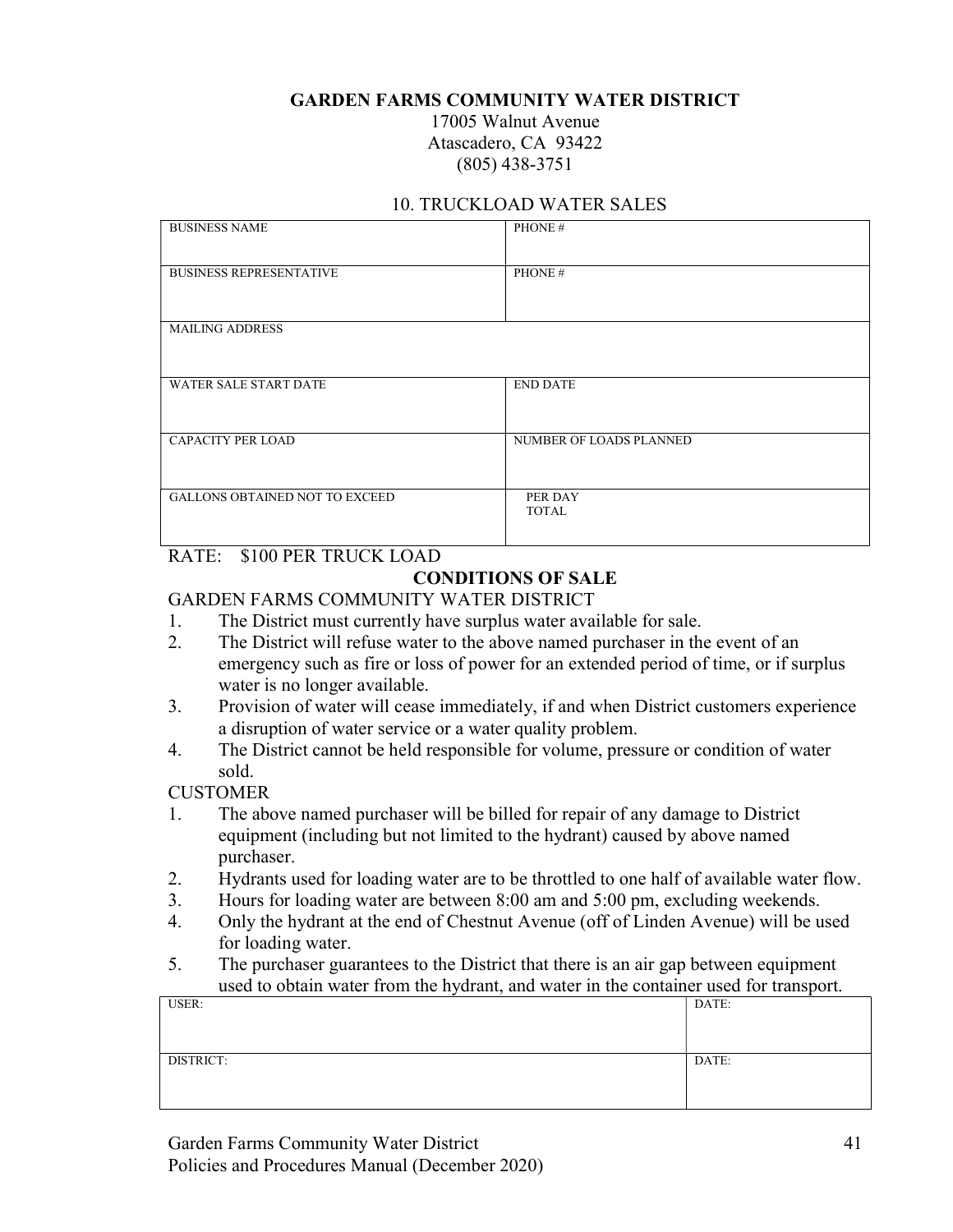**GARDEN FARMS COMMUNITY WATER DISTRICT**

17005 Walnut Avenue
Atascadero, CA 93422
(805) 438-3751

## 10. TRUCKLOAD WATER SALES

| BUSINESS NAME | PHONE # |
|---|---|
| BUSINESS REPRESENTATIVE | PHONE # |
| MAILING ADDRESS | |
| WATER SALE START DATE | END DATE |
| CAPACITY PER LOAD | NUMBER OF LOADS PLANNED |
| GALLONS OBTAINED NOT TO EXCEED | PER DAY<br>TOTAL |

RATE: $100 PER TRUCK LOAD

**CONDITIONS OF SALE**

GARDEN FARMS COMMUNITY WATER DISTRICT

1. The District must currently have surplus water available for sale.
2. The District will refuse water to the above named purchaser in the event of an emergency such as fire or loss of power for an extended period of time, or if surplus water is no longer available.
3. Provision of water will cease immediately, if and when District customers experience a disruption of water service or a water quality problem.
4. The District cannot be held responsible for volume, pressure or condition of water sold.

CUSTOMER

1. The above named purchaser will be billed for repair of any damage to District equipment (including but not limited to the hydrant) caused by above named purchaser.
2. Hydrants used for loading water are to be throttled to one half of available water flow.
3. Hours for loading water are between 8:00 am and 5:00 pm, excluding weekends.
4. Only the hydrant at the end of Chestnut Avenue (off of Linden Avenue) will be used for loading water.
5. The purchaser guarantees to the District that there is an air gap between equipment used to obtain water from the hydrant, and water in the container used for transport.

| USER: | DATE: |
|---|---|
| DISTRICT: | DATE: |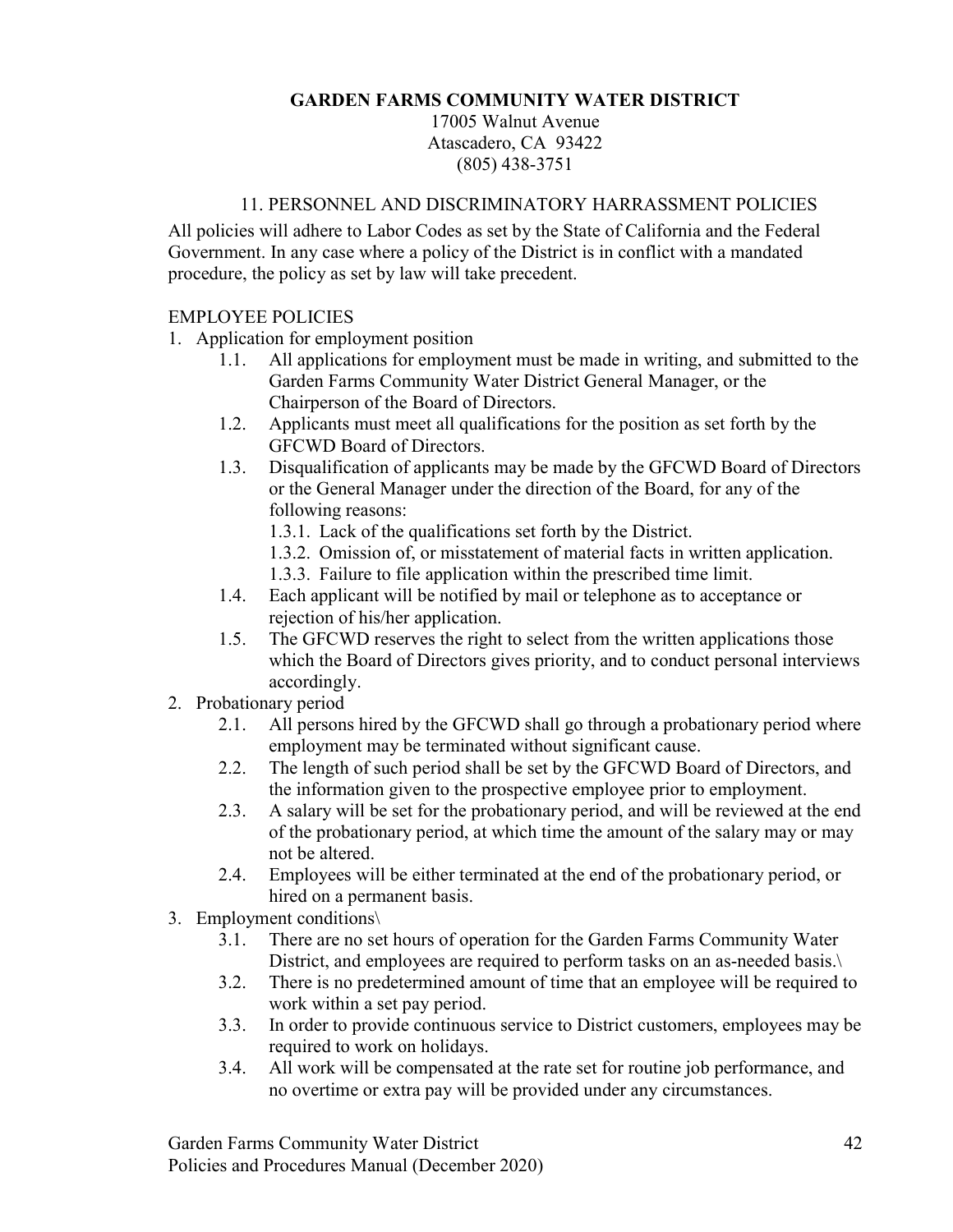**GARDEN FARMS COMMUNITY WATER DISTRICT**

17005 Walnut Avenue
Atascadero, CA 93422
(805) 438-3751

## 11. PERSONNEL AND DISCRIMINATORY HARRASSMENT POLICIES

All policies will adhere to Labor Codes as set by the State of California and the Federal Government. In any case where a policy of the District is in conflict with a mandated procedure, the policy as set by law will take precedent.

### EMPLOYEE POLICIES

1. Application for employment position
   - 1.1. All applications for employment must be made in writing, and submitted to the Garden Farms Community Water District General Manager, or the Chairperson of the Board of Directors.
   - 1.2. Applicants must meet all qualifications for the position as set forth by the GFCWD Board of Directors.
   - 1.3. Disqualification of applicants may be made by the GFCWD Board of Directors or the General Manager under the direction of the Board, for any of the following reasons:
     - 1.3.1. Lack of the qualifications set forth by the District.
     - 1.3.2. Omission of, or misstatement of material facts in written application.
     - 1.3.3. Failure to file application within the prescribed time limit.
   - 1.4. Each applicant will be notified by mail or telephone as to acceptance or rejection of his/her application.
   - 1.5. The GFCWD reserves the right to select from the written applications those which the Board of Directors gives priority, and to conduct personal interviews accordingly.
2. Probationary period
   - 2.1. All persons hired by the GFCWD shall go through a probationary period where employment may be terminated without significant cause.
   - 2.2. The length of such period shall be set by the GFCWD Board of Directors, and the information given to the prospective employee prior to employment.
   - 2.3. A salary will be set for the probationary period, and will be reviewed at the end of the probationary period, at which time the amount of the salary may or may not be altered.
   - 2.4. Employees will be either terminated at the end of the probationary period, or hired on a permanent basis.
3. Employment conditions\
   - 3.1. There are no set hours of operation for the Garden Farms Community Water District, and employees are required to perform tasks on an as-needed basis.\
   - 3.2. There is no predetermined amount of time that an employee will be required to work within a set pay period.
   - 3.3. In order to provide continuous service to District customers, employees may be required to work on holidays.
   - 3.4. All work will be compensated at the rate set for routine job performance, and no overtime or extra pay will be provided under any circumstances.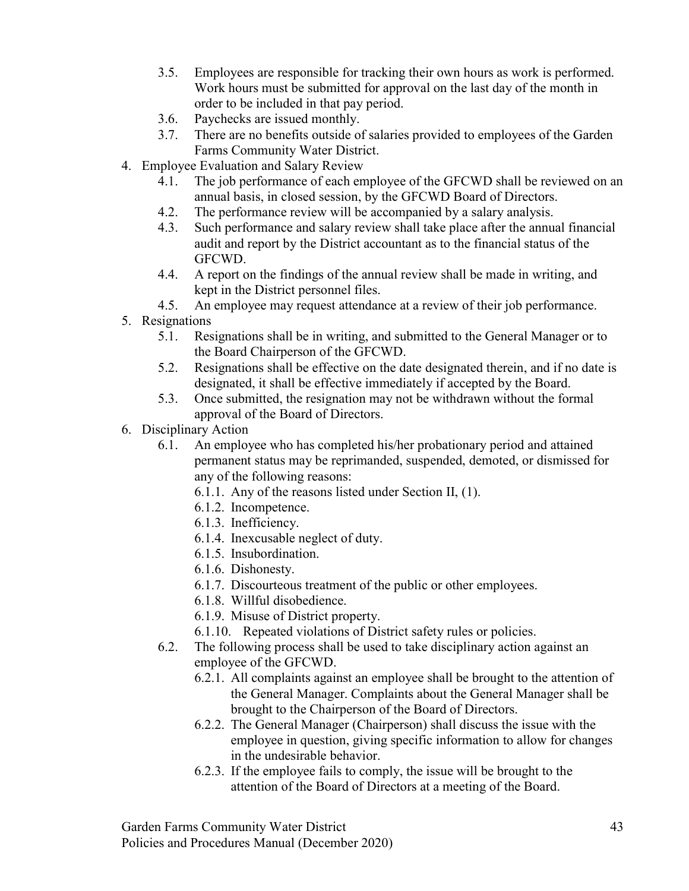- 3.5. Employees are responsible for tracking their own hours as work is performed. Work hours must be submitted for approval on the last day of the month in order to be included in that pay period.
- 3.6. Paychecks are issued monthly.
- 3.7. There are no benefits outside of salaries provided to employees of the Garden Farms Community Water District.

4. Employee Evaluation and Salary Review
   - 4.1. The job performance of each employee of the GFCWD shall be reviewed on an annual basis, in closed session, by the GFCWD Board of Directors.
   - 4.2. The performance review will be accompanied by a salary analysis.
   - 4.3. Such performance and salary review shall take place after the annual financial audit and report by the District accountant as to the financial status of the GFCWD.
   - 4.4. A report on the findings of the annual review shall be made in writing, and kept in the District personnel files.
   - 4.5. An employee may request attendance at a review of their job performance.
5. Resignations
   - 5.1. Resignations shall be in writing, and submitted to the General Manager or to the Board Chairperson of the GFCWD.
   - 5.2. Resignations shall be effective on the date designated therein, and if no date is designated, it shall be effective immediately if accepted by the Board.
   - 5.3. Once submitted, the resignation may not be withdrawn without the formal approval of the Board of Directors.
6. Disciplinary Action
   - 6.1. An employee who has completed his/her probationary period and attained permanent status may be reprimanded, suspended, demoted, or dismissed for any of the following reasons:
     - 6.1.1. Any of the reasons listed under Section II, (1).
     - 6.1.2. Incompetence.
     - 6.1.3. Inefficiency.
     - 6.1.4. Inexcusable neglect of duty.
     - 6.1.5. Insubordination.
     - 6.1.6. Dishonesty.
     - 6.1.7. Discourteous treatment of the public or other employees.
     - 6.1.8. Willful disobedience.
     - 6.1.9. Misuse of District property.
     - 6.1.10. Repeated violations of District safety rules or policies.
   - 6.2. The following process shall be used to take disciplinary action against an employee of the GFCWD.
     - 6.2.1. All complaints against an employee shall be brought to the attention of the General Manager. Complaints about the General Manager shall be brought to the Chairperson of the Board of Directors.
     - 6.2.2. The General Manager (Chairperson) shall discuss the issue with the employee in question, giving specific information to allow for changes in the undesirable behavior.
     - 6.2.3. If the employee fails to comply, the issue will be brought to the attention of the Board of Directors at a meeting of the Board.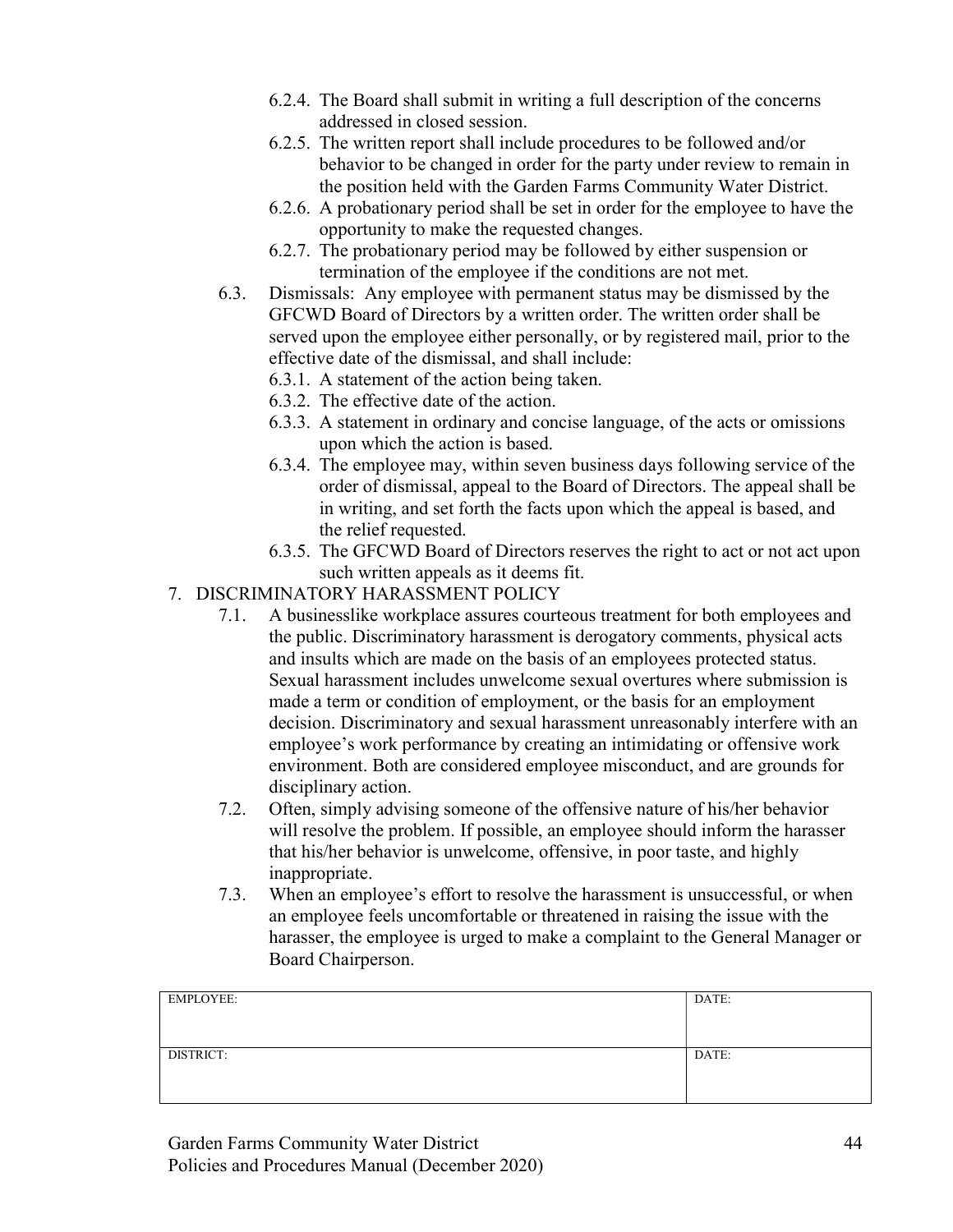- 6.2.4. The Board shall submit in writing a full description of the concerns addressed in closed session.
- 6.2.5. The written report shall include procedures to be followed and/or behavior to be changed in order for the party under review to remain in the position held with the Garden Farms Community Water District.
- 6.2.6. A probationary period shall be set in order for the employee to have the opportunity to make the requested changes.
- 6.2.7. The probationary period may be followed by either suspension or termination of the employee if the conditions are not met.

6.3. Dismissals: Any employee with permanent status may be dismissed by the GFCWD Board of Directors by a written order. The written order shall be served upon the employee either personally, or by registered mail, prior to the effective date of the dismissal, and shall include:

- 6.3.1. A statement of the action being taken.
- 6.3.2. The effective date of the action.
- 6.3.3. A statement in ordinary and concise language, of the acts or omissions upon which the action is based.
- 6.3.4. The employee may, within seven business days following service of the order of dismissal, appeal to the Board of Directors. The appeal shall be in writing, and set forth the facts upon which the appeal is based, and the relief requested.
- 6.3.5. The GFCWD Board of Directors reserves the right to act or not act upon such written appeals as it deems fit.

## 7. DISCRIMINATORY HARASSMENT POLICY

7.1. A businesslike workplace assures courteous treatment for both employees and the public. Discriminatory harassment is derogatory comments, physical acts and insults which are made on the basis of an employees protected status. Sexual harassment includes unwelcome sexual overtures where submission is made a term or condition of employment, or the basis for an employment decision. Discriminatory and sexual harassment unreasonably interfere with an employee's work performance by creating an intimidating or offensive work environment. Both are considered employee misconduct, and are grounds for disciplinary action.

7.2. Often, simply advising someone of the offensive nature of his/her behavior will resolve the problem. If possible, an employee should inform the harasser that his/her behavior is unwelcome, offensive, in poor taste, and highly inappropriate.

7.3. When an employee's effort to resolve the harassment is unsuccessful, or when an employee feels uncomfortable or threatened in raising the issue with the harasser, the employee is urged to make a complaint to the General Manager or Board Chairperson.

| EMPLOYEE: | DATE: |
|---|---|
| DISTRICT: | DATE: |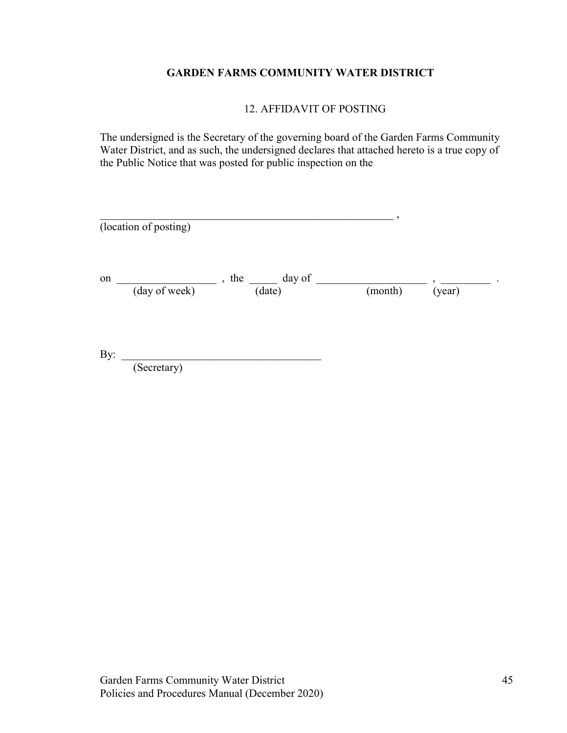**GARDEN FARMS COMMUNITY WATER DISTRICT**

12. AFFIDAVIT OF POSTING

The undersigned is the Secretary of the governing board of the Garden Farms Community Water District, and as such, the undersigned declares that attached hereto is a true copy of the Public Notice that was posted for public inspection on the

_______________________________________________________ ,
(location of posting)

on _________________ , the _____ day of ____________________ , _________ .
(day of week) (date) (month) (year)

By: ___________________________________
(Secretary)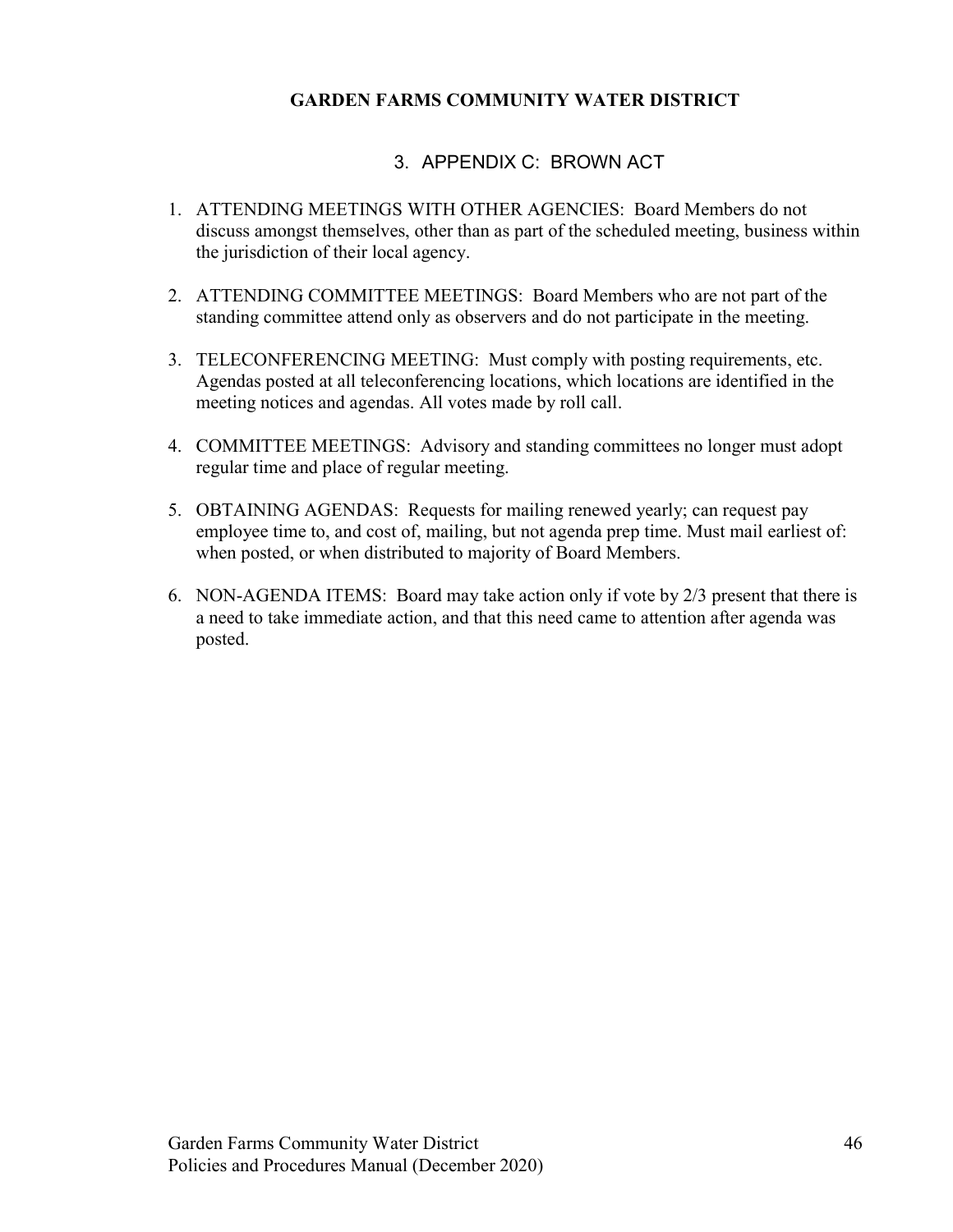**GARDEN FARMS COMMUNITY WATER DISTRICT**

## 3. APPENDIX C: BROWN ACT

1. ATTENDING MEETINGS WITH OTHER AGENCIES: Board Members do not discuss amongst themselves, other than as part of the scheduled meeting, business within the jurisdiction of their local agency.

2. ATTENDING COMMITTEE MEETINGS: Board Members who are not part of the standing committee attend only as observers and do not participate in the meeting.

3. TELECONFERENCING MEETING: Must comply with posting requirements, etc. Agendas posted at all teleconferencing locations, which locations are identified in the meeting notices and agendas. All votes made by roll call.

4. COMMITTEE MEETINGS: Advisory and standing committees no longer must adopt regular time and place of regular meeting.

5. OBTAINING AGENDAS: Requests for mailing renewed yearly; can request pay employee time to, and cost of, mailing, but not agenda prep time. Must mail earliest of: when posted, or when distributed to majority of Board Members.

6. NON-AGENDA ITEMS: Board may take action only if vote by 2/3 present that there is a need to take immediate action, and that this need came to attention after agenda was posted.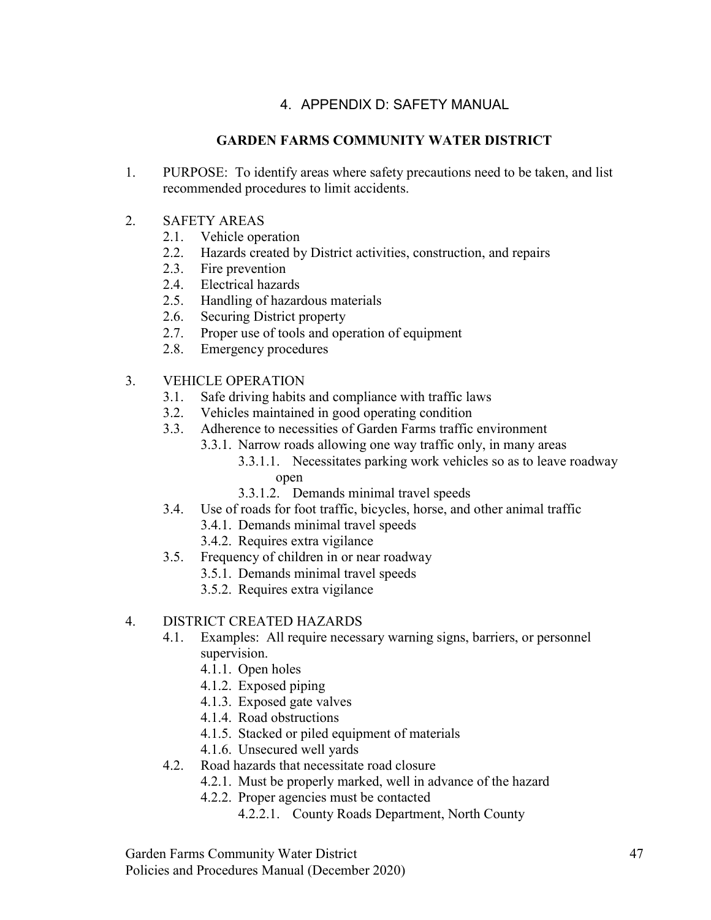# 4. APPENDIX D: SAFETY MANUAL

## GARDEN FARMS COMMUNITY WATER DISTRICT

1. PURPOSE: To identify areas where safety precautions need to be taken, and list recommended procedures to limit accidents.

2. SAFETY AREAS
   - 2.1. Vehicle operation
   - 2.2. Hazards created by District activities, construction, and repairs
   - 2.3. Fire prevention
   - 2.4. Electrical hazards
   - 2.5. Handling of hazardous materials
   - 2.6. Securing District property
   - 2.7. Proper use of tools and operation of equipment
   - 2.8. Emergency procedures

3. VEHICLE OPERATION
   - 3.1. Safe driving habits and compliance with traffic laws
   - 3.2. Vehicles maintained in good operating condition
   - 3.3. Adherence to necessities of Garden Farms traffic environment
     - 3.3.1. Narrow roads allowing one way traffic only, in many areas
       - 3.3.1.1. Necessitates parking work vehicles so as to leave roadway open
       - 3.3.1.2. Demands minimal travel speeds
   - 3.4. Use of roads for foot traffic, bicycles, horse, and other animal traffic
     - 3.4.1. Demands minimal travel speeds
     - 3.4.2. Requires extra vigilance
   - 3.5. Frequency of children in or near roadway
     - 3.5.1. Demands minimal travel speeds
     - 3.5.2. Requires extra vigilance

4. DISTRICT CREATED HAZARDS
   - 4.1. Examples: All require necessary warning signs, barriers, or personnel supervision.
     - 4.1.1. Open holes
     - 4.1.2. Exposed piping
     - 4.1.3. Exposed gate valves
     - 4.1.4. Road obstructions
     - 4.1.5. Stacked or piled equipment of materials
     - 4.1.6. Unsecured well yards
   - 4.2. Road hazards that necessitate road closure
     - 4.2.1. Must be properly marked, well in advance of the hazard
     - 4.2.2. Proper agencies must be contacted
       - 4.2.2.1. County Roads Department, North County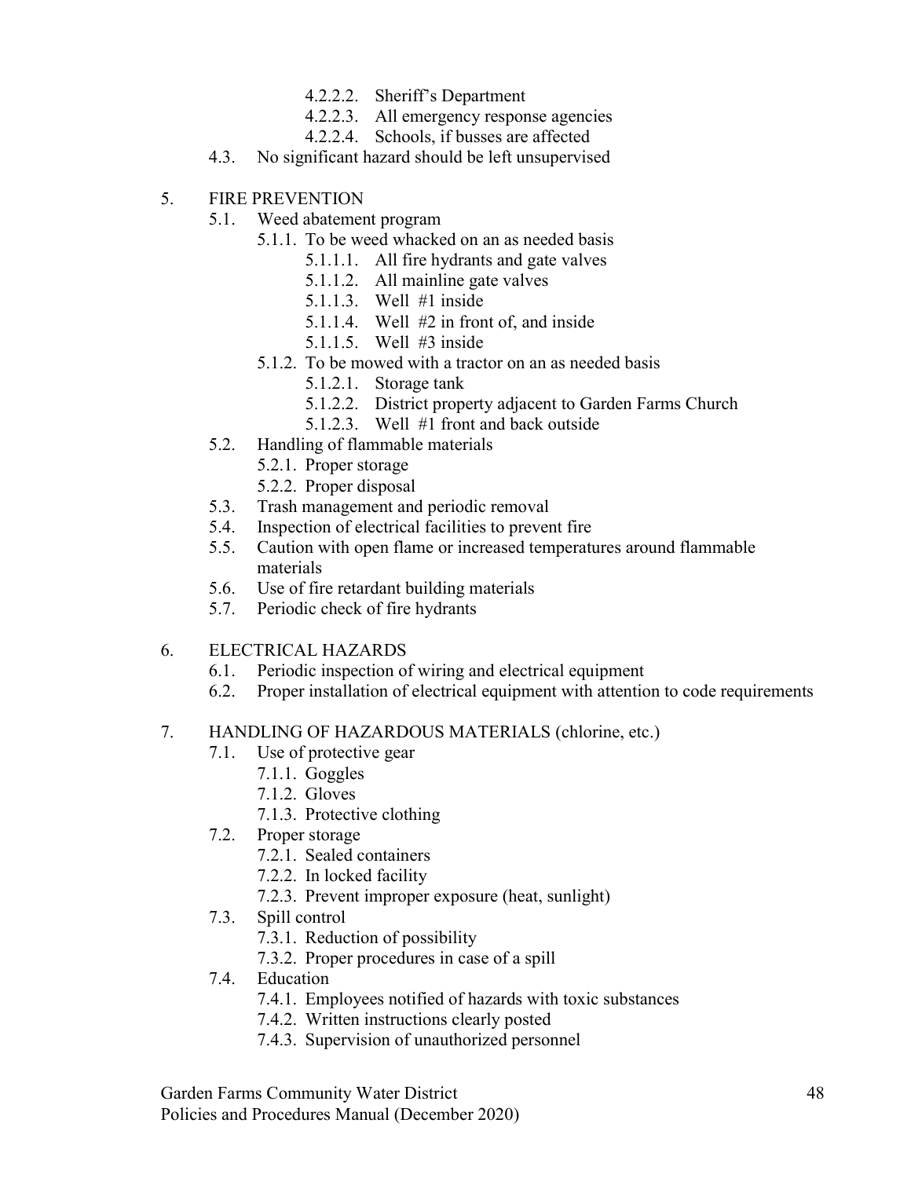- 4.2.2.2. Sheriff's Department
- 4.2.2.3. All emergency response agencies
- 4.2.2.4. Schools, if busses are affected

4.3. No significant hazard should be left unsupervised

5. FIRE PREVENTION
   - 5.1. Weed abatement program
     - 5.1.1. To be weed whacked on an as needed basis
       - 5.1.1.1. All fire hydrants and gate valves
       - 5.1.1.2. All mainline gate valves
       - 5.1.1.3. Well #1 inside
       - 5.1.1.4. Well #2 in front of, and inside
       - 5.1.1.5. Well #3 inside
     - 5.1.2. To be mowed with a tractor on an as needed basis
       - 5.1.2.1. Storage tank
       - 5.1.2.2. District property adjacent to Garden Farms Church
       - 5.1.2.3. Well #1 front and back outside
   - 5.2. Handling of flammable materials
     - 5.2.1. Proper storage
     - 5.2.2. Proper disposal
   - 5.3. Trash management and periodic removal
   - 5.4. Inspection of electrical facilities to prevent fire
   - 5.5. Caution with open flame or increased temperatures around flammable materials
   - 5.6. Use of fire retardant building materials
   - 5.7. Periodic check of fire hydrants

6. ELECTRICAL HAZARDS
   - 6.1. Periodic inspection of wiring and electrical equipment
   - 6.2. Proper installation of electrical equipment with attention to code requirements

7. HANDLING OF HAZARDOUS MATERIALS (chlorine, etc.)
   - 7.1. Use of protective gear
     - 7.1.1. Goggles
     - 7.1.2. Gloves
     - 7.1.3. Protective clothing
   - 7.2. Proper storage
     - 7.2.1. Sealed containers
     - 7.2.2. In locked facility
     - 7.2.3. Prevent improper exposure (heat, sunlight)
   - 7.3. Spill control
     - 7.3.1. Reduction of possibility
     - 7.3.2. Proper procedures in case of a spill
   - 7.4. Education
     - 7.4.1. Employees notified of hazards with toxic substances
     - 7.4.2. Written instructions clearly posted
     - 7.4.3. Supervision of unauthorized personnel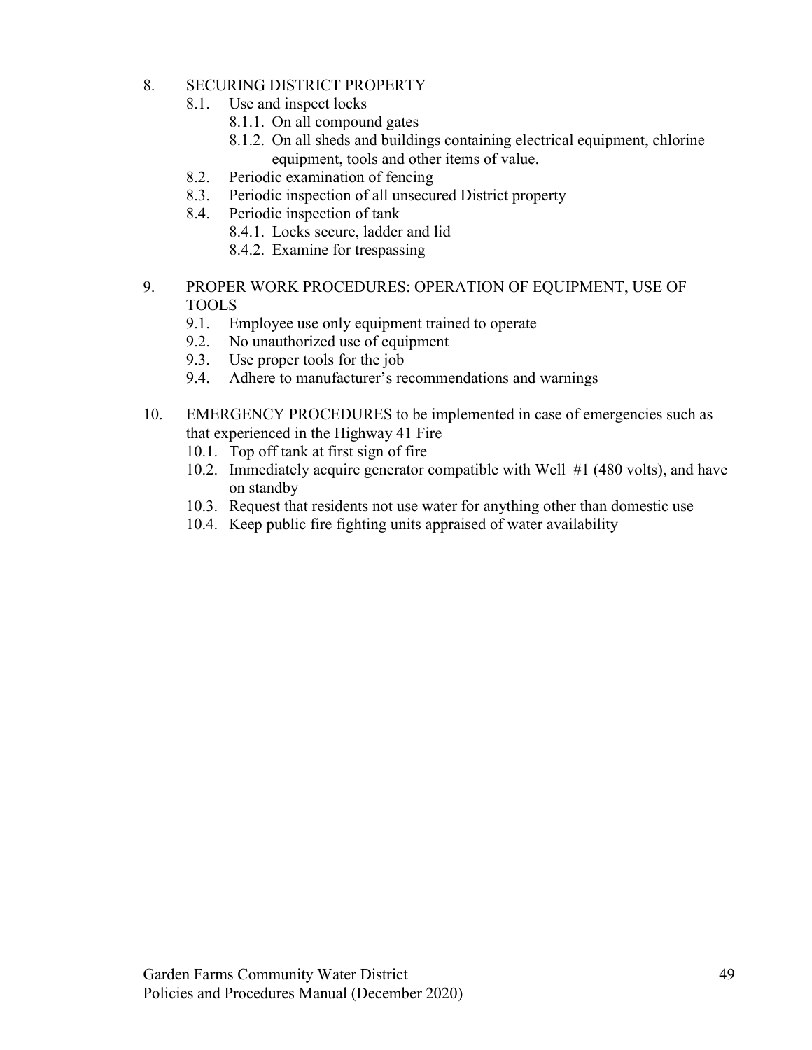8. SECURING DISTRICT PROPERTY
   - 8.1. Use and inspect locks
     - 8.1.1. On all compound gates
     - 8.1.2. On all sheds and buildings containing electrical equipment, chlorine equipment, tools and other items of value.
   - 8.2. Periodic examination of fencing
   - 8.3. Periodic inspection of all unsecured District property
   - 8.4. Periodic inspection of tank
     - 8.4.1. Locks secure, ladder and lid
     - 8.4.2. Examine for trespassing

9. PROPER WORK PROCEDURES: OPERATION OF EQUIPMENT, USE OF TOOLS
   - 9.1. Employee use only equipment trained to operate
   - 9.2. No unauthorized use of equipment
   - 9.3. Use proper tools for the job
   - 9.4. Adhere to manufacturer's recommendations and warnings

10. EMERGENCY PROCEDURES to be implemented in case of emergencies such as that experienced in the Highway 41 Fire
    - 10.1. Top off tank at first sign of fire
    - 10.2. Immediately acquire generator compatible with Well #1 (480 volts), and have on standby
    - 10.3. Request that residents not use water for anything other than domestic use
    - 10.4. Keep public fire fighting units appraised of water availability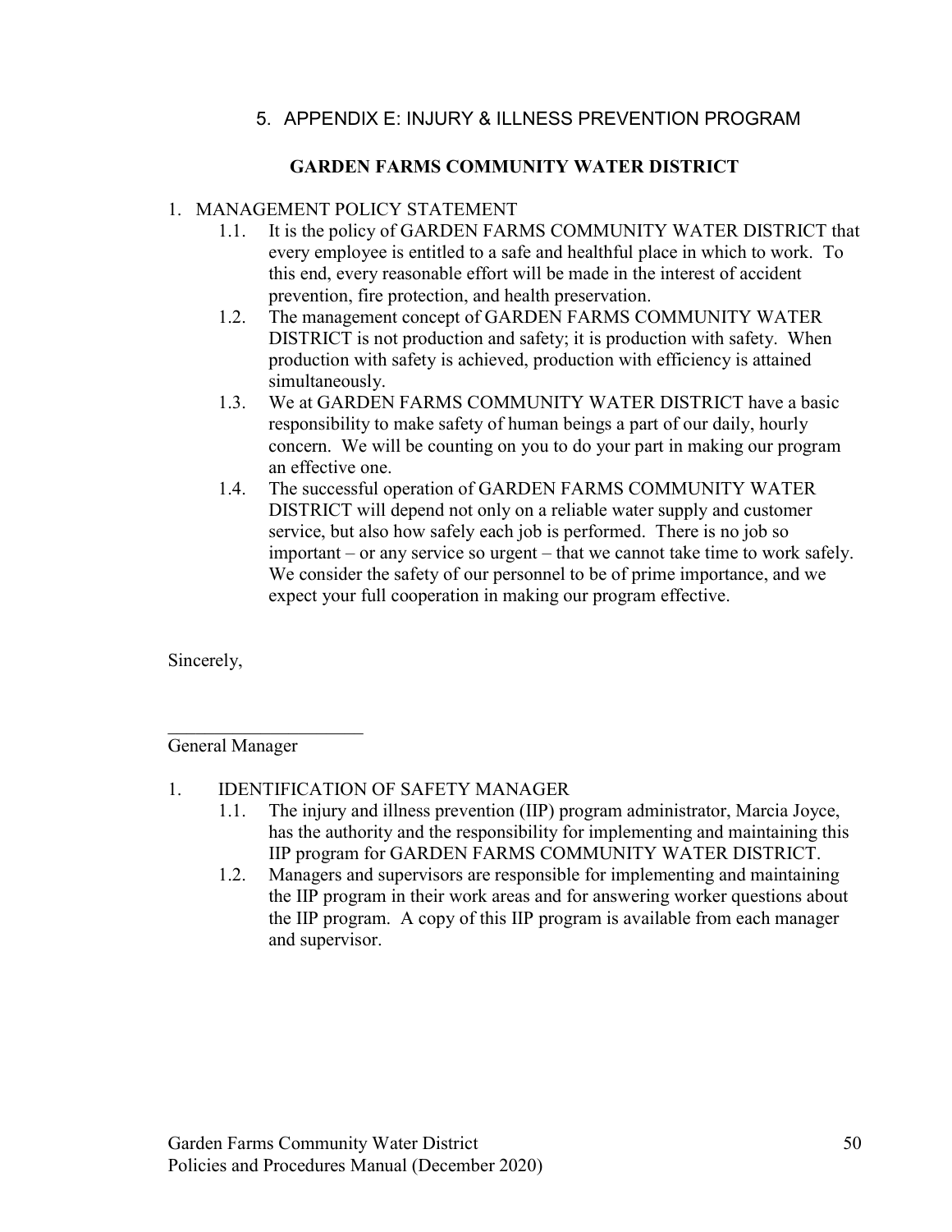## 5. APPENDIX E: INJURY & ILLNESS PREVENTION PROGRAM

### GARDEN FARMS COMMUNITY WATER DISTRICT

1. MANAGEMENT POLICY STATEMENT
   - 1.1. It is the policy of GARDEN FARMS COMMUNITY WATER DISTRICT that every employee is entitled to a safe and healthful place in which to work. To this end, every reasonable effort will be made in the interest of accident prevention, fire protection, and health preservation.
   - 1.2. The management concept of GARDEN FARMS COMMUNITY WATER DISTRICT is not production and safety; it is production with safety. When production with safety is achieved, production with efficiency is attained simultaneously.
   - 1.3. We at GARDEN FARMS COMMUNITY WATER DISTRICT have a basic responsibility to make safety of human beings a part of our daily, hourly concern. We will be counting on you to do your part in making our program an effective one.
   - 1.4. The successful operation of GARDEN FARMS COMMUNITY WATER DISTRICT will depend not only on a reliable water supply and customer service, but also how safely each job is performed. There is no job so important – or any service so urgent – that we cannot take time to work safely. We consider the safety of our personnel to be of prime importance, and we expect your full cooperation in making our program effective.

Sincerely,

_____________________

General Manager

1. IDENTIFICATION OF SAFETY MANAGER
   - 1.1. The injury and illness prevention (IIP) program administrator, Marcia Joyce, has the authority and the responsibility for implementing and maintaining this IIP program for GARDEN FARMS COMMUNITY WATER DISTRICT.
   - 1.2. Managers and supervisors are responsible for implementing and maintaining the IIP program in their work areas and for answering worker questions about the IIP program. A copy of this IIP program is available from each manager and supervisor.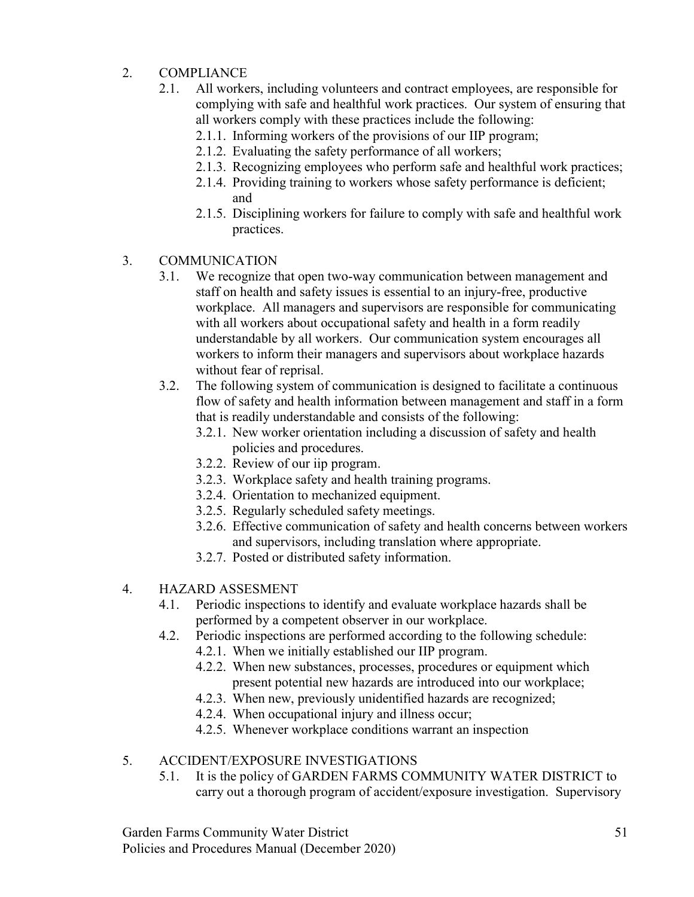2. COMPLIANCE
    - 2.1. All workers, including volunteers and contract employees, are responsible for complying with safe and healthful work practices. Our system of ensuring that all workers comply with these practices include the following:
        - 2.1.1. Informing workers of the provisions of our IIP program;
        - 2.1.2. Evaluating the safety performance of all workers;
        - 2.1.3. Recognizing employees who perform safe and healthful work practices;
        - 2.1.4. Providing training to workers whose safety performance is deficient; and
        - 2.1.5. Disciplining workers for failure to comply with safe and healthful work practices.

3. COMMUNICATION
    - 3.1. We recognize that open two-way communication between management and staff on health and safety issues is essential to an injury-free, productive workplace. All managers and supervisors are responsible for communicating with all workers about occupational safety and health in a form readily understandable by all workers. Our communication system encourages all workers to inform their managers and supervisors about workplace hazards without fear of reprisal.
    - 3.2. The following system of communication is designed to facilitate a continuous flow of safety and health information between management and staff in a form that is readily understandable and consists of the following:
        - 3.2.1. New worker orientation including a discussion of safety and health policies and procedures.
        - 3.2.2. Review of our iip program.
        - 3.2.3. Workplace safety and health training programs.
        - 3.2.4. Orientation to mechanized equipment.
        - 3.2.5. Regularly scheduled safety meetings.
        - 3.2.6. Effective communication of safety and health concerns between workers and supervisors, including translation where appropriate.
        - 3.2.7. Posted or distributed safety information.

4. HAZARD ASSESMENT
    - 4.1. Periodic inspections to identify and evaluate workplace hazards shall be performed by a competent observer in our workplace.
    - 4.2. Periodic inspections are performed according to the following schedule:
        - 4.2.1. When we initially established our IIP program.
        - 4.2.2. When new substances, processes, procedures or equipment which present potential new hazards are introduced into our workplace;
        - 4.2.3. When new, previously unidentified hazards are recognized;
        - 4.2.4. When occupational injury and illness occur;
        - 4.2.5. Whenever workplace conditions warrant an inspection

5. ACCIDENT/EXPOSURE INVESTIGATIONS
    - 5.1. It is the policy of GARDEN FARMS COMMUNITY WATER DISTRICT to carry out a thorough program of accident/exposure investigation. Supervisory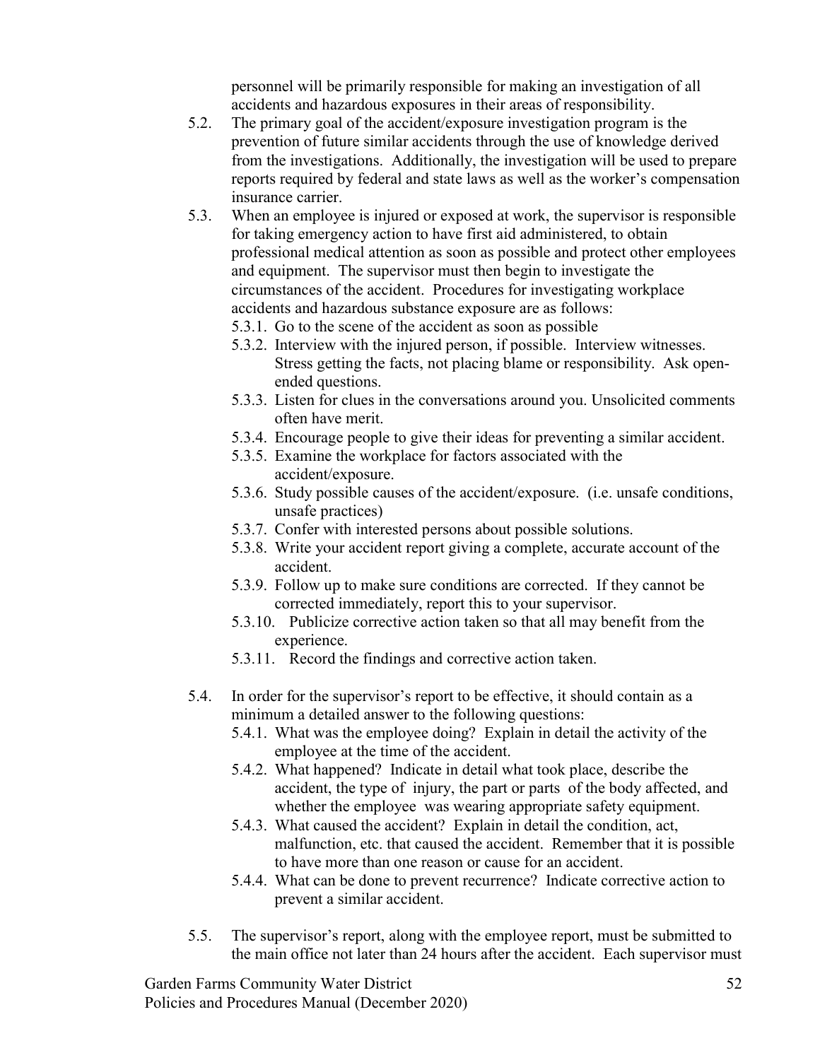personnel will be primarily responsible for making an investigation of all accidents and hazardous exposures in their areas of responsibility.

5.2. The primary goal of the accident/exposure investigation program is the prevention of future similar accidents through the use of knowledge derived from the investigations. Additionally, the investigation will be used to prepare reports required by federal and state laws as well as the worker's compensation insurance carrier.

5.3. When an employee is injured or exposed at work, the supervisor is responsible for taking emergency action to have first aid administered, to obtain professional medical attention as soon as possible and protect other employees and equipment. The supervisor must then begin to investigate the circumstances of the accident. Procedures for investigating workplace accidents and hazardous substance exposure are as follows:

   5.3.1. Go to the scene of the accident as soon as possible

   5.3.2. Interview with the injured person, if possible. Interview witnesses. Stress getting the facts, not placing blame or responsibility. Ask open-ended questions.

   5.3.3. Listen for clues in the conversations around you. Unsolicited comments often have merit.

   5.3.4. Encourage people to give their ideas for preventing a similar accident.

   5.3.5. Examine the workplace for factors associated with the accident/exposure.

   5.3.6. Study possible causes of the accident/exposure. (i.e. unsafe conditions, unsafe practices)

   5.3.7. Confer with interested persons about possible solutions.

   5.3.8. Write your accident report giving a complete, accurate account of the accident.

   5.3.9. Follow up to make sure conditions are corrected. If they cannot be corrected immediately, report this to your supervisor.

   5.3.10. Publicize corrective action taken so that all may benefit from the experience.

   5.3.11. Record the findings and corrective action taken.

5.4. In order for the supervisor's report to be effective, it should contain as a minimum a detailed answer to the following questions:

   5.4.1. What was the employee doing? Explain in detail the activity of the employee at the time of the accident.

   5.4.2. What happened? Indicate in detail what took place, describe the accident, the type of injury, the part or parts of the body affected, and whether the employee was wearing appropriate safety equipment.

   5.4.3. What caused the accident? Explain in detail the condition, act, malfunction, etc. that caused the accident. Remember that it is possible to have more than one reason or cause for an accident.

   5.4.4. What can be done to prevent recurrence? Indicate corrective action to prevent a similar accident.

5.5. The supervisor's report, along with the employee report, must be submitted to the main office not later than 24 hours after the accident. Each supervisor must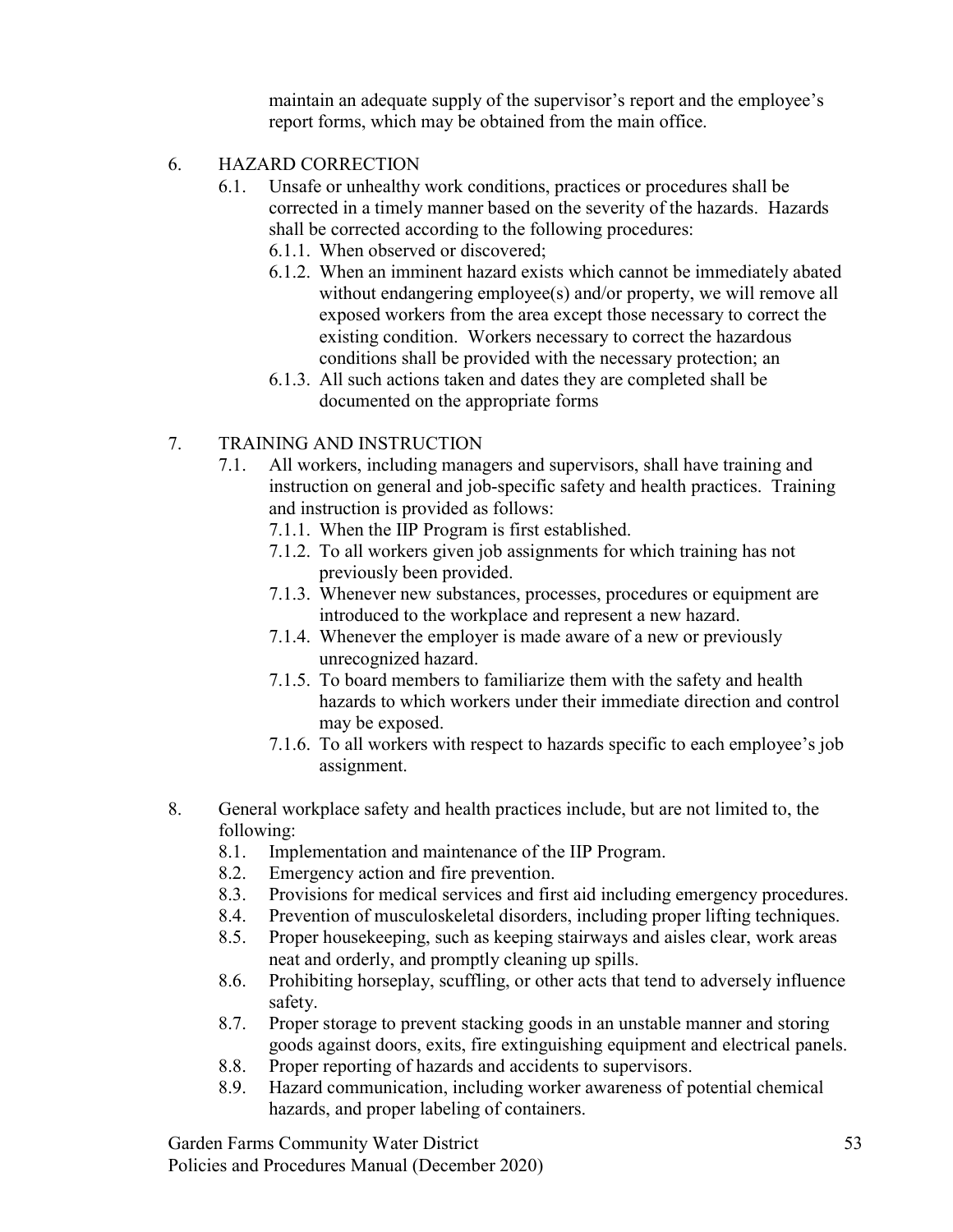maintain an adequate supply of the supervisor's report and the employee's report forms, which may be obtained from the main office.

6. HAZARD CORRECTION
   - 6.1. Unsafe or unhealthy work conditions, practices or procedures shall be corrected in a timely manner based on the severity of the hazards. Hazards shall be corrected according to the following procedures:
     - 6.1.1. When observed or discovered;
     - 6.1.2. When an imminent hazard exists which cannot be immediately abated without endangering employee(s) and/or property, we will remove all exposed workers from the area except those necessary to correct the existing condition. Workers necessary to correct the hazardous conditions shall be provided with the necessary protection; an
     - 6.1.3. All such actions taken and dates they are completed shall be documented on the appropriate forms

7. TRAINING AND INSTRUCTION
   - 7.1. All workers, including managers and supervisors, shall have training and instruction on general and job-specific safety and health practices. Training and instruction is provided as follows:
     - 7.1.1. When the IIP Program is first established.
     - 7.1.2. To all workers given job assignments for which training has not previously been provided.
     - 7.1.3. Whenever new substances, processes, procedures or equipment are introduced to the workplace and represent a new hazard.
     - 7.1.4. Whenever the employer is made aware of a new or previously unrecognized hazard.
     - 7.1.5. To board members to familiarize them with the safety and health hazards to which workers under their immediate direction and control may be exposed.
     - 7.1.6. To all workers with respect to hazards specific to each employee's job assignment.

8. General workplace safety and health practices include, but are not limited to, the following:
   - 8.1. Implementation and maintenance of the IIP Program.
   - 8.2. Emergency action and fire prevention.
   - 8.3. Provisions for medical services and first aid including emergency procedures.
   - 8.4. Prevention of musculoskeletal disorders, including proper lifting techniques.
   - 8.5. Proper housekeeping, such as keeping stairways and aisles clear, work areas neat and orderly, and promptly cleaning up spills.
   - 8.6. Prohibiting horseplay, scuffling, or other acts that tend to adversely influence safety.
   - 8.7. Proper storage to prevent stacking goods in an unstable manner and storing goods against doors, exits, fire extinguishing equipment and electrical panels.
   - 8.8. Proper reporting of hazards and accidents to supervisors.
   - 8.9. Hazard communication, including worker awareness of potential chemical hazards, and proper labeling of containers.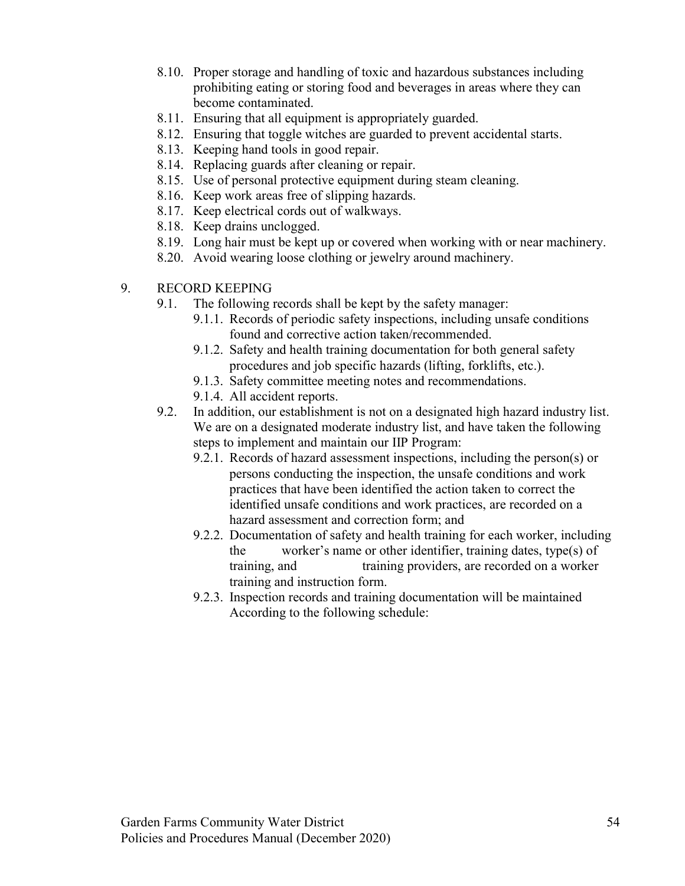8.10. Proper storage and handling of toxic and hazardous substances including prohibiting eating or storing food and beverages in areas where they can become contaminated.
8.11. Ensuring that all equipment is appropriately guarded.
8.12. Ensuring that toggle witches are guarded to prevent accidental starts.
8.13. Keeping hand tools in good repair.
8.14. Replacing guards after cleaning or repair.
8.15. Use of personal protective equipment during steam cleaning.
8.16. Keep work areas free of slipping hazards.
8.17. Keep electrical cords out of walkways.
8.18. Keep drains unclogged.
8.19. Long hair must be kept up or covered when working with or near machinery.
8.20. Avoid wearing loose clothing or jewelry around machinery.

9. RECORD KEEPING

9.1. The following records shall be kept by the safety manager:

9.1.1. Records of periodic safety inspections, including unsafe conditions found and corrective action taken/recommended.

9.1.2. Safety and health training documentation for both general safety procedures and job specific hazards (lifting, forklifts, etc.).

9.1.3. Safety committee meeting notes and recommendations.

9.1.4. All accident reports.

9.2. In addition, our establishment is not on a designated high hazard industry list. We are on a designated moderate industry list, and have taken the following steps to implement and maintain our IIP Program:

9.2.1. Records of hazard assessment inspections, including the person(s) or persons conducting the inspection, the unsafe conditions and work practices that have been identified the action taken to correct the identified unsafe conditions and work practices, are recorded on a hazard assessment and correction form; and

9.2.2. Documentation of safety and health training for each worker, including the worker's name or other identifier, training dates, type(s) of training, and training providers, are recorded on a worker training and instruction form.

9.2.3. Inspection records and training documentation will be maintained According to the following schedule: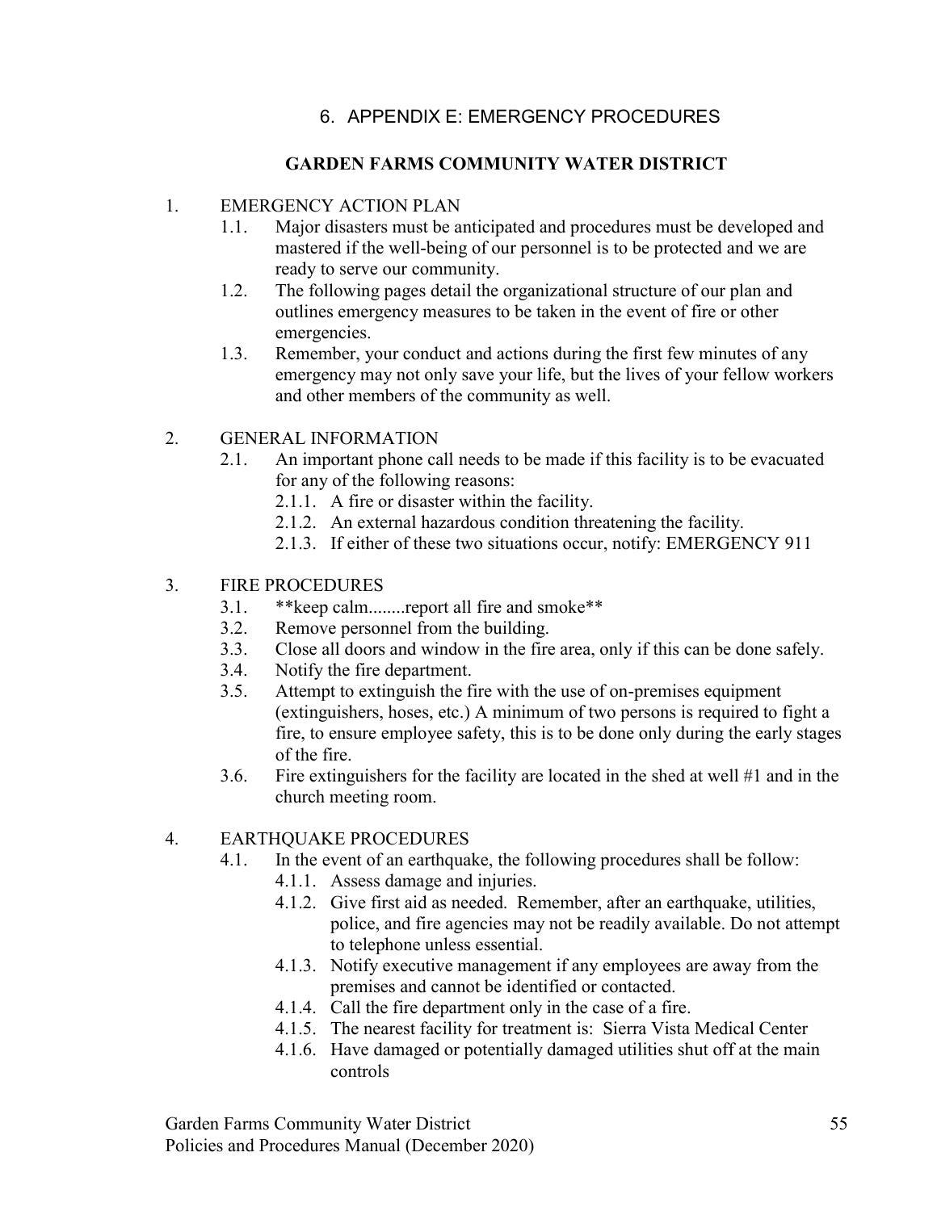# 6. APPENDIX E: EMERGENCY PROCEDURES

## GARDEN FARMS COMMUNITY WATER DISTRICT

1. EMERGENCY ACTION PLAN
   - 1.1. Major disasters must be anticipated and procedures must be developed and mastered if the well-being of our personnel is to be protected and we are ready to serve our community.
   - 1.2. The following pages detail the organizational structure of our plan and outlines emergency measures to be taken in the event of fire or other emergencies.
   - 1.3. Remember, your conduct and actions during the first few minutes of any emergency may not only save your life, but the lives of your fellow workers and other members of the community as well.

2. GENERAL INFORMATION
   - 2.1. An important phone call needs to be made if this facility is to be evacuated for any of the following reasons:
     - 2.1.1. A fire or disaster within the facility.
     - 2.1.2. An external hazardous condition threatening the facility.
     - 2.1.3. If either of these two situations occur, notify: EMERGENCY 911

3. FIRE PROCEDURES
   - 3.1. **keep calm........report all fire and smoke**
   - 3.2. Remove personnel from the building.
   - 3.3. Close all doors and window in the fire area, only if this can be done safely.
   - 3.4. Notify the fire department.
   - 3.5. Attempt to extinguish the fire with the use of on-premises equipment (extinguishers, hoses, etc.) A minimum of two persons is required to fight a fire, to ensure employee safety, this is to be done only during the early stages of the fire.
   - 3.6. Fire extinguishers for the facility are located in the shed at well #1 and in the church meeting room.

4. EARTHQUAKE PROCEDURES
   - 4.1. In the event of an earthquake, the following procedures shall be follow:
     - 4.1.1. Assess damage and injuries.
     - 4.1.2. Give first aid as needed. Remember, after an earthquake, utilities, police, and fire agencies may not be readily available. Do not attempt to telephone unless essential.
     - 4.1.3. Notify executive management if any employees are away from the premises and cannot be identified or contacted.
     - 4.1.4. Call the fire department only in the case of a fire.
     - 4.1.5. The nearest facility for treatment is: Sierra Vista Medical Center
     - 4.1.6. Have damaged or potentially damaged utilities shut off at the main controls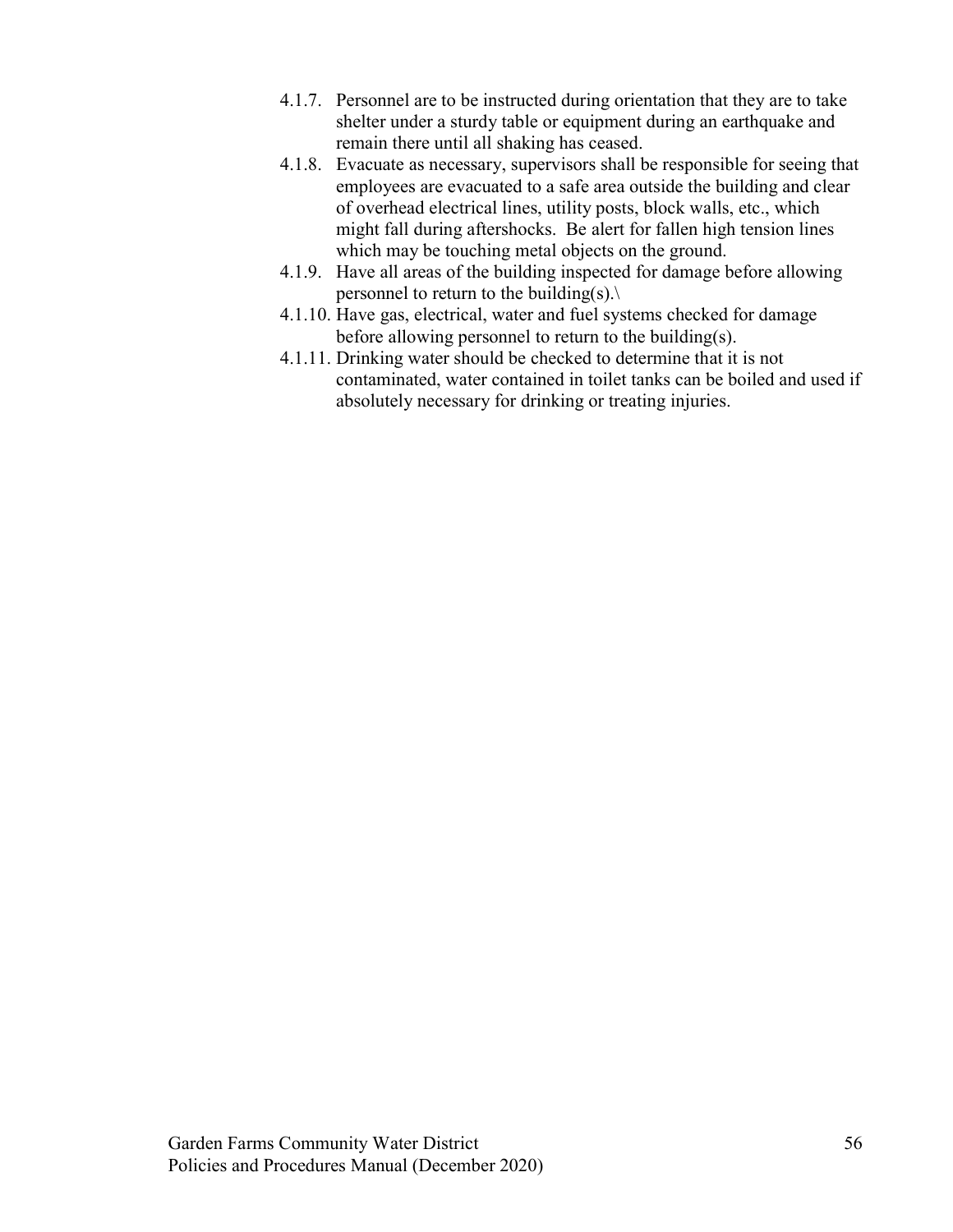4.1.7. Personnel are to be instructed during orientation that they are to take shelter under a sturdy table or equipment during an earthquake and remain there until all shaking has ceased.

4.1.8. Evacuate as necessary, supervisors shall be responsible for seeing that employees are evacuated to a safe area outside the building and clear of overhead electrical lines, utility posts, block walls, etc., which might fall during aftershocks. Be alert for fallen high tension lines which may be touching metal objects on the ground.

4.1.9. Have all areas of the building inspected for damage before allowing personnel to return to the building(s).\

4.1.10. Have gas, electrical, water and fuel systems checked for damage before allowing personnel to return to the building(s).

4.1.11. Drinking water should be checked to determine that it is not contaminated, water contained in toilet tanks can be boiled and used if absolutely necessary for drinking or treating injuries.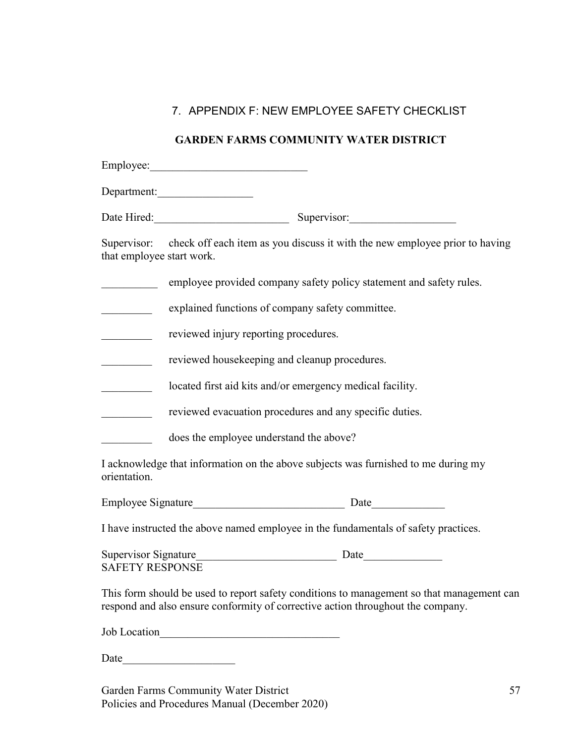# 7. APPENDIX F: NEW EMPLOYEE SAFETY CHECKLIST

## GARDEN FARMS COMMUNITY WATER DISTRICT

Employee:____________________________

Department:_________________

Date Hired:________________________ Supervisor:___________________

Supervisor: check off each item as you discuss it with the new employee prior to having that employee start work.

__________ employee provided company safety policy statement and safety rules.

_________ explained functions of company safety committee.

_________ reviewed injury reporting procedures.

_________ reviewed housekeeping and cleanup procedures.

_________ located first aid kits and/or emergency medical facility.

_________ reviewed evacuation procedures and any specific duties.

_________ does the employee understand the above?

I acknowledge that information on the above subjects was furnished to me during my orientation.

Employee Signature___________________________ Date_____________

I have instructed the above named employee in the fundamentals of safety practices.

Supervisor Signature_________________________ Date______________

SAFETY RESPONSE

This form should be used to report safety conditions to management so that management can respond and also ensure conformity of corrective action throughout the company.

Job Location________________________________

Date____________________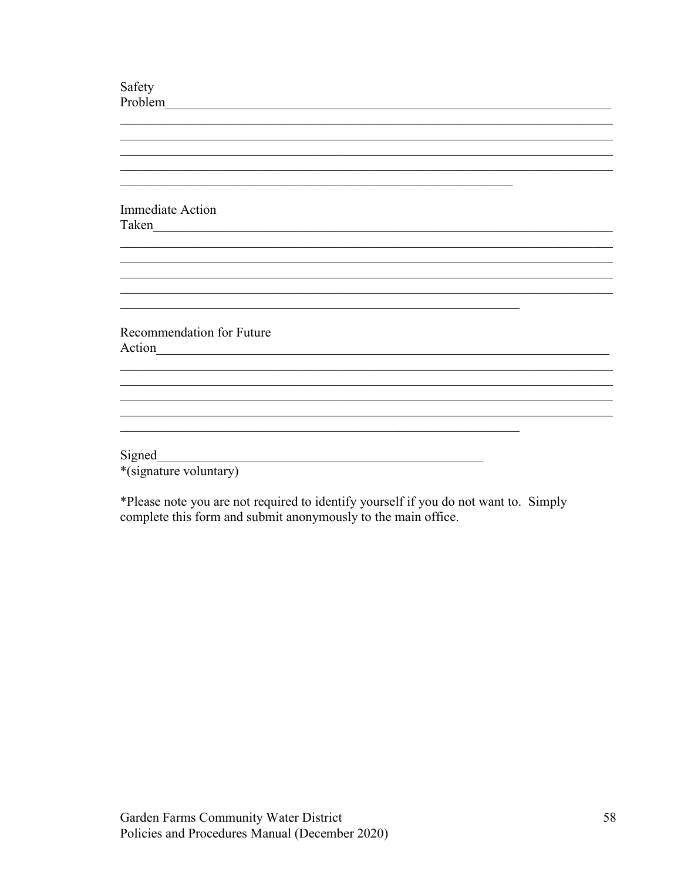Safety Problem______________________________________________________________________
______________________________________________________________________________
______________________________________________________________________________
______________________________________________________________________________
______________________________________________________________________________
_____________________________________________________________

Immediate Action Taken______________________________________________________________
______________________________________________________________________________
______________________________________________________________________________
______________________________________________________________________________
______________________________________________________________________________
______________________________________________________________

Recommendation for Future Action______________________________________________________
______________________________________________________________________________
______________________________________________________________________________
______________________________________________________________________________
______________________________________________________________________________
______________________________________________________________

Signed__________________________________________________
*(signature voluntary)

*Please note you are not required to identify yourself if you do not want to. Simply complete this form and submit anonymously to the main office.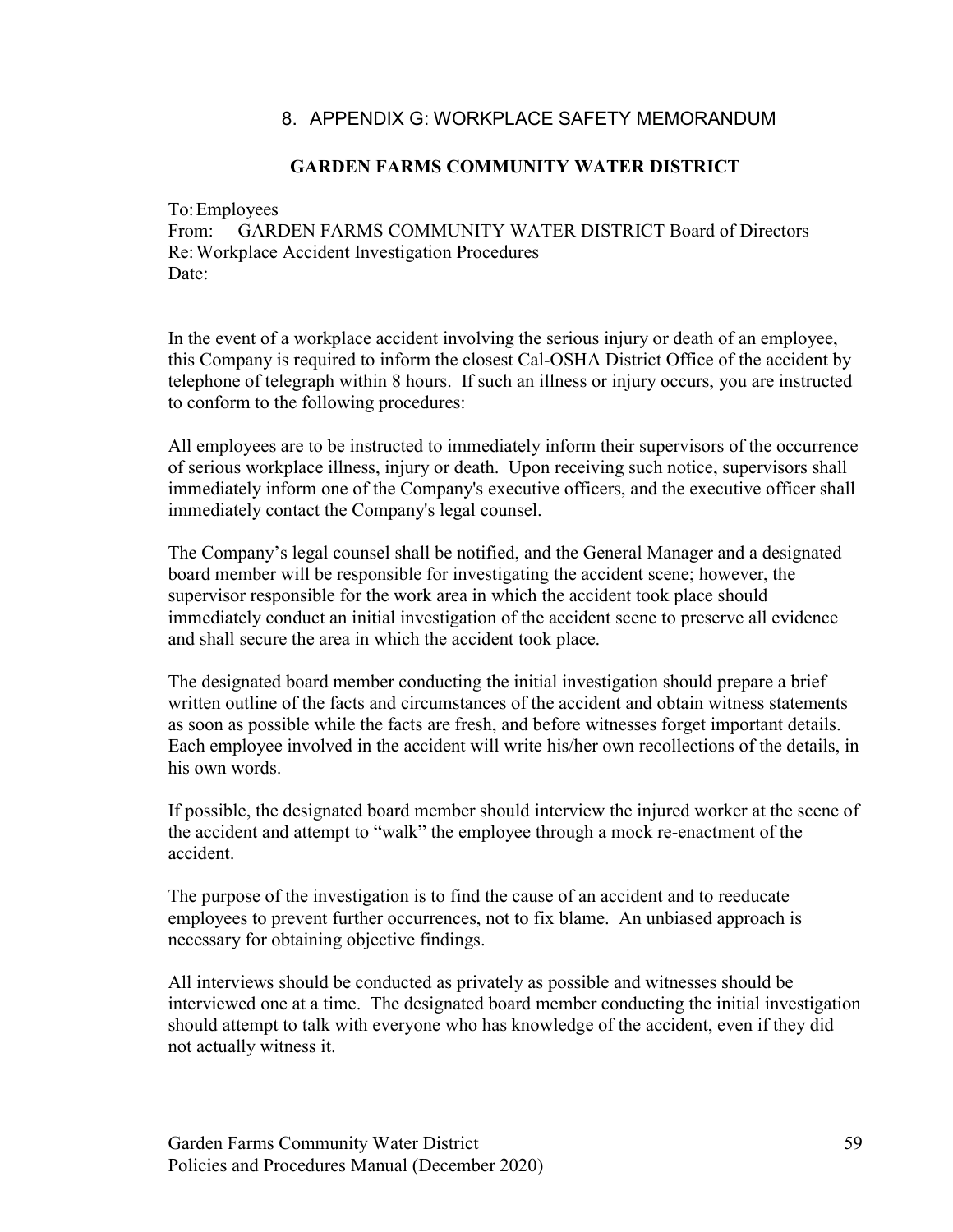# 8. APPENDIX G: WORKPLACE SAFETY MEMORANDUM

## GARDEN FARMS COMMUNITY WATER DISTRICT

To: Employees
From: GARDEN FARMS COMMUNITY WATER DISTRICT Board of Directors
Re: Workplace Accident Investigation Procedures
Date:

In the event of a workplace accident involving the serious injury or death of an employee, this Company is required to inform the closest Cal-OSHA District Office of the accident by telephone of telegraph within 8 hours. If such an illness or injury occurs, you are instructed to conform to the following procedures:

All employees are to be instructed to immediately inform their supervisors of the occurrence of serious workplace illness, injury or death. Upon receiving such notice, supervisors shall immediately inform one of the Company's executive officers, and the executive officer shall immediately contact the Company's legal counsel.

The Company's legal counsel shall be notified, and the General Manager and a designated board member will be responsible for investigating the accident scene; however, the supervisor responsible for the work area in which the accident took place should immediately conduct an initial investigation of the accident scene to preserve all evidence and shall secure the area in which the accident took place.

The designated board member conducting the initial investigation should prepare a brief written outline of the facts and circumstances of the accident and obtain witness statements as soon as possible while the facts are fresh, and before witnesses forget important details. Each employee involved in the accident will write his/her own recollections of the details, in his own words.

If possible, the designated board member should interview the injured worker at the scene of the accident and attempt to "walk" the employee through a mock re-enactment of the accident.

The purpose of the investigation is to find the cause of an accident and to reeducate employees to prevent further occurrences, not to fix blame. An unbiased approach is necessary for obtaining objective findings.

All interviews should be conducted as privately as possible and witnesses should be interviewed one at a time. The designated board member conducting the initial investigation should attempt to talk with everyone who has knowledge of the accident, even if they did not actually witness it.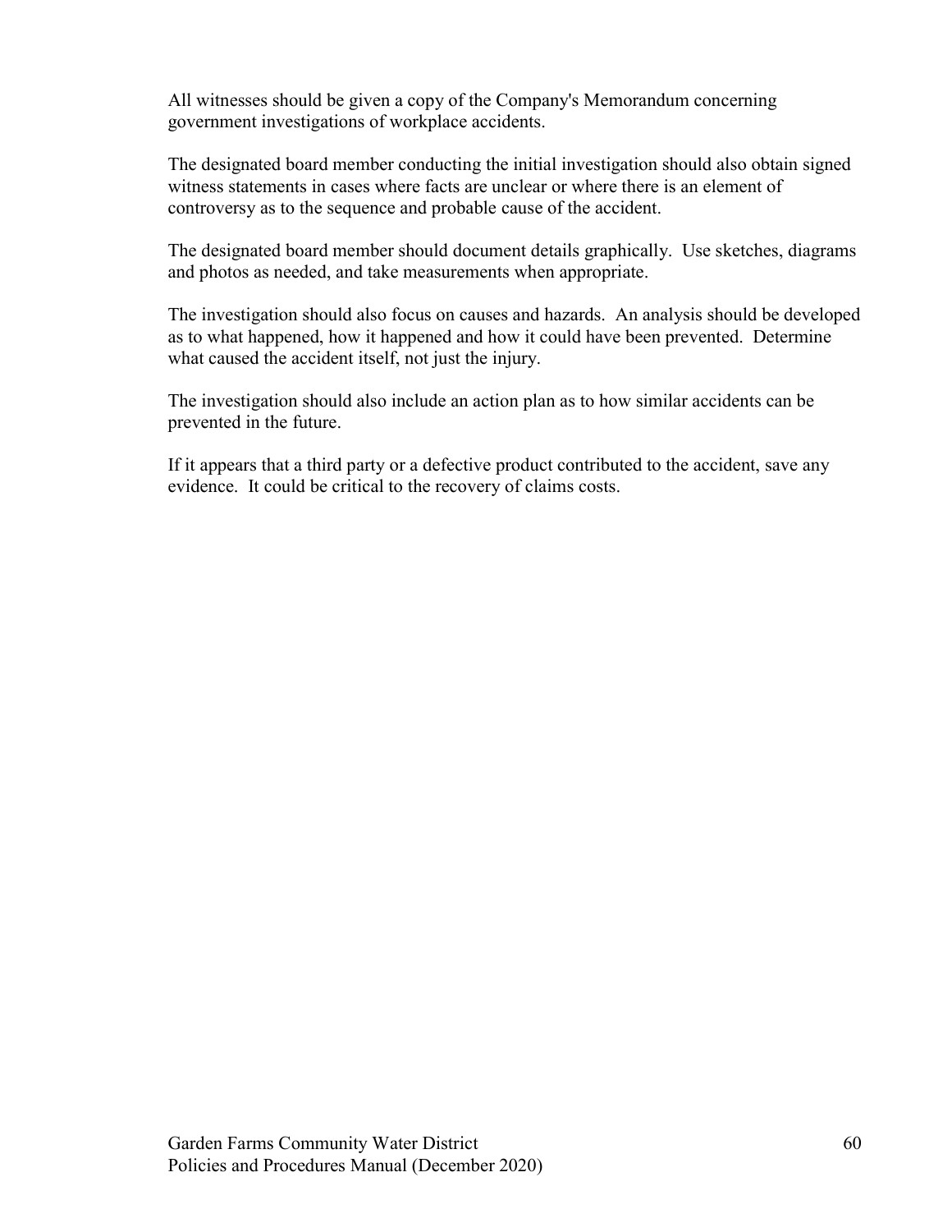All witnesses should be given a copy of the Company's Memorandum concerning government investigations of workplace accidents.

The designated board member conducting the initial investigation should also obtain signed witness statements in cases where facts are unclear or where there is an element of controversy as to the sequence and probable cause of the accident.

The designated board member should document details graphically. Use sketches, diagrams and photos as needed, and take measurements when appropriate.

The investigation should also focus on causes and hazards. An analysis should be developed as to what happened, how it happened and how it could have been prevented. Determine what caused the accident itself, not just the injury.

The investigation should also include an action plan as to how similar accidents can be prevented in the future.

If it appears that a third party or a defective product contributed to the accident, save any evidence. It could be critical to the recovery of claims costs.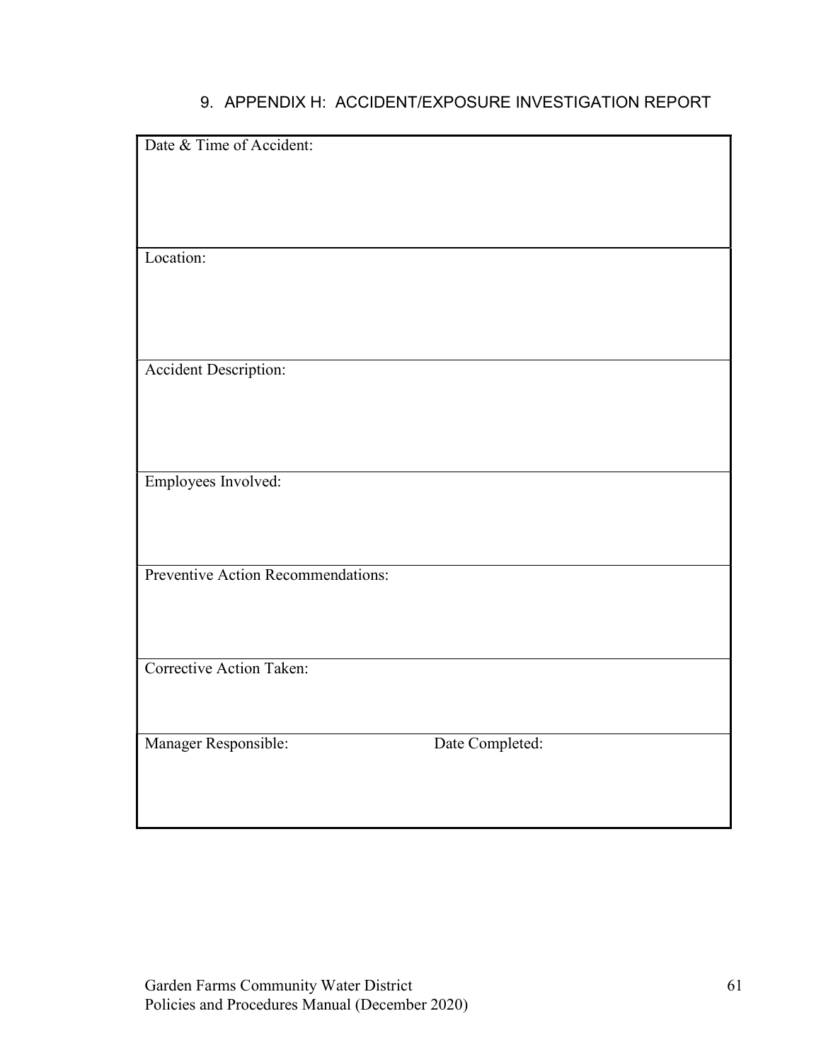# 9. APPENDIX H: ACCIDENT/EXPOSURE INVESTIGATION REPORT

| | |
|---|---|
| Date & Time of Accident: | |
| Location: | |
| Accident Description: | |
| Employees Involved: | |
| Preventive Action Recommendations: | |
| Corrective Action Taken: | |
| Manager Responsible: | Date Completed: |